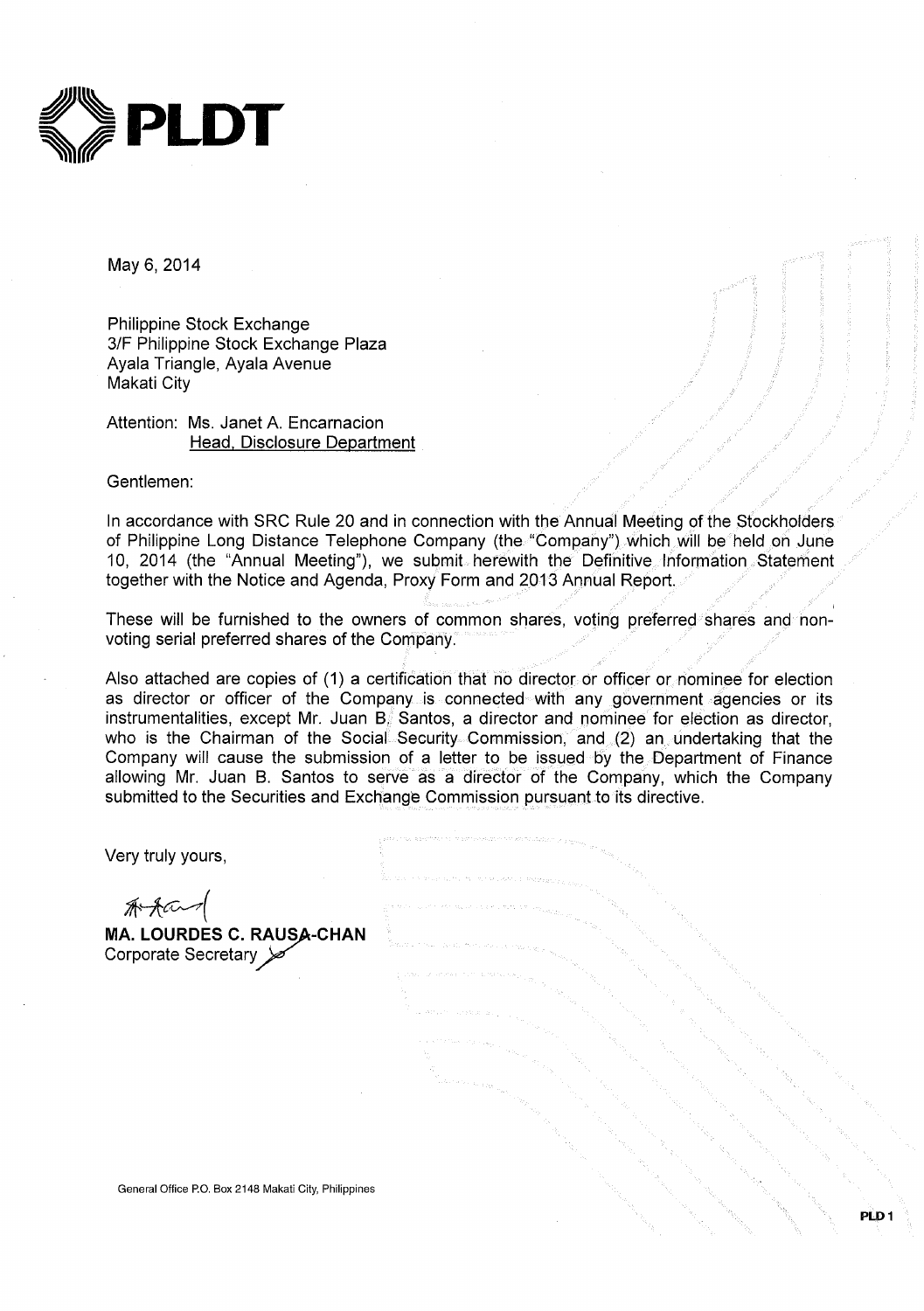# PLDT

May 6, 2014

Philippine Stock Exchange
3/F Philippine Stock Exchange Plaza
Ayala Triangle, Ayala Avenue
Makati City

Attention: Ms. Janet A. Encarnacion
Head, Disclosure Department

Gentlemen:

In accordance with SRC Rule 20 and in connection with the Annual Meeting of the Stockholders of Philippine Long Distance Telephone Company (the "Company") which will be held on June 10, 2014 (the "Annual Meeting"), we submit herewith the Definitive Information Statement together with the Notice and Agenda, Proxy Form and 2013 Annual Report.

These will be furnished to the owners of common shares, voting preferred shares and non-voting serial preferred shares of the Company.

Also attached are copies of (1) a certification that no director or officer or nominee for election as director or officer of the Company is connected with any government agencies or its instrumentalities, except Mr. Juan B. Santos, a director and nominee for election as director, who is the Chairman of the Social Security Commission, and (2) an undertaking that the Company will cause the submission of a letter to be issued by the Department of Finance allowing Mr. Juan B. Santos to serve as a director of the Company, which the Company submitted to the Securities and Exchange Commission pursuant to its directive.

Very truly yours,

**MA. LOURDES C. RAUSA-CHAN**
Corporate Secretary

General Office P.O. Box 2148 Makati City, Philippines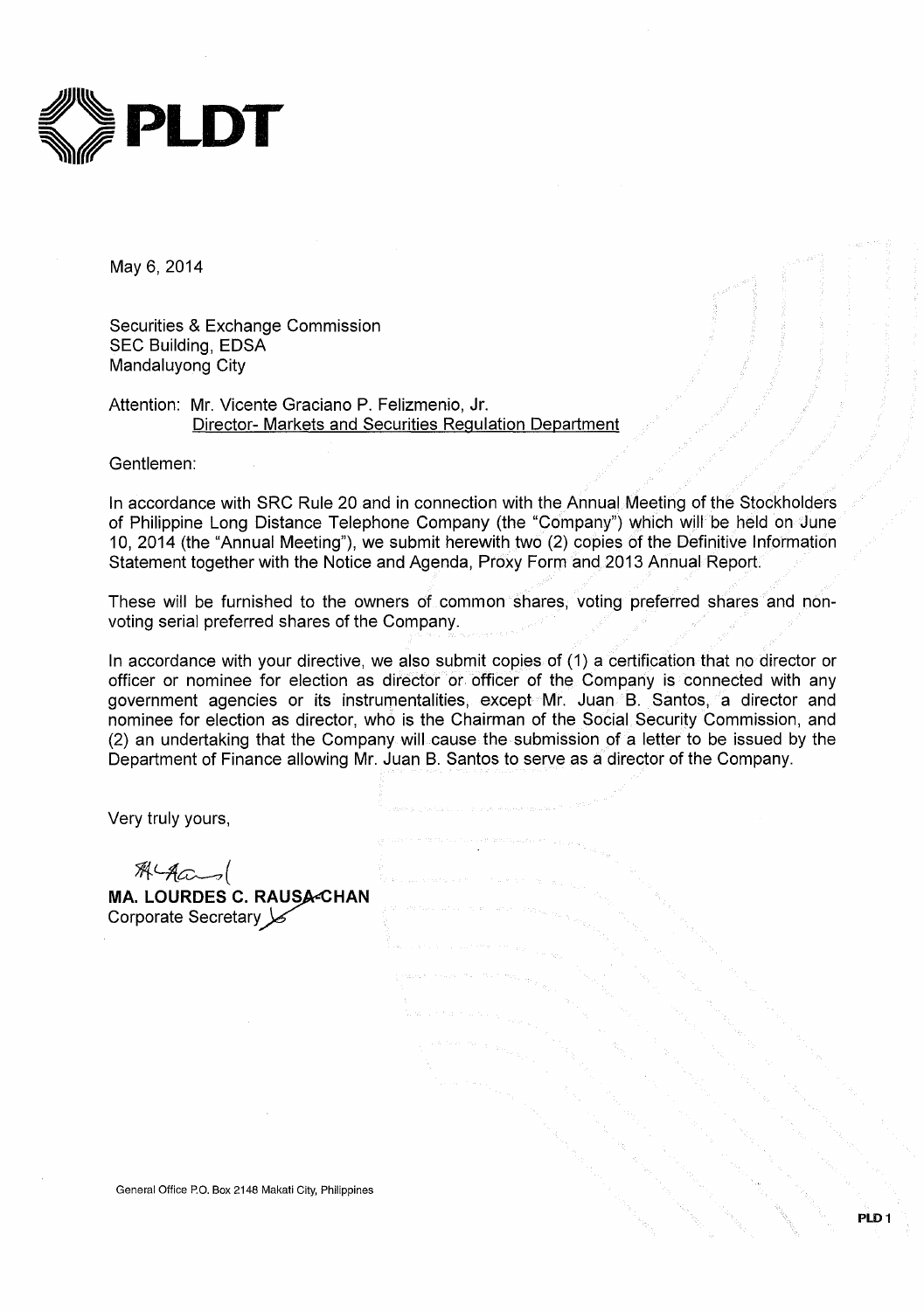**PLDT**

May 6, 2014

Securities & Exchange Commission
SEC Building, EDSA
Mandaluyong City

Attention: Mr. Vicente Graciano P. Felizmenio, Jr.
Director- Markets and Securities Regulation Department

Gentlemen:

In accordance with SRC Rule 20 and in connection with the Annual Meeting of the Stockholders of Philippine Long Distance Telephone Company (the "Company") which will be held on June 10, 2014 (the "Annual Meeting"), we submit herewith two (2) copies of the Definitive Information Statement together with the Notice and Agenda, Proxy Form and 2013 Annual Report.

These will be furnished to the owners of common shares, voting preferred shares and non-voting serial preferred shares of the Company.

In accordance with your directive, we also submit copies of (1) a certification that no director or officer or nominee for election as director or officer of the Company is connected with any government agencies or its instrumentalities, except Mr. Juan B. Santos, a director and nominee for election as director, who is the Chairman of the Social Security Commission, and (2) an undertaking that the Company will cause the submission of a letter to be issued by the Department of Finance allowing Mr. Juan B. Santos to serve as a director of the Company.

Very truly yours,

**MA. LOURDES C. RAUSA-CHAN**
Corporate Secretary

General Office P.O. Box 2148 Makati City, Philippines

PLD 1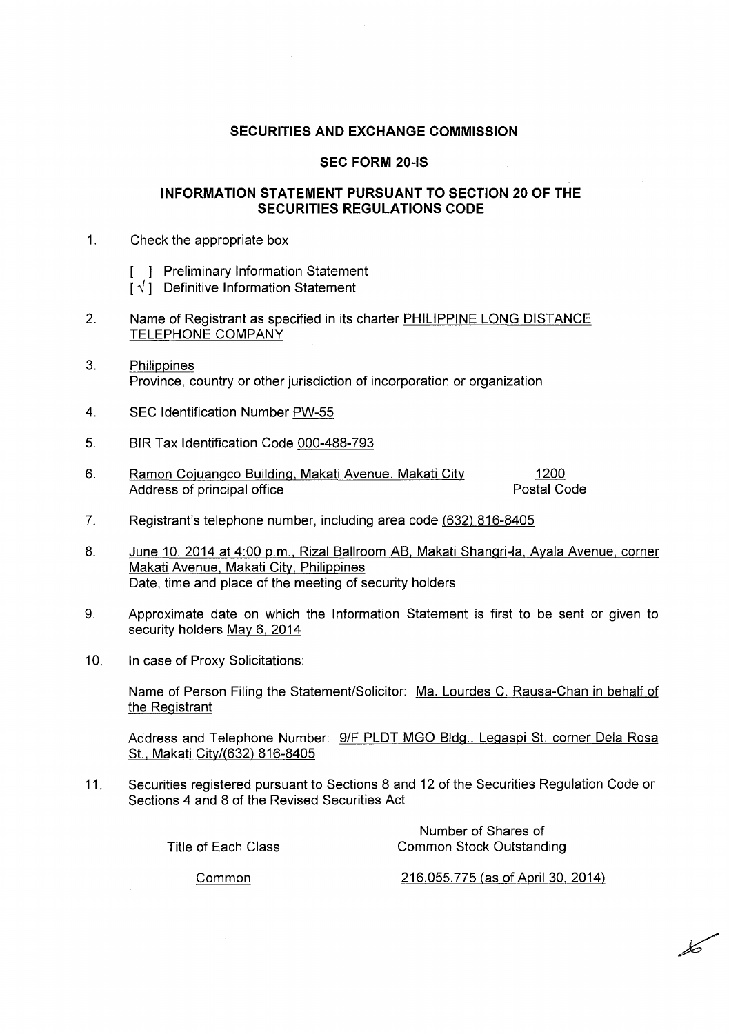**SECURITIES AND EXCHANGE COMMISSION**

**SEC FORM 20-IS**

**INFORMATION STATEMENT PURSUANT TO SECTION 20 OF THE SECURITIES REGULATIONS CODE**

1. Check the appropriate box

   [ ] Preliminary Information Statement
   [ √ ] Definitive Information Statement

2. Name of Registrant as specified in its charter PHILIPPINE LONG DISTANCE TELEPHONE COMPANY

3. Philippines
   Province, country or other jurisdiction of incorporation or organization

4. SEC Identification Number PW-55

5. BIR Tax Identification Code 000-488-793

6. Ramon Cojuangco Building, Makati Avenue, Makati City — 1200
   Address of principal office — Postal Code

7. Registrant's telephone number, including area code (632) 816-8405

8. June 10, 2014 at 4:00 p.m., Rizal Ballroom AB, Makati Shangri-la, Ayala Avenue, corner Makati Avenue, Makati City, Philippines
   Date, time and place of the meeting of security holders

9. Approximate date on which the Information Statement is first to be sent or given to security holders May 6, 2014

10. In case of Proxy Solicitations:

    Name of Person Filing the Statement/Solicitor: Ma. Lourdes C. Rausa-Chan in behalf of the Registrant

    Address and Telephone Number: 9/F PLDT MGO Bldg., Legaspi St. corner Dela Rosa St., Makati City/(632) 816-8405

11. Securities registered pursuant to Sections 8 and 12 of the Securities Regulation Code or Sections 4 and 8 of the Revised Securities Act

| Title of Each Class | Number of Shares of Common Stock Outstanding |
|---|---|
| Common | 216,055,775 (as of April 30, 2014) |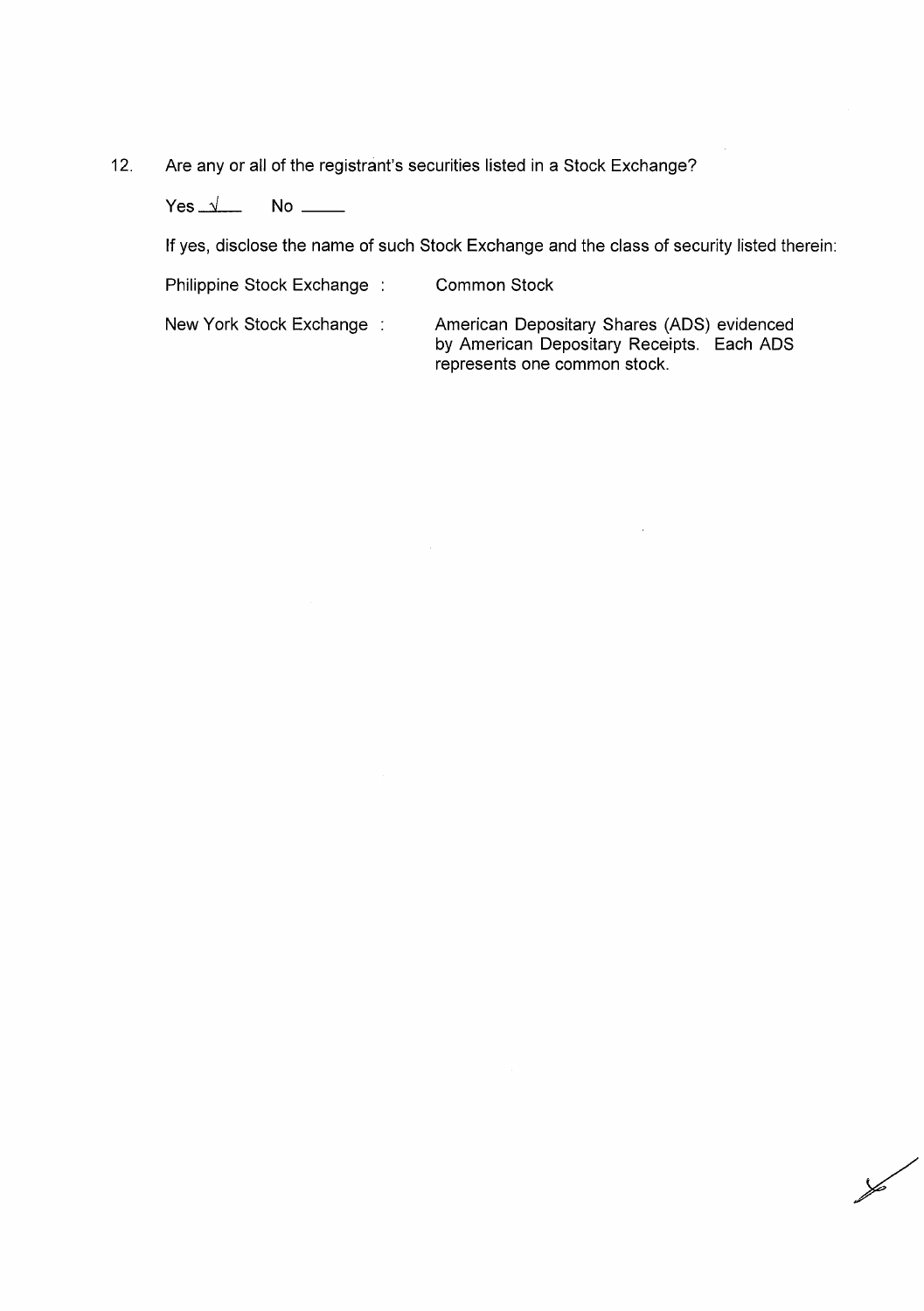12. Are any or all of the registrant's securities listed in a Stock Exchange?

    Yes √ No ____

    If yes, disclose the name of such Stock Exchange and the class of security listed therein:

| | |
|---|---|
| Philippine Stock Exchange : | Common Stock |
| New York Stock Exchange : | American Depositary Shares (ADS) evidenced by American Depositary Receipts. Each ADS represents one common stock. |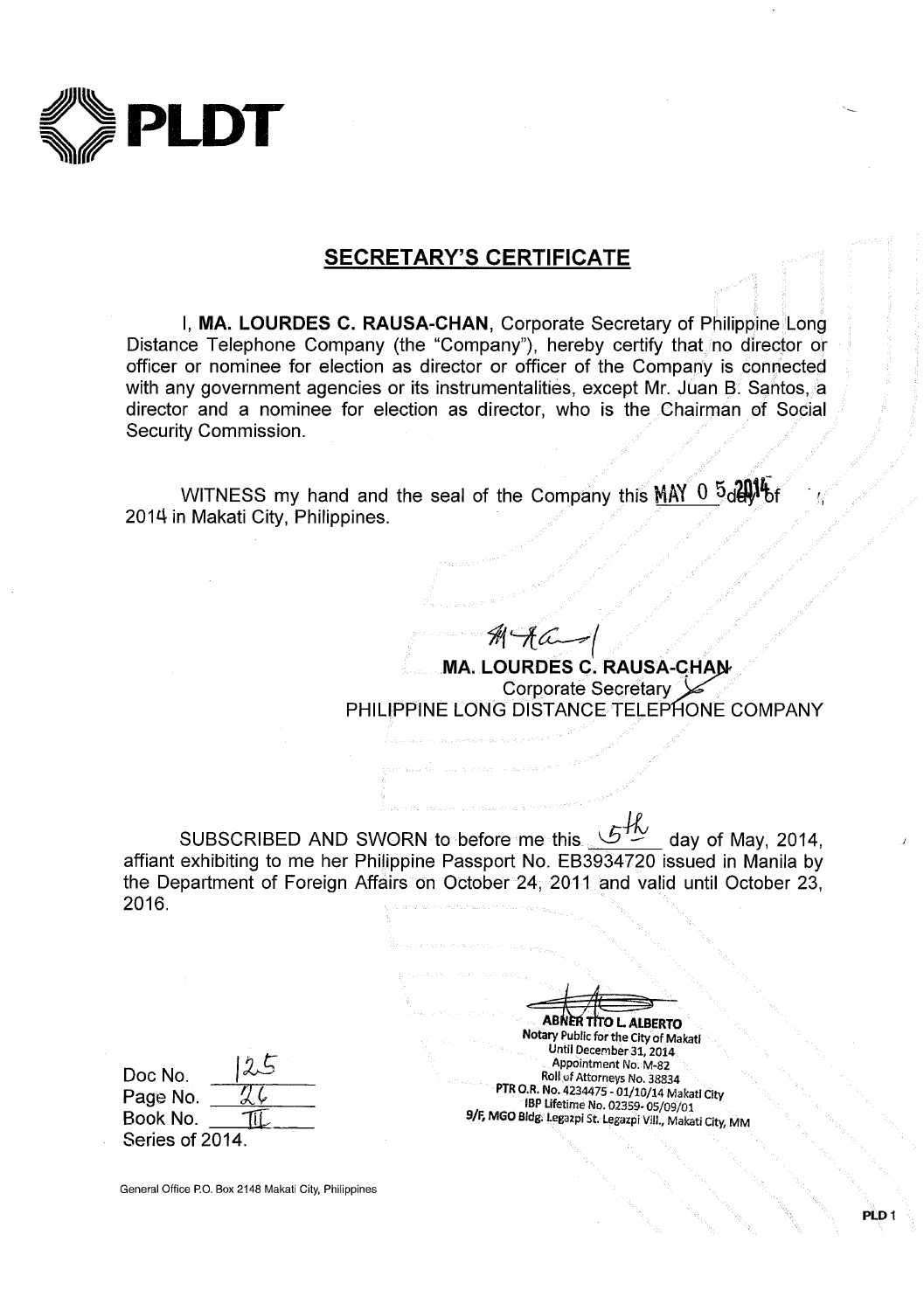PLDT

## SECRETARY'S CERTIFICATE

I, **MA. LOURDES C. RAUSA-CHAN**, Corporate Secretary of Philippine Long Distance Telephone Company (the "Company"), hereby certify that no director or officer or nominee for election as director or officer of the Company is connected with any government agencies or its instrumentalities, except Mr. Juan B. Santos, a director and a nominee for election as director, who is the Chairman of Social Security Commission.

WITNESS my hand and the seal of the Company this MAY 0 5 2014 day of , 2014 in Makati City, Philippines.

**MA. LOURDES C. RAUSA-CHAN**
Corporate Secretary
PHILIPPINE LONG DISTANCE TELEPHONE COMPANY

SUBSCRIBED AND SWORN to before me this 5th day of May, 2014, affiant exhibiting to me her Philippine Passport No. EB3934720 issued in Manila by the Department of Foreign Affairs on October 24, 2011 and valid until October 23, 2016.

**ABNER TITO L. ALBERTO**
Notary Public for the City of Makati
Until December 31, 2014
Appointment No. M-82
Roll of Attorneys No. 38834
PTR O.R. No. 4234475 - 01/10/14 Makati City
IBP Lifetime No. 02359- 05/09/01
9/F, MGO Bldg. Legazpi St. Legazpi Vill., Makati City, MM

Doc No. 125
Page No. 26
Book No. III
Series of 2014.

General Office P.O. Box 2148 Makati City, Philippines

PLD 1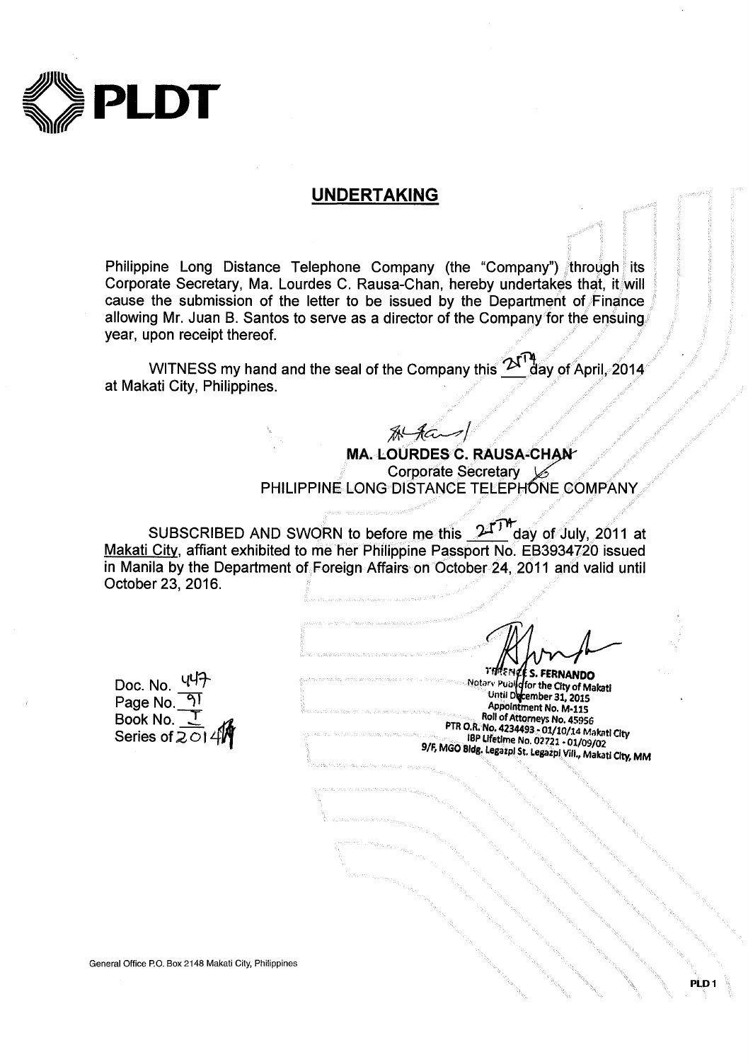# PLDT

## UNDERTAKING

Philippine Long Distance Telephone Company (the "Company") through its Corporate Secretary, Ma. Lourdes C. Rausa-Chan, hereby undertakes that, it will cause the submission of the letter to be issued by the Department of Finance allowing Mr. Juan B. Santos to serve as a director of the Company for the ensuing year, upon receipt thereof.

WITNESS my hand and the seal of the Company this 21st day of April, 2014 at Makati City, Philippines.

**MA. LOURDES C. RAUSA-CHAN**
Corporate Secretary
PHILIPPINE LONG DISTANCE TELEPHONE COMPANY

SUBSCRIBED AND SWORN to before me this 21st day of July, 2011 at Makati City, affiant exhibited to me her Philippine Passport No. EB3934720 issued in Manila by the Department of Foreign Affairs on October 24, 2011 and valid until October 23, 2016.

**TERENCE S. FERNANDO**
Notary Public for the City of Makati
Until December 31, 2015
Appointment No. M-115
Roll of Attorneys No. 45956
PTR O.R. No. 4234493 - 01/10/14 Makati City
IBP Lifetime No. 02721 - 01/09/02
9/F, MGO Bldg. Legazpi St. Legazpi Vill., Makati City, MM

Doc. No. 447
Page No. 91
Book No. I
Series of 2014

General Office P.O. Box 2148 Makati City, Philippines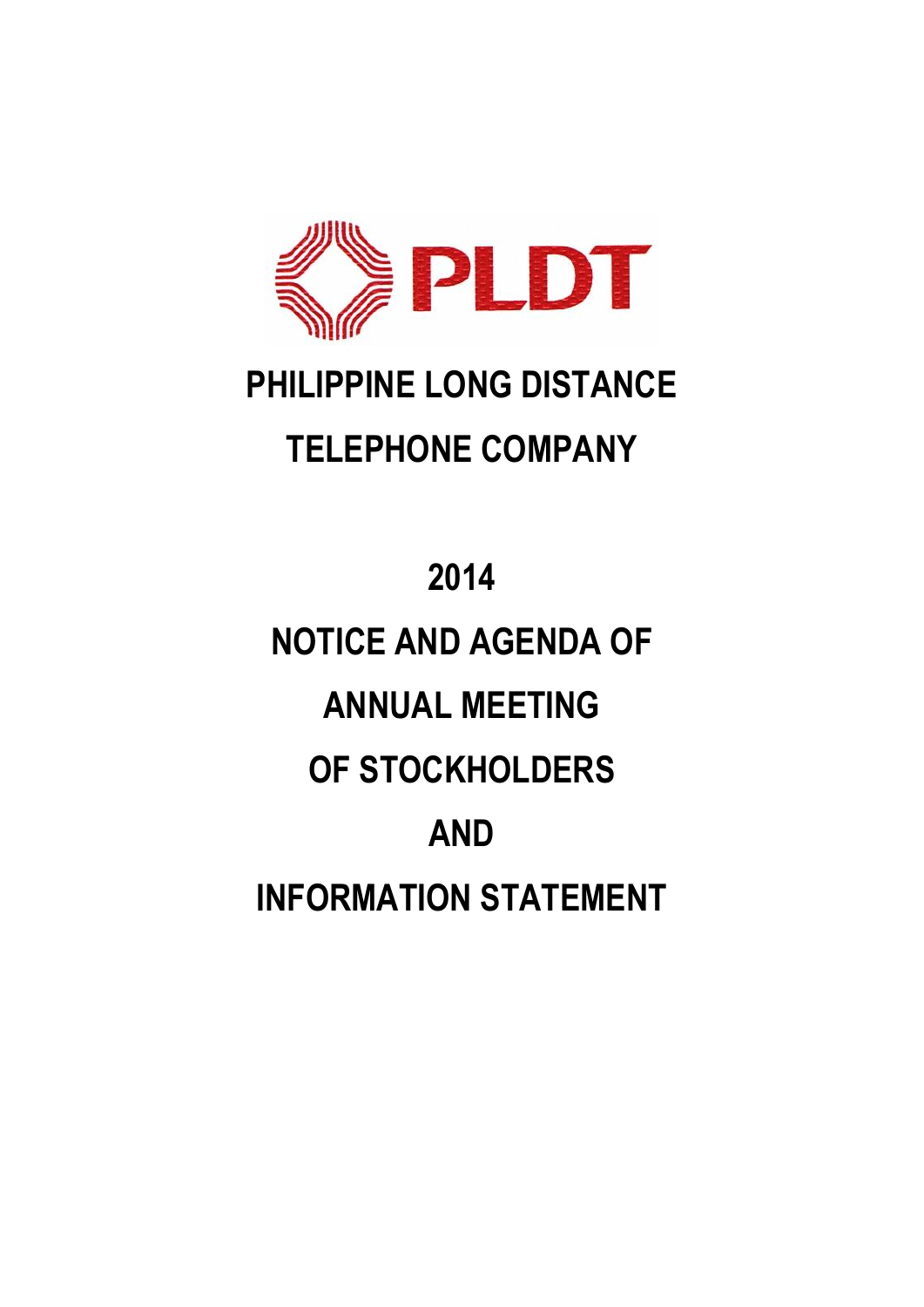# PHILIPPINE LONG DISTANCE TELEPHONE COMPANY

# 2014

# NOTICE AND AGENDA OF ANNUAL MEETING OF STOCKHOLDERS AND INFORMATION STATEMENT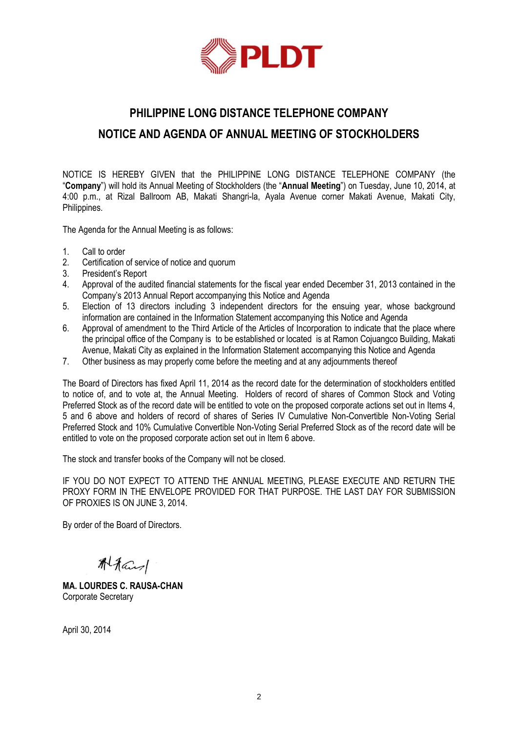# PHILIPPINE LONG DISTANCE TELEPHONE COMPANY

## NOTICE AND AGENDA OF ANNUAL MEETING OF STOCKHOLDERS

NOTICE IS HEREBY GIVEN that the PHILIPPINE LONG DISTANCE TELEPHONE COMPANY (the "**Company**") will hold its Annual Meeting of Stockholders (the "**Annual Meeting**") on Tuesday, June 10, 2014, at 4:00 p.m., at Rizal Ballroom AB, Makati Shangri-la, Ayala Avenue corner Makati Avenue, Makati City, Philippines.

The Agenda for the Annual Meeting is as follows:

1. Call to order
2. Certification of service of notice and quorum
3. President's Report
4. Approval of the audited financial statements for the fiscal year ended December 31, 2013 contained in the Company's 2013 Annual Report accompanying this Notice and Agenda
5. Election of 13 directors including 3 independent directors for the ensuing year, whose background information are contained in the Information Statement accompanying this Notice and Agenda
6. Approval of amendment to the Third Article of the Articles of Incorporation to indicate that the place where the principal office of the Company is to be established or located is at Ramon Cojuangco Building, Makati Avenue, Makati City as explained in the Information Statement accompanying this Notice and Agenda
7. Other business as may properly come before the meeting and at any adjournments thereof

The Board of Directors has fixed April 11, 2014 as the record date for the determination of stockholders entitled to notice of, and to vote at, the Annual Meeting. Holders of record of shares of Common Stock and Voting Preferred Stock as of the record date will be entitled to vote on the proposed corporate actions set out in Items 4, 5 and 6 above and holders of record of shares of Series IV Cumulative Non-Convertible Non-Voting Serial Preferred Stock and 10% Cumulative Convertible Non-Voting Serial Preferred Stock as of the record date will be entitled to vote on the proposed corporate action set out in Item 6 above.

The stock and transfer books of the Company will not be closed.

IF YOU DO NOT EXPECT TO ATTEND THE ANNUAL MEETING, PLEASE EXECUTE AND RETURN THE PROXY FORM IN THE ENVELOPE PROVIDED FOR THAT PURPOSE. THE LAST DAY FOR SUBMISSION OF PROXIES IS ON JUNE 3, 2014.

By order of the Board of Directors.

**MA. LOURDES C. RAUSA-CHAN**
Corporate Secretary

April 30, 2014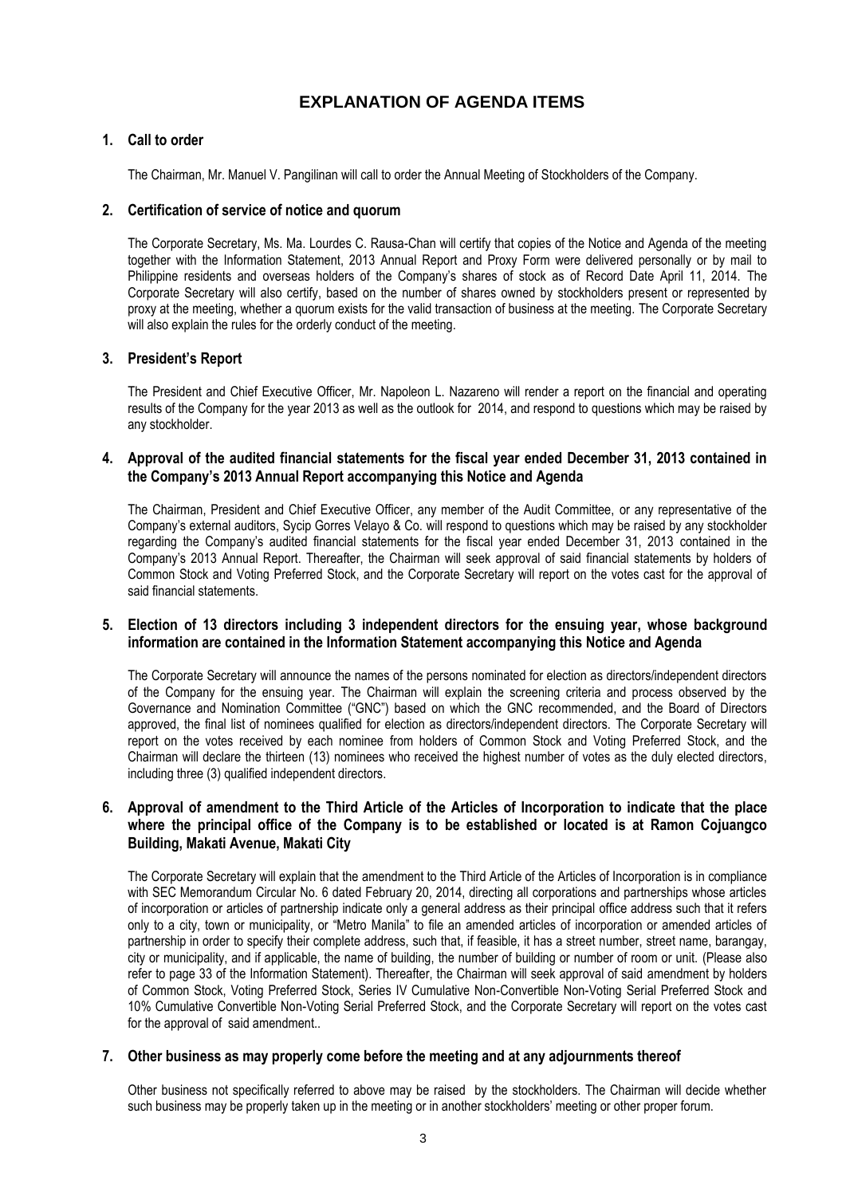# EXPLANATION OF AGENDA ITEMS

**1. Call to order**

The Chairman, Mr. Manuel V. Pangilinan will call to order the Annual Meeting of Stockholders of the Company.

**2. Certification of service of notice and quorum**

The Corporate Secretary, Ms. Ma. Lourdes C. Rausa-Chan will certify that copies of the Notice and Agenda of the meeting together with the Information Statement, 2013 Annual Report and Proxy Form were delivered personally or by mail to Philippine residents and overseas holders of the Company's shares of stock as of Record Date April 11, 2014. The Corporate Secretary will also certify, based on the number of shares owned by stockholders present or represented by proxy at the meeting, whether a quorum exists for the valid transaction of business at the meeting. The Corporate Secretary will also explain the rules for the orderly conduct of the meeting.

**3. President's Report**

The President and Chief Executive Officer, Mr. Napoleon L. Nazareno will render a report on the financial and operating results of the Company for the year 2013 as well as the outlook for 2014, and respond to questions which may be raised by any stockholder.

**4. Approval of the audited financial statements for the fiscal year ended December 31, 2013 contained in the Company's 2013 Annual Report accompanying this Notice and Agenda**

The Chairman, President and Chief Executive Officer, any member of the Audit Committee, or any representative of the Company's external auditors, Sycip Gorres Velayo & Co. will respond to questions which may be raised by any stockholder regarding the Company's audited financial statements for the fiscal year ended December 31, 2013 contained in the Company's 2013 Annual Report. Thereafter, the Chairman will seek approval of said financial statements by holders of Common Stock and Voting Preferred Stock, and the Corporate Secretary will report on the votes cast for the approval of said financial statements.

**5. Election of 13 directors including 3 independent directors for the ensuing year, whose background information are contained in the Information Statement accompanying this Notice and Agenda**

The Corporate Secretary will announce the names of the persons nominated for election as directors/independent directors of the Company for the ensuing year. The Chairman will explain the screening criteria and process observed by the Governance and Nomination Committee ("GNC") based on which the GNC recommended, and the Board of Directors approved, the final list of nominees qualified for election as directors/independent directors. The Corporate Secretary will report on the votes received by each nominee from holders of Common Stock and Voting Preferred Stock, and the Chairman will declare the thirteen (13) nominees who received the highest number of votes as the duly elected directors, including three (3) qualified independent directors.

**6. Approval of amendment to the Third Article of the Articles of Incorporation to indicate that the place where the principal office of the Company is to be established or located is at Ramon Cojuangco Building, Makati Avenue, Makati City**

The Corporate Secretary will explain that the amendment to the Third Article of the Articles of Incorporation is in compliance with SEC Memorandum Circular No. 6 dated February 20, 2014, directing all corporations and partnerships whose articles of incorporation or articles of partnership indicate only a general address as their principal office address such that it refers only to a city, town or municipality, or "Metro Manila" to file an amended articles of incorporation or amended articles of partnership in order to specify their complete address, such that, if feasible, it has a street number, street name, barangay, city or municipality, and if applicable, the name of building, the number of building or number of room or unit. (Please also refer to page 33 of the Information Statement). Thereafter, the Chairman will seek approval of said amendment by holders of Common Stock, Voting Preferred Stock, Series IV Cumulative Non-Convertible Non-Voting Serial Preferred Stock and 10% Cumulative Convertible Non-Voting Serial Preferred Stock, and the Corporate Secretary will report on the votes cast for the approval of said amendment..

**7. Other business as may properly come before the meeting and at any adjournments thereof**

Other business not specifically referred to above may be raised by the stockholders. The Chairman will decide whether such business may be properly taken up in the meeting or in another stockholders' meeting or other proper forum.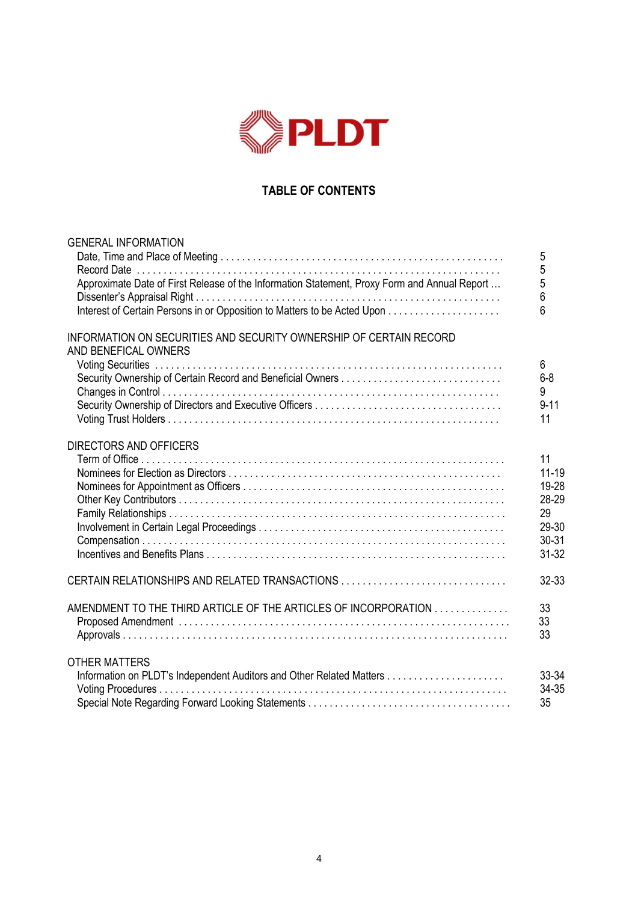PLDT

# TABLE OF CONTENTS

| | |
|---|---|
| **GENERAL INFORMATION** | |
| Date, Time and Place of Meeting | 5 |
| Record Date | 5 |
| Approximate Date of First Release of the Information Statement, Proxy Form and Annual Report | 5 |
| Dissenter's Appraisal Right | 6 |
| Interest of Certain Persons in or Opposition to Matters to be Acted Upon | 6 |
| **INFORMATION ON SECURITIES AND SECURITY OWNERSHIP OF CERTAIN RECORD AND BENEFICAL OWNERS** | |
| Voting Securities | 6 |
| Security Ownership of Certain Record and Beneficial Owners | 6-8 |
| Changes in Control | 9 |
| Security Ownership of Directors and Executive Officers | 9-11 |
| Voting Trust Holders | 11 |
| **DIRECTORS AND OFFICERS** | |
| Term of Office | 11 |
| Nominees for Election as Directors | 11-19 |
| Nominees for Appointment as Officers | 19-28 |
| Other Key Contributors | 28-29 |
| Family Relationships | 29 |
| Involvement in Certain Legal Proceedings | 29-30 |
| Compensation | 30-31 |
| Incentives and Benefits Plans | 31-32 |
| **CERTAIN RELATIONSHIPS AND RELATED TRANSACTIONS** | 32-33 |
| **AMENDMENT TO THE THIRD ARTICLE OF THE ARTICLES OF INCORPORATION** | 33 |
| Proposed Amendment | 33 |
| Approvals | 33 |
| **OTHER MATTERS** | |
| Information on PLDT's Independent Auditors and Other Related Matters | 33-34 |
| Voting Procedures | 34-35 |
| Special Note Regarding Forward Looking Statements | 35 |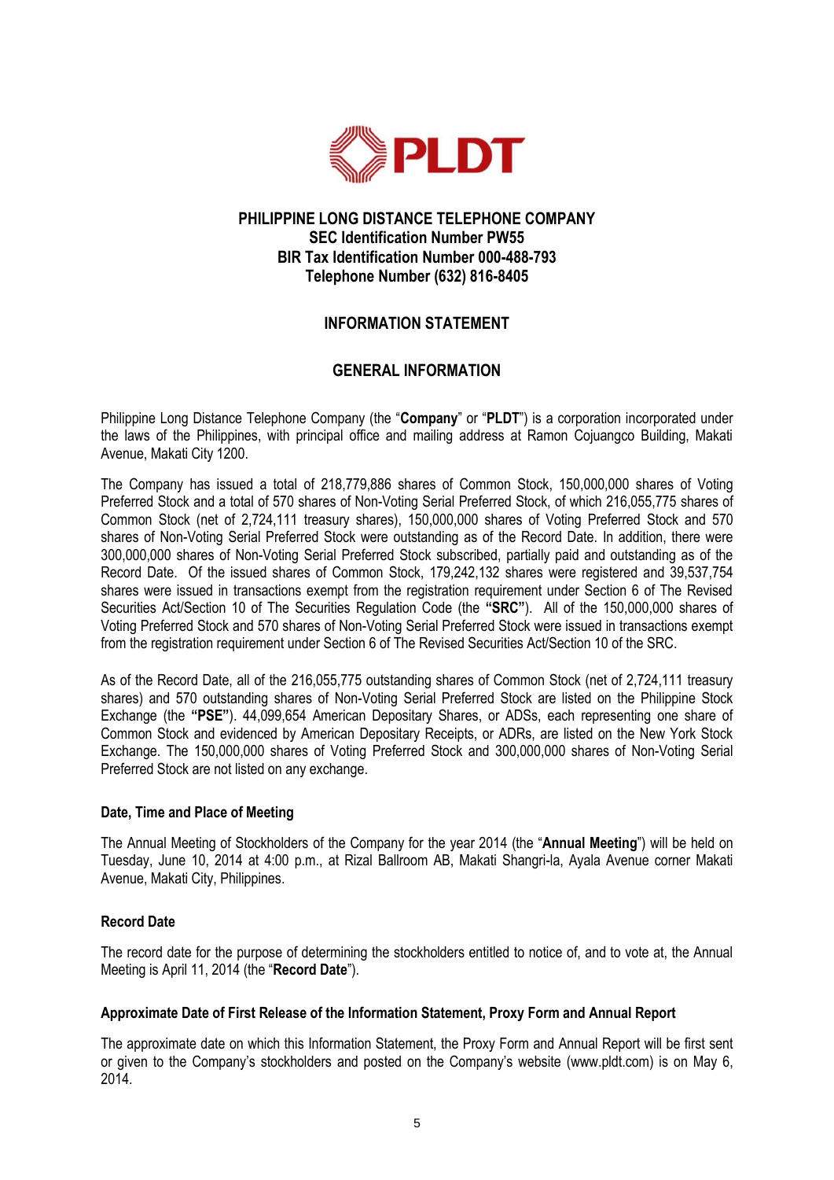# PHILIPPINE LONG DISTANCE TELEPHONE COMPANY
**SEC Identification Number PW55**
**BIR Tax Identification Number 000-488-793**
**Telephone Number (632) 816-8405**

## INFORMATION STATEMENT

## GENERAL INFORMATION

Philippine Long Distance Telephone Company (the "**Company**" or "**PLDT**") is a corporation incorporated under the laws of the Philippines, with principal office and mailing address at Ramon Cojuangco Building, Makati Avenue, Makati City 1200.

The Company has issued a total of 218,779,886 shares of Common Stock, 150,000,000 shares of Voting Preferred Stock and a total of 570 shares of Non-Voting Serial Preferred Stock, of which 216,055,775 shares of Common Stock (net of 2,724,111 treasury shares), 150,000,000 shares of Voting Preferred Stock and 570 shares of Non-Voting Serial Preferred Stock were outstanding as of the Record Date. In addition, there were 300,000,000 shares of Non-Voting Serial Preferred Stock subscribed, partially paid and outstanding as of the Record Date. Of the issued shares of Common Stock, 179,242,132 shares were registered and 39,537,754 shares were issued in transactions exempt from the registration requirement under Section 6 of The Revised Securities Act/Section 10 of The Securities Regulation Code (the **"SRC"**). All of the 150,000,000 shares of Voting Preferred Stock and 570 shares of Non-Voting Serial Preferred Stock were issued in transactions exempt from the registration requirement under Section 6 of The Revised Securities Act/Section 10 of the SRC.

As of the Record Date, all of the 216,055,775 outstanding shares of Common Stock (net of 2,724,111 treasury shares) and 570 outstanding shares of Non-Voting Serial Preferred Stock are listed on the Philippine Stock Exchange (the **"PSE"**). 44,099,654 American Depositary Shares, or ADSs, each representing one share of Common Stock and evidenced by American Depositary Receipts, or ADRs, are listed on the New York Stock Exchange. The 150,000,000 shares of Voting Preferred Stock and 300,000,000 shares of Non-Voting Serial Preferred Stock are not listed on any exchange.

### Date, Time and Place of Meeting

The Annual Meeting of Stockholders of the Company for the year 2014 (the "**Annual Meeting**") will be held on Tuesday, June 10, 2014 at 4:00 p.m., at Rizal Ballroom AB, Makati Shangri-la, Ayala Avenue corner Makati Avenue, Makati City, Philippines.

### Record Date

The record date for the purpose of determining the stockholders entitled to notice of, and to vote at, the Annual Meeting is April 11, 2014 (the "**Record Date**").

### Approximate Date of First Release of the Information Statement, Proxy Form and Annual Report

The approximate date on which this Information Statement, the Proxy Form and Annual Report will be first sent or given to the Company's stockholders and posted on the Company's website (www.pldt.com) is on May 6, 2014.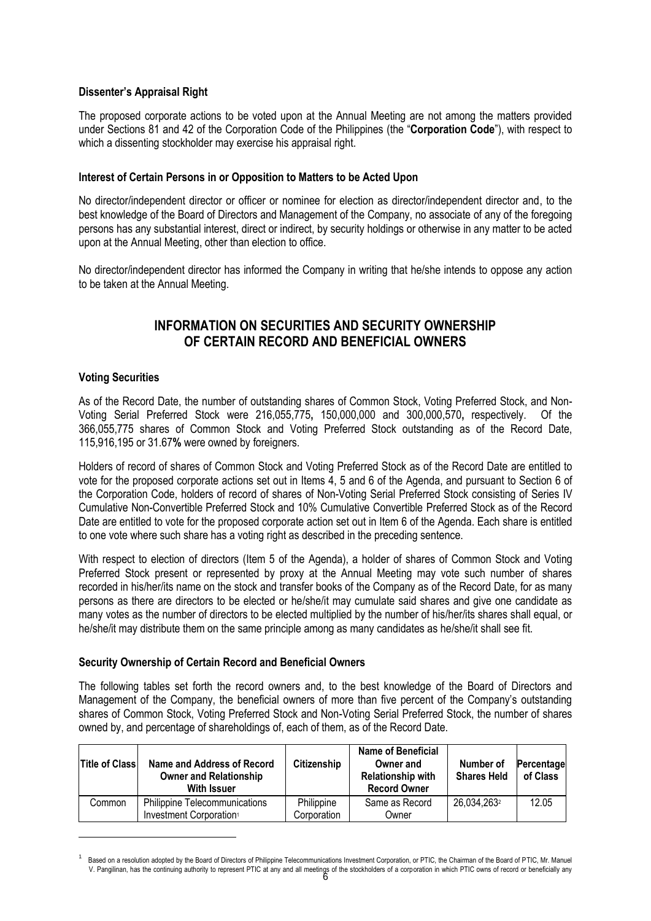**Dissenter's Appraisal Right**

The proposed corporate actions to be voted upon at the Annual Meeting are not among the matters provided under Sections 81 and 42 of the Corporation Code of the Philippines (the "**Corporation Code**"), with respect to which a dissenting stockholder may exercise his appraisal right.

**Interest of Certain Persons in or Opposition to Matters to be Acted Upon**

No director/independent director or officer or nominee for election as director/independent director and, to the best knowledge of the Board of Directors and Management of the Company, no associate of any of the foregoing persons has any substantial interest, direct or indirect, by security holdings or otherwise in any matter to be acted upon at the Annual Meeting, other than election to office.

No director/independent director has informed the Company in writing that he/she intends to oppose any action to be taken at the Annual Meeting.

## INFORMATION ON SECURITIES AND SECURITY OWNERSHIP OF CERTAIN RECORD AND BENEFICIAL OWNERS

**Voting Securities**

As of the Record Date, the number of outstanding shares of Common Stock, Voting Preferred Stock, and Non-Voting Serial Preferred Stock were 216,055,775**,** 150,000,000 and 300,000,570**,** respectively. Of the 366,055,775 shares of Common Stock and Voting Preferred Stock outstanding as of the Record Date, 115,916,195 or 31.67**%** were owned by foreigners.

Holders of record of shares of Common Stock and Voting Preferred Stock as of the Record Date are entitled to vote for the proposed corporate actions set out in Items 4, 5 and 6 of the Agenda, and pursuant to Section 6 of the Corporation Code, holders of record of shares of Non-Voting Serial Preferred Stock consisting of Series IV Cumulative Non-Convertible Preferred Stock and 10% Cumulative Convertible Preferred Stock as of the Record Date are entitled to vote for the proposed corporate action set out in Item 6 of the Agenda. Each share is entitled to one vote where such share has a voting right as described in the preceding sentence.

With respect to election of directors (Item 5 of the Agenda), a holder of shares of Common Stock and Voting Preferred Stock present or represented by proxy at the Annual Meeting may vote such number of shares recorded in his/her/its name on the stock and transfer books of the Company as of the Record Date, for as many persons as there are directors to be elected or he/she/it may cumulate said shares and give one candidate as many votes as the number of directors to be elected multiplied by the number of his/her/its shares shall equal, or he/she/it may distribute them on the same principle among as many candidates as he/she/it shall see fit.

**Security Ownership of Certain Record and Beneficial Owners**

The following tables set forth the record owners and, to the best knowledge of the Board of Directors and Management of the Company, the beneficial owners of more than five percent of the Company's outstanding shares of Common Stock, Voting Preferred Stock and Non-Voting Serial Preferred Stock, the number of shares owned by, and percentage of shareholdings of, each of them, as of the Record Date.

| Title of Class | Name and Address of Record Owner and Relationship With Issuer | Citizenship | Name of Beneficial Owner and Relationship with Record Owner | Number of Shares Held | Percentage of Class |
|---|---|---|---|---|---|
| Common | Philippine Telecommunications Investment Corporation[1] | Philippine Corporation | Same as Record Owner | 26,034,263[2] | 12.05 |

[1] Based on a resolution adopted by the Board of Directors of Philippine Telecommunications Investment Corporation, or PTIC, the Chairman of the Board of PTIC, Mr. Manuel V. Pangilinan, has the continuing authority to represent PTIC at any and all meetings of the stockholders of a corporation in which PTIC owns of record or beneficially any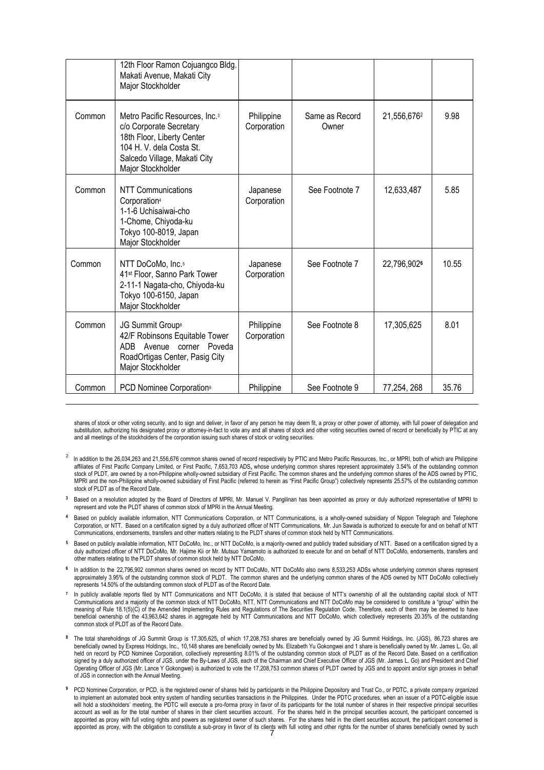| | | | | | |
|---|---|---|---|---|---|
| | 12th Floor Ramon Cojuangco Bldg. Makati Avenue, Makati City Major Stockholder | | | | |
| Common | Metro Pacific Resources, Inc.[3] c/o Corporate Secretary 18th Floor, Liberty Center 104 H. V. dela Costa St. Salcedo Village, Makati City Major Stockholder | Philippine Corporation | Same as Record Owner | 21,556,676[2] | 9.98 |
| Common | NTT Communications Corporation[4] 1-1-6 Uchisaiwai-cho 1-Chome, Chiyoda-ku Tokyo 100-8019, Japan Major Stockholder | Japanese Corporation | See Footnote 7 | 12,633,487 | 5.85 |
| Common | NTT DoCoMo, Inc.[5] 41st Floor, Sanno Park Tower 2-11-1 Nagata-cho, Chiyoda-ku Tokyo 100-6150, Japan Major Stockholder | Japanese Corporation | See Footnote 7 | 22,796,902[6] | 10.55 |
| Common | JG Summit Group[8] 42/F Robinsons Equitable Tower ADB Avenue corner Poveda RoadOrtigas Center, Pasig City Major Stockholder | Philippine Corporation | See Footnote 8 | 17,305,625 | 8.01 |
| Common | PCD Nominee Corporation[9] | Philippine | See Footnote 9 | 77,254, 268 | 35.76 |

shares of stock or other voting security, and to sign and deliver, in favor of any person he may deem fit, a proxy or other power of attorney, with full power of delegation and substitution, authorizing his designated proxy or attorney-in-fact to vote any and all shares of stock and other voting securities owned of record or beneficially by PTIC at any and all meetings of the stockholders of the corporation issuing such shares of stock or voting securities.

[2] In addition to the 26,034,263 and 21,556,676 common shares owned of record respectively by PTIC and Metro Pacific Resources, Inc., or MPRI, both of which are Philippine affiliates of First Pacific Company Limited, or First Pacific, 7,653,703 ADS, whose underlying common shares represent approximately 3.54% of the outstanding common stock of PLDT, are owned by a non-Philippine wholly-owned subsidiary of First Pacific. The common shares and the underlying common shares of the ADS owned by PTIC, MPRI and the non-Philippine wholly-owned subsidiary of First Pacific (referred to herein as "First Pacific Group") collectively represents 25.57% of the outstanding common stock of PLDT as of the Record Date.

[3] Based on a resolution adopted by the Board of Directors of MPRI, Mr. Manuel V. Pangilinan has been appointed as proxy or duly authorized representative of MPRI to represent and vote the PLDT shares of common stock of MPRI in the Annual Meeting.

[4] Based on publicly available information, NTT Communications Corporation, or NTT Communications, is a wholly-owned subsidiary of Nippon Telegraph and Telephone Corporation, or NTT. Based on a certification signed by a duly authorized officer of NTT Communications, Mr. Jun Sawada is authorized to execute for and on behalf of NTT Communications, endorsements, transfers and other matters relating to the PLDT shares of common stock held by NTT Communications.

[5] Based on publicly available information, NTT DoCoMo, Inc., or NTT DoCoMo, is a majority-owned and publicly traded subsidiary of NTT. Based on a certification signed by a duly authorized officer of NTT DoCoMo, Mr. Hajime Kii or Mr. Mutsuo Yamamoto is authorized to execute for and on behalf of NTT DoCoMo, endorsements, transfers and other matters relating to the PLDT shares of common stock held by NTT DoCoMo.

[6] In addition to the 22,796,902 common shares owned on record by NTT DoCoMo, NTT DoCoMo also owns 8,533,253 ADSs whose underlying common shares represent approximately 3.95% of the outstanding common stock of PLDT. The common shares and the underlying common shares of the ADS owned by NTT DoCoMo collectively represents 14.50% of the outstanding common stock of PLDT as of the Record Date.

[7] In publicly available reports filed by NTT Communications and NTT DoCoMo, it is stated that because of NTT's ownership of all the outstanding capital stock of NTT Communications and a majority of the common stock of NTT DoCoMo, NTT, NTT Communications and NTT DoCoMo may be considered to constitute a "group" within the meaning of Rule 18.1(5)(C) of the Amended Implementing Rules and Regulations of The Securities Regulation Code. Therefore, each of them may be deemed to have beneficial ownership of the 43,963,642 shares in aggregate held by NTT Communications and NTT DoCoMo, which collectively represents 20.35% of the outstanding common stock of PLDT as of the Record Date.

[8] The total shareholdings of JG Summit Group is 17,305,625, of which 17,208,753 shares are beneficially owned by JG Summit Holdings, Inc. (JGS), 86,723 shares are beneficially owned by Express Holdings, Inc., 10,148 shares are beneficially owned by Ms. Elizabeth Yu Gokongwei and 1 share is beneficially owned by Mr. James L. Go, all held on record by PCD Nominee Corporation, collectively representing 8.01% of the outstanding common stock of PLDT as of the Record Date. Based on a certification signed by a duly authorized officer of JGS, under the By-Laws of JGS, each of the Chairman and Chief Executive Officer of JGS (Mr. James L. Go) and President and Chief Operating Officer of JGS (Mr. Lance Y Gokongwei) is authorized to vote the 17,208,753 common shares of PLDT owned by JGS and to appoint and/or sign proxies in behalf of JGS in connection with the Annual Meeting.

[9] PCD Nominee Corporation, or PCD, is the registered owner of shares held by participants in the Philippine Depository and Trust Co., or PDTC, a private company organized to implement an automated book entry system of handling securities transactions in the Philippines. Under the PDTC procedures, when an issuer of a PDTC-eligible issue will hold a stockholders' meeting, the PDTC will execute a pro-forma proxy in favor of its participants for the total number of shares in their respective principal securities account as well as for the total number of shares in their client securities account. For the shares held in the principal securities account, the participant concerned is appointed as proxy with full voting rights and powers as registered owner of such shares. For the shares held in the client securities account, the participant concerned is appointed as proxy, with the obligation to constitute a sub-proxy in favor of its clients with full voting and other rights for the number of shares beneficially owned by such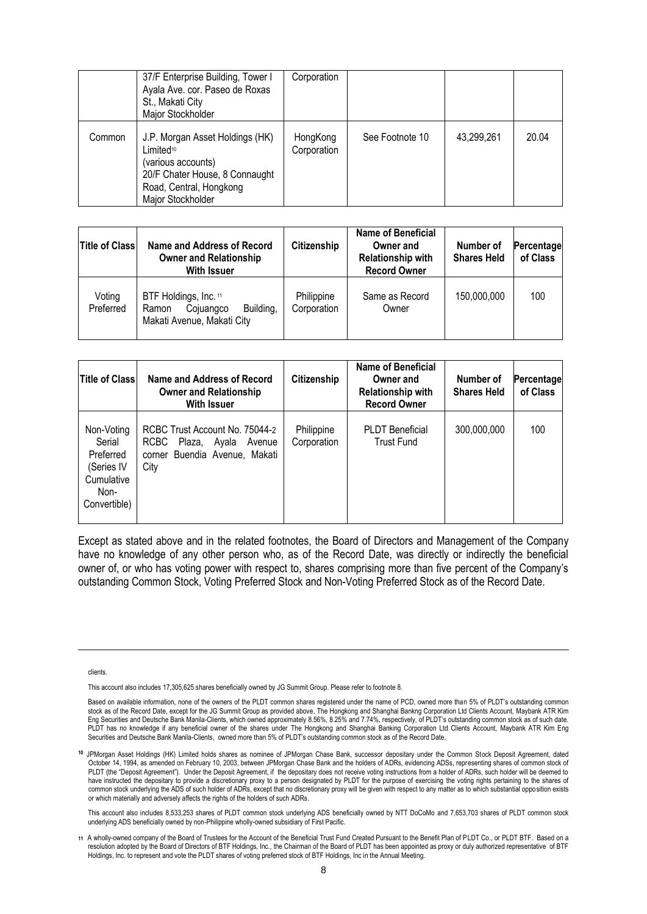| | 37/F Enterprise Building, Tower I Ayala Ave. cor. Paseo de Roxas St., Makati City Major Stockholder | Corporation | | | |
|---|---|---|---|---|---|
| Common | J.P. Morgan Asset Holdings (HK) Limited[10] (various accounts) 20/F Chater House, 8 Connaught Road, Central, Hongkong Major Stockholder | HongKong Corporation | See Footnote 10 | 43,299,261 | 20.04 |

| Title of Class | Name and Address of Record Owner and Relationship With Issuer | Citizenship | Name of Beneficial Owner and Relationship with Record Owner | Number of Shares Held | Percentage of Class |
|---|---|---|---|---|---|
| Voting Preferred | BTF Holdings, Inc.[11] Ramon Cojuangco Building, Makati Avenue, Makati City | Philippine Corporation | Same as Record Owner | 150,000,000 | 100 |

| Title of Class | Name and Address of Record Owner and Relationship With Issuer | Citizenship | Name of Beneficial Owner and Relationship with Record Owner | Number of Shares Held | Percentage of Class |
|---|---|---|---|---|---|
| Non-Voting Serial Preferred (Series IV Cumulative Non-Convertible) | RCBC Trust Account No. 75044-2 RCBC Plaza, Ayala Avenue corner Buendia Avenue, Makati City | Philippine Corporation | PLDT Beneficial Trust Fund | 300,000,000 | 100 |

Except as stated above and in the related footnotes, the Board of Directors and Management of the Company have no knowledge of any other person who, as of the Record Date, was directly or indirectly the beneficial owner of, or who has voting power with respect to, shares comprising more than five percent of the Company's outstanding Common Stock, Voting Preferred Stock and Non-Voting Preferred Stock as of the Record Date.

---

clients.

This account also includes 17,305,625 shares beneficially owned by JG Summit Group. Please refer to footnote 8.

Based on available information, none of the owners of the PLDT common shares registered under the name of PCD, owned more than 5% of PLDT's outstanding common stock as of the Record Date, except for the JG Summit Group as provided above, The Hongkong and Shanghai Bankng Corporation Ltd Clients Account, Maybank ATR Kim Eng Securities and Deutsche Bank Manila-Clients, which owned approximately 8.56%, 8.25% and 7.74%, respectively, of PLDT's outstanding common stock as of such date. PLDT has no knowledge if any beneficial owner of the shares under The Hongkong and Shanghai Banking Corporation Ltd Clients Account, Maybank ATR Kim Eng Securities and Deutsche Bank Manila-Clients, owned more than 5% of PLDT's outstanding common stock as of the Record Date.

[10] JPMorgan Asset Holdings (HK) Limited holds shares as nominee of JPMorgan Chase Bank, successor depositary under the Common Stock Deposit Agreement, dated October 14, 1994, as amended on February 10, 2003, between JPMorgan Chase Bank and the holders of ADRs, evidencing ADSs, representing shares of common stock of PLDT (the "Deposit Agreement"). Under the Deposit Agreement, if the depositary does not receive voting instructions from a holder of ADRs, such holder will be deemed to have instructed the depositary to provide a discretionary proxy to a person designated by PLDT for the purpose of exercising the voting rights pertaining to the shares of common stock underlying the ADS of such holder of ADRs, except that no discretionary proxy will be given with respect to any matter as to which substantial opposition exists or which materially and adversely affects the rights of the holders of such ADRs.

This account also includes 8,533,253 shares of PLDT common stock underlying ADS beneficially owned by NTT DoCoMo and 7,653,703 shares of PLDT common stock underlying ADS beneficially owned by non-Philippine wholly-owned subsidiary of First Pacific.

[11] A wholly-owned company of the Board of Trustees for the Account of the Beneficial Trust Fund Created Pursuant to the Benefit Plan of PLDT Co., or PLDT BTF. Based on a resolution adopted by the Board of Directors of BTF Holdings, Inc., the Chairman of the Board of PLDT has been appointed as proxy or duly authorized representative of BTF Holdings, Inc. to represent and vote the PLDT shares of voting preferred stock of BTF Holdings, Inc in the Annual Meeting.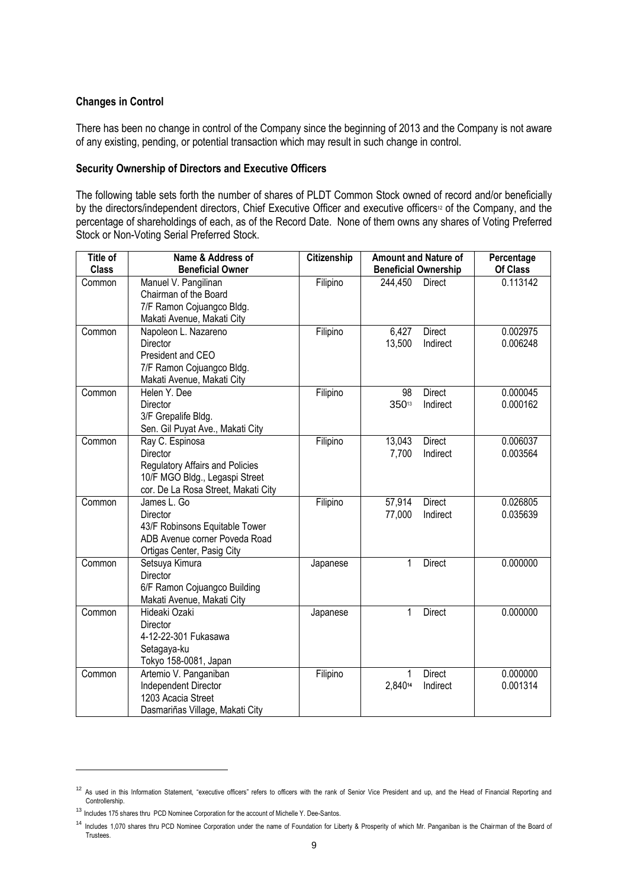### Changes in Control

There has been no change in control of the Company since the beginning of 2013 and the Company is not aware of any existing, pending, or potential transaction which may result in such change in control.

### Security Ownership of Directors and Executive Officers

The following table sets forth the number of shares of PLDT Common Stock owned of record and/or beneficially by the directors/independent directors, Chief Executive Officer and executive officers[12] of the Company, and the percentage of shareholdings of each, as of the Record Date. None of them owns any shares of Voting Preferred Stock or Non-Voting Serial Preferred Stock.

| Title of Class | Name & Address of Beneficial Owner | Citizenship | Amount and Nature of Beneficial Ownership | | Percentage Of Class |
|---|---|---|---|---|---|
| Common | Manuel V. Pangilinan<br>Chairman of the Board<br>7/F Ramon Cojuangco Bldg.<br>Makati Avenue, Makati City | Filipino | 244,450 | Direct | 0.113142 |
| Common | Napoleon L. Nazareno<br>Director<br>President and CEO<br>7/F Ramon Cojuangco Bldg.<br>Makati Avenue, Makati City | Filipino | 6,427<br>13,500 | Direct<br>Indirect | 0.002975<br>0.006248 |
| Common | Helen Y. Dee<br>Director<br>3/F Grepalife Bldg.<br>Sen. Gil Puyat Ave., Makati City | Filipino | 98<br>350[13] | Direct<br>Indirect | 0.000045<br>0.000162 |
| Common | Ray C. Espinosa<br>Director<br>Regulatory Affairs and Policies<br>10/F MGO Bldg., Legaspi Street<br>cor. De La Rosa Street, Makati City | Filipino | 13,043<br>7,700 | Direct<br>Indirect | 0.006037<br>0.003564 |
| Common | James L. Go<br>Director<br>43/F Robinsons Equitable Tower<br>ADB Avenue corner Poveda Road<br>Ortigas Center, Pasig City | Filipino | 57,914<br>77,000 | Direct<br>Indirect | 0.026805<br>0.035639 |
| Common | Setsuya Kimura<br>Director<br>6/F Ramon Cojuangco Building<br>Makati Avenue, Makati City | Japanese | 1 | Direct | 0.000000 |
| Common | Hideaki Ozaki<br>Director<br>4-12-22-301 Fukasawa<br>Setagaya-ku<br>Tokyo 158-0081, Japan | Japanese | 1 | Direct | 0.000000 |
| Common | Artemio V. Panganiban<br>Independent Director<br>1203 Acacia Street<br>Dasmariñas Village, Makati City | Filipino | 1<br>2,840[14] | Direct<br>Indirect | 0.000000<br>0.001314 |

[12] As used in this Information Statement, "executive officers" refers to officers with the rank of Senior Vice President and up, and the Head of Financial Reporting and Controllership.

[13] Includes 175 shares thru PCD Nominee Corporation for the account of Michelle Y. Dee-Santos.

[14] Includes 1,070 shares thru PCD Nominee Corporation under the name of Foundation for Liberty & Prosperity of which Mr. Panganiban is the Chairman of the Board of Trustees.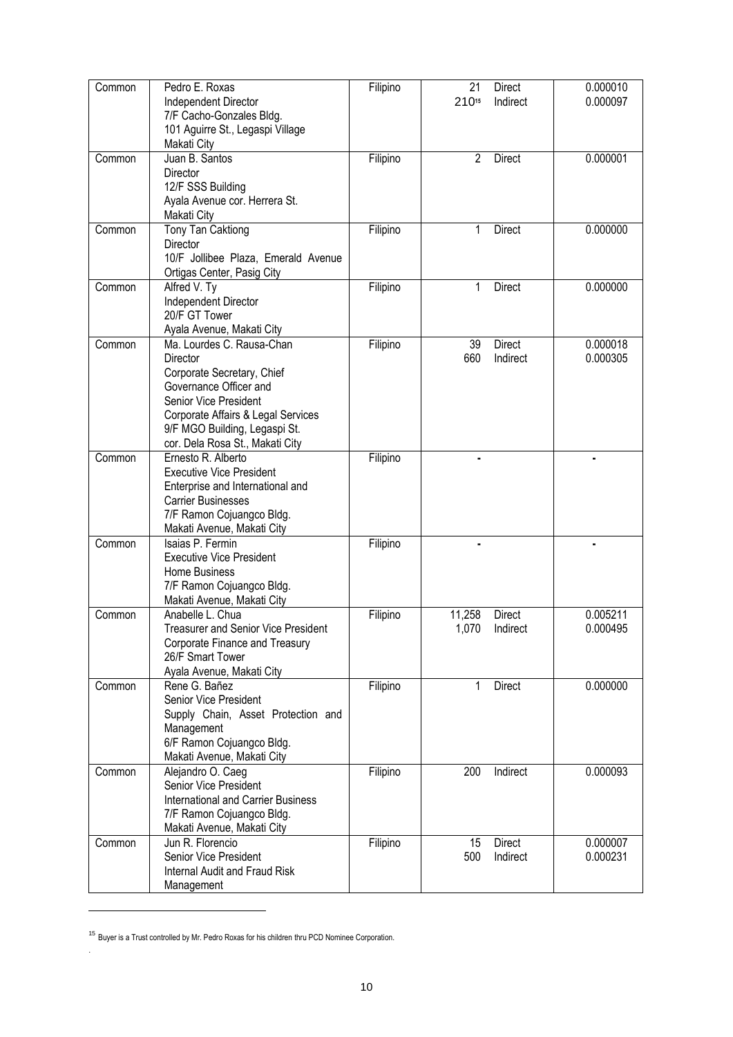| Common | Pedro E. Roxas<br>Independent Director<br>7/F Cacho-Gonzales Bldg.<br>101 Aguirre St., Legaspi Village<br>Makati City | Filipino | 21 Direct<br>210[15] Indirect | 0.000010<br>0.000097 |
|---|---|---|---|---|
| Common | Juan B. Santos<br>Director<br>12/F SSS Building<br>Ayala Avenue cor. Herrera St.<br>Makati City | Filipino | 2 Direct | 0.000001 |
| Common | Tony Tan Caktiong<br>Director<br>10/F Jollibee Plaza, Emerald Avenue<br>Ortigas Center, Pasig City | Filipino | 1 Direct | 0.000000 |
| Common | Alfred V. Ty<br>Independent Director<br>20/F GT Tower<br>Ayala Avenue, Makati City | Filipino | 1 Direct | 0.000000 |
| Common | Ma. Lourdes C. Rausa-Chan<br>Director<br>Corporate Secretary, Chief Governance Officer and<br>Senior Vice President<br>Corporate Affairs & Legal Services<br>9/F MGO Building, Legaspi St.<br>cor. Dela Rosa St., Makati City | Filipino | 39 Direct<br>660 Indirect | 0.000018<br>0.000305 |
| Common | Ernesto R. Alberto<br>Executive Vice President<br>Enterprise and International and Carrier Businesses<br>7/F Ramon Cojuangco Bldg.<br>Makati Avenue, Makati City | Filipino | - | - |
| Common | Isaias P. Fermin<br>Executive Vice President<br>Home Business<br>7/F Ramon Cojuangco Bldg.<br>Makati Avenue, Makati City | Filipino | - | - |
| Common | Anabelle L. Chua<br>Treasurer and Senior Vice President<br>Corporate Finance and Treasury<br>26/F Smart Tower<br>Ayala Avenue, Makati City | Filipino | 11,258 Direct<br>1,070 Indirect | 0.005211<br>0.000495 |
| Common | Rene G. Bañez<br>Senior Vice President<br>Supply Chain, Asset Protection and Management<br>6/F Ramon Cojuangco Bldg.<br>Makati Avenue, Makati City | Filipino | 1 Direct | 0.000000 |
| Common | Alejandro O. Caeg<br>Senior Vice President<br>International and Carrier Business<br>7/F Ramon Cojuangco Bldg.<br>Makati Avenue, Makati City | Filipino | 200 Indirect | 0.000093 |
| Common | Jun R. Florencio<br>Senior Vice President<br>Internal Audit and Fraud Risk Management | Filipino | 15 Direct<br>500 Indirect | 0.000007<br>0.000231 |

[15] Buyer is a Trust controlled by Mr. Pedro Roxas for his children thru PCD Nominee Corporation.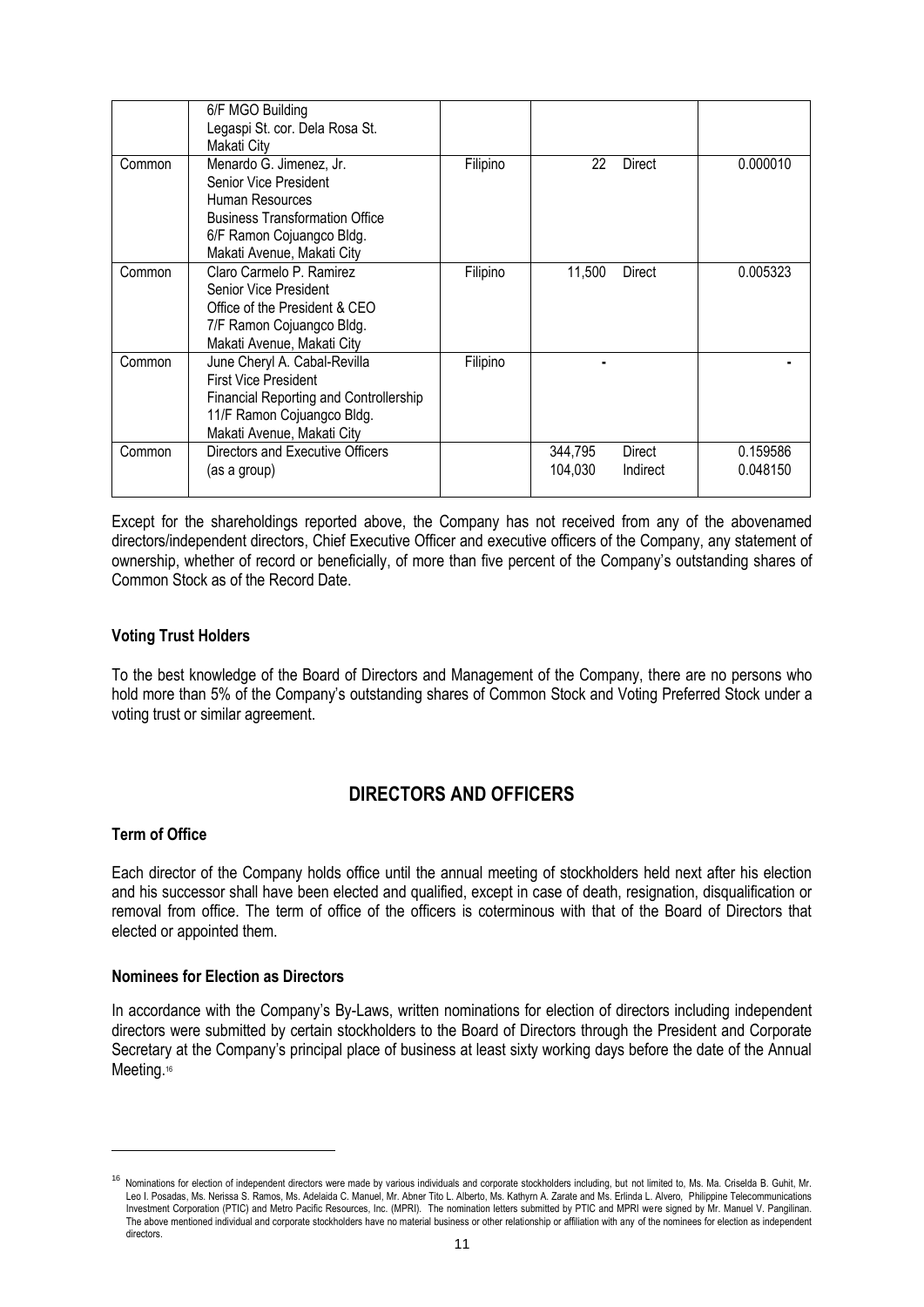| | | | | | |
|---|---|---|---|---|---|
| | 6/F MGO Building<br>Legaspi St. cor. Dela Rosa St.<br>Makati City | | | | |
| Common | Menardo G. Jimenez, Jr.<br>Senior Vice President<br>Human Resources<br>Business Transformation Office<br>6/F Ramon Cojuangco Bldg.<br>Makati Avenue, Makati City | Filipino | 22 | Direct | 0.000010 |
| Common | Claro Carmelo P. Ramirez<br>Senior Vice President<br>Office of the President & CEO<br>7/F Ramon Cojuangco Bldg.<br>Makati Avenue, Makati City | Filipino | 11,500 | Direct | 0.005323 |
| Common | June Cheryl A. Cabal-Revilla<br>First Vice President<br>Financial Reporting and Controllership<br>11/F Ramon Cojuangco Bldg.<br>Makati Avenue, Makati City | Filipino | - | | - |
| Common | Directors and Executive Officers<br>(as a group) | | 344,795<br>104,030 | Direct<br>Indirect | 0.159586<br>0.048150 |

Except for the shareholdings reported above, the Company has not received from any of the abovenamed directors/independent directors, Chief Executive Officer and executive officers of the Company, any statement of ownership, whether of record or beneficially, of more than five percent of the Company's outstanding shares of Common Stock as of the Record Date.

**Voting Trust Holders**

To the best knowledge of the Board of Directors and Management of the Company, there are no persons who hold more than 5% of the Company's outstanding shares of Common Stock and Voting Preferred Stock under a voting trust or similar agreement.

## DIRECTORS AND OFFICERS

**Term of Office**

Each director of the Company holds office until the annual meeting of stockholders held next after his election and his successor shall have been elected and qualified, except in case of death, resignation, disqualification or removal from office. The term of office of the officers is coterminous with that of the Board of Directors that elected or appointed them.

**Nominees for Election as Directors**

In accordance with the Company's By-Laws, written nominations for election of directors including independent directors were submitted by certain stockholders to the Board of Directors through the President and Corporate Secretary at the Company's principal place of business at least sixty working days before the date of the Annual Meeting.[16]

---

[16] Nominations for election of independent directors were made by various individuals and corporate stockholders including, but not limited to, Ms. Ma. Criselda B. Guhit, Mr. Leo I. Posadas, Ms. Nerissa S. Ramos, Ms. Adelaida C. Manuel, Mr. Abner Tito L. Alberto, Ms. Kathyrn A. Zarate and Ms. Erlinda L. Alvero, Philippine Telecommunications Investment Corporation (PTIC) and Metro Pacific Resources, Inc. (MPRI). The nomination letters submitted by PTIC and MPRI were signed by Mr. Manuel V. Pangilinan. The above mentioned individual and corporate stockholders have no material business or other relationship or affiliation with any of the nominees for election as independent directors.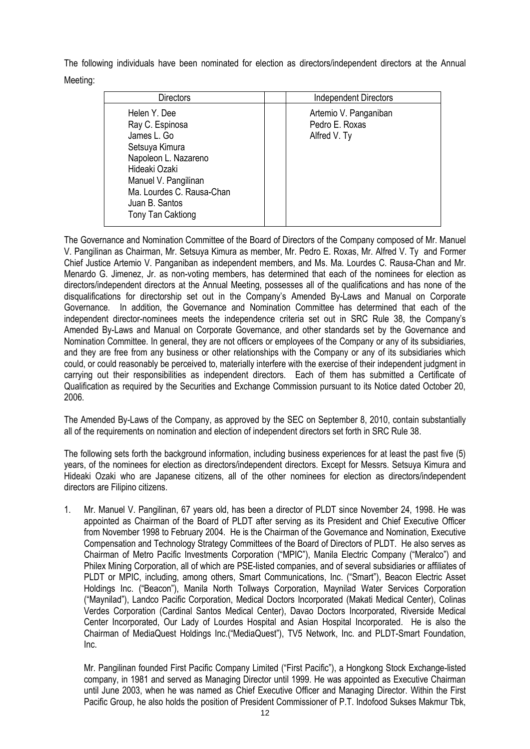The following individuals have been nominated for election as directors/independent directors at the Annual Meeting:

| Directors | | Independent Directors |
|---|---|---|
| Helen Y. Dee<br>Ray C. Espinosa<br>James L. Go<br>Setsuya Kimura<br>Napoleon L. Nazareno<br>Hideaki Ozaki<br>Manuel V. Pangilinan<br>Ma. Lourdes C. Rausa-Chan<br>Juan B. Santos<br>Tony Tan Caktiong | | Artemio V. Panganiban<br>Pedro E. Roxas<br>Alfred V. Ty |

The Governance and Nomination Committee of the Board of Directors of the Company composed of Mr. Manuel V. Pangilinan as Chairman, Mr. Setsuya Kimura as member, Mr. Pedro E. Roxas, Mr. Alfred V. Ty and Former Chief Justice Artemio V. Panganiban as independent members, and Ms. Ma. Lourdes C. Rausa-Chan and Mr. Menardo G. Jimenez, Jr. as non-voting members, has determined that each of the nominees for election as directors/independent directors at the Annual Meeting, possesses all of the qualifications and has none of the disqualifications for directorship set out in the Company's Amended By-Laws and Manual on Corporate Governance. In addition, the Governance and Nomination Committee has determined that each of the independent director-nominees meets the independence criteria set out in SRC Rule 38, the Company's Amended By-Laws and Manual on Corporate Governance, and other standards set by the Governance and Nomination Committee. In general, they are not officers or employees of the Company or any of its subsidiaries, and they are free from any business or other relationships with the Company or any of its subsidiaries which could, or could reasonably be perceived to, materially interfere with the exercise of their independent judgment in carrying out their responsibilities as independent directors. Each of them has submitted a Certificate of Qualification as required by the Securities and Exchange Commission pursuant to its Notice dated October 20, 2006.

The Amended By-Laws of the Company, as approved by the SEC on September 8, 2010, contain substantially all of the requirements on nomination and election of independent directors set forth in SRC Rule 38.

The following sets forth the background information, including business experiences for at least the past five (5) years, of the nominees for election as directors/independent directors. Except for Messrs. Setsuya Kimura and Hideaki Ozaki who are Japanese citizens, all of the other nominees for election as directors/independent directors are Filipino citizens.

1. Mr. Manuel V. Pangilinan, 67 years old, has been a director of PLDT since November 24, 1998. He was appointed as Chairman of the Board of PLDT after serving as its President and Chief Executive Officer from November 1998 to February 2004. He is the Chairman of the Governance and Nomination, Executive Compensation and Technology Strategy Committees of the Board of Directors of PLDT. He also serves as Chairman of Metro Pacific Investments Corporation ("MPIC"), Manila Electric Company ("Meralco") and Philex Mining Corporation, all of which are PSE-listed companies, and of several subsidiaries or affiliates of PLDT or MPIC, including, among others, Smart Communications, Inc. ("Smart"), Beacon Electric Asset Holdings Inc. ("Beacon"), Manila North Tollways Corporation, Maynilad Water Services Corporation ("Maynilad"), Landco Pacific Corporation, Medical Doctors Incorporated (Makati Medical Center), Colinas Verdes Corporation (Cardinal Santos Medical Center), Davao Doctors Incorporated, Riverside Medical Center Incorporated, Our Lady of Lourdes Hospital and Asian Hospital Incorporated. He is also the Chairman of MediaQuest Holdings Inc.("MediaQuest"), TV5 Network, Inc. and PLDT-Smart Foundation, Inc.

   Mr. Pangilinan founded First Pacific Company Limited ("First Pacific"), a Hongkong Stock Exchange-listed company, in 1981 and served as Managing Director until 1999. He was appointed as Executive Chairman until June 2003, when he was named as Chief Executive Officer and Managing Director. Within the First Pacific Group, he also holds the position of President Commissioner of P.T. Indofood Sukses Makmur Tbk,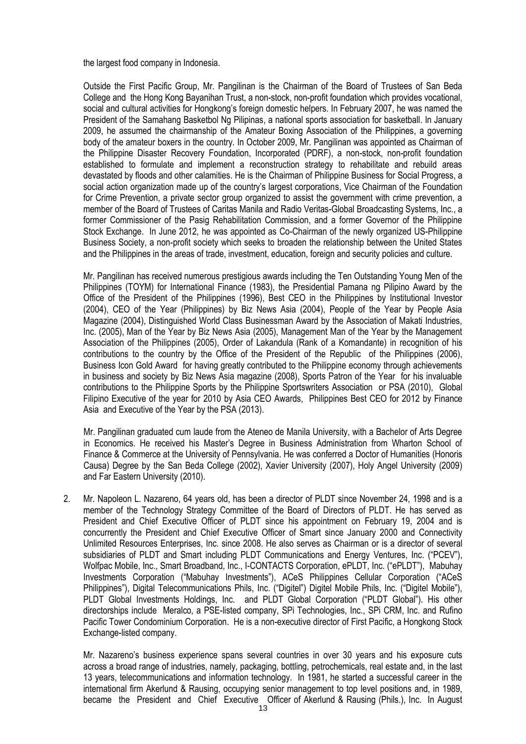the largest food company in Indonesia.

Outside the First Pacific Group, Mr. Pangilinan is the Chairman of the Board of Trustees of San Beda College and the Hong Kong Bayanihan Trust, a non-stock, non-profit foundation which provides vocational, social and cultural activities for Hongkong's foreign domestic helpers. In February 2007, he was named the President of the Samahang Basketbol Ng Pilipinas, a national sports association for basketball. In January 2009, he assumed the chairmanship of the Amateur Boxing Association of the Philippines, a governing body of the amateur boxers in the country. In October 2009, Mr. Pangilinan was appointed as Chairman of the Philippine Disaster Recovery Foundation, Incorporated (PDRF), a non-stock, non-profit foundation established to formulate and implement a reconstruction strategy to rehabilitate and rebuild areas devastated by floods and other calamities. He is the Chairman of Philippine Business for Social Progress, a social action organization made up of the country's largest corporations, Vice Chairman of the Foundation for Crime Prevention, a private sector group organized to assist the government with crime prevention, a member of the Board of Trustees of Caritas Manila and Radio Veritas-Global Broadcasting Systems, Inc., a former Commissioner of the Pasig Rehabilitation Commission, and a former Governor of the Philippine Stock Exchange. In June 2012, he was appointed as Co-Chairman of the newly organized US-Philippine Business Society, a non-profit society which seeks to broaden the relationship between the United States and the Philippines in the areas of trade, investment, education, foreign and security policies and culture.

Mr. Pangilinan has received numerous prestigious awards including the Ten Outstanding Young Men of the Philippines (TOYM) for International Finance (1983), the Presidential Pamana ng Pilipino Award by the Office of the President of the Philippines (1996), Best CEO in the Philippines by Institutional Investor (2004), CEO of the Year (Philippines) by Biz News Asia (2004), People of the Year by People Asia Magazine (2004), Distinguished World Class Businessman Award by the Association of Makati Industries, Inc. (2005), Man of the Year by Biz News Asia (2005), Management Man of the Year by the Management Association of the Philippines (2005), Order of Lakandula (Rank of a Komandante) in recognition of his contributions to the country by the Office of the President of the Republic of the Philippines (2006), Business Icon Gold Award for having greatly contributed to the Philippine economy through achievements in business and society by Biz News Asia magazine (2008), Sports Patron of the Year for his invaluable contributions to the Philippine Sports by the Philippine Sportswriters Association or PSA (2010), Global Filipino Executive of the year for 2010 by Asia CEO Awards, Philippines Best CEO for 2012 by Finance Asia and Executive of the Year by the PSA (2013).

Mr. Pangilinan graduated cum laude from the Ateneo de Manila University, with a Bachelor of Arts Degree in Economics. He received his Master's Degree in Business Administration from Wharton School of Finance & Commerce at the University of Pennsylvania. He was conferred a Doctor of Humanities (Honoris Causa) Degree by the San Beda College (2002), Xavier University (2007), Holy Angel University (2009) and Far Eastern University (2010).

2. Mr. Napoleon L. Nazareno, 64 years old, has been a director of PLDT since November 24, 1998 and is a member of the Technology Strategy Committee of the Board of Directors of PLDT. He has served as President and Chief Executive Officer of PLDT since his appointment on February 19, 2004 and is concurrently the President and Chief Executive Officer of Smart since January 2000 and Connectivity Unlimited Resources Enterprises, Inc. since 2008. He also serves as Chairman or is a director of several subsidiaries of PLDT and Smart including PLDT Communications and Energy Ventures, Inc. ("PCEV"), Wolfpac Mobile, Inc., Smart Broadband, Inc., I-CONTACTS Corporation, ePLDT, Inc. ("ePLDT"), Mabuhay Investments Corporation ("Mabuhay Investments"), ACeS Philippines Cellular Corporation ("ACeS Philippines"), Digital Telecommunications Phils, Inc. ("Digitel") Digitel Mobile Phils, Inc. ("Digitel Mobile"), PLDT Global Investments Holdings, Inc. and PLDT Global Corporation ("PLDT Global"). His other directorships include Meralco, a PSE-listed company, SPi Technologies, Inc., SPi CRM, Inc. and Rufino Pacific Tower Condominium Corporation. He is a non-executive director of First Pacific, a Hongkong Stock Exchange-listed company.

   Mr. Nazareno's business experience spans several countries in over 30 years and his exposure cuts across a broad range of industries, namely, packaging, bottling, petrochemicals, real estate and, in the last 13 years, telecommunications and information technology. In 1981, he started a successful career in the international firm Akerlund & Rausing, occupying senior management to top level positions and, in 1989, became the President and Chief Executive Officer of Akerlund & Rausing (Phils.), Inc. In August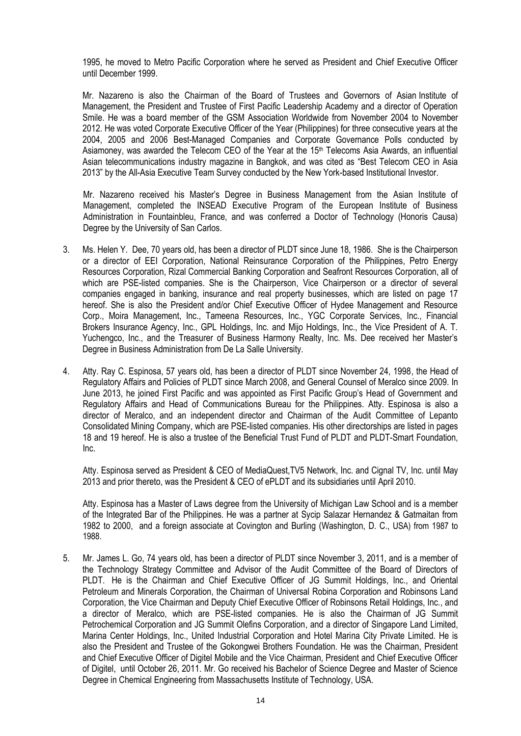1995, he moved to Metro Pacific Corporation where he served as President and Chief Executive Officer until December 1999.

Mr. Nazareno is also the Chairman of the Board of Trustees and Governors of Asian Institute of Management, the President and Trustee of First Pacific Leadership Academy and a director of Operation Smile. He was a board member of the GSM Association Worldwide from November 2004 to November 2012. He was voted Corporate Executive Officer of the Year (Philippines) for three consecutive years at the 2004, 2005 and 2006 Best-Managed Companies and Corporate Governance Polls conducted by Asiamoney, was awarded the Telecom CEO of the Year at the 15th Telecoms Asia Awards, an influential Asian telecommunications industry magazine in Bangkok, and was cited as "Best Telecom CEO in Asia 2013" by the All-Asia Executive Team Survey conducted by the New York-based Institutional Investor.

Mr. Nazareno received his Master's Degree in Business Management from the Asian Institute of Management, completed the INSEAD Executive Program of the European Institute of Business Administration in Fountainbleu, France, and was conferred a Doctor of Technology (Honoris Causa) Degree by the University of San Carlos.

3. Ms. Helen Y. Dee, 70 years old, has been a director of PLDT since June 18, 1986. She is the Chairperson or a director of EEI Corporation, National Reinsurance Corporation of the Philippines, Petro Energy Resources Corporation, Rizal Commercial Banking Corporation and Seafront Resources Corporation, all of which are PSE-listed companies. She is the Chairperson, Vice Chairperson or a director of several companies engaged in banking, insurance and real property businesses, which are listed on page 17 hereof. She is also the President and/or Chief Executive Officer of Hydee Management and Resource Corp., Moira Management, Inc., Tameena Resources, Inc., YGC Corporate Services, Inc., Financial Brokers Insurance Agency, Inc., GPL Holdings, Inc. and Mijo Holdings, Inc., the Vice President of A. T. Yuchengco, Inc., and the Treasurer of Business Harmony Realty, Inc. Ms. Dee received her Master's Degree in Business Administration from De La Salle University.

4. Atty. Ray C. Espinosa, 57 years old, has been a director of PLDT since November 24, 1998, the Head of Regulatory Affairs and Policies of PLDT since March 2008, and General Counsel of Meralco since 2009. In June 2013, he joined First Pacific and was appointed as First Pacific Group's Head of Government and Regulatory Affairs and Head of Communications Bureau for the Philippines. Atty. Espinosa is also a director of Meralco, and an independent director and Chairman of the Audit Committee of Lepanto Consolidated Mining Company, which are PSE-listed companies. His other directorships are listed in pages 18 and 19 hereof. He is also a trustee of the Beneficial Trust Fund of PLDT and PLDT-Smart Foundation, Inc.

   Atty. Espinosa served as President & CEO of MediaQuest,TV5 Network, Inc. and Cignal TV, Inc. until May 2013 and prior thereto, was the President & CEO of ePLDT and its subsidiaries until April 2010.

   Atty. Espinosa has a Master of Laws degree from the University of Michigan Law School and is a member of the Integrated Bar of the Philippines. He was a partner at Sycip Salazar Hernandez & Gatmaitan from 1982 to 2000, and a foreign associate at Covington and Burling (Washington, D. C., USA) from 1987 to 1988.

5. Mr. James L. Go, 74 years old, has been a director of PLDT since November 3, 2011, and is a member of the Technology Strategy Committee and Advisor of the Audit Committee of the Board of Directors of PLDT. He is the Chairman and Chief Executive Officer of JG Summit Holdings, Inc., and Oriental Petroleum and Minerals Corporation, the Chairman of Universal Robina Corporation and Robinsons Land Corporation, the Vice Chairman and Deputy Chief Executive Officer of Robinsons Retail Holdings, Inc., and a director of Meralco, which are PSE-listed companies. He is also the Chairman of JG Summit Petrochemical Corporation and JG Summit Olefins Corporation, and a director of Singapore Land Limited, Marina Center Holdings, Inc., United Industrial Corporation and Hotel Marina City Private Limited. He is also the President and Trustee of the Gokongwei Brothers Foundation. He was the Chairman, President and Chief Executive Officer of Digitel Mobile and the Vice Chairman, President and Chief Executive Officer of Digitel, until October 26, 2011. Mr. Go received his Bachelor of Science Degree and Master of Science Degree in Chemical Engineering from Massachusetts Institute of Technology, USA.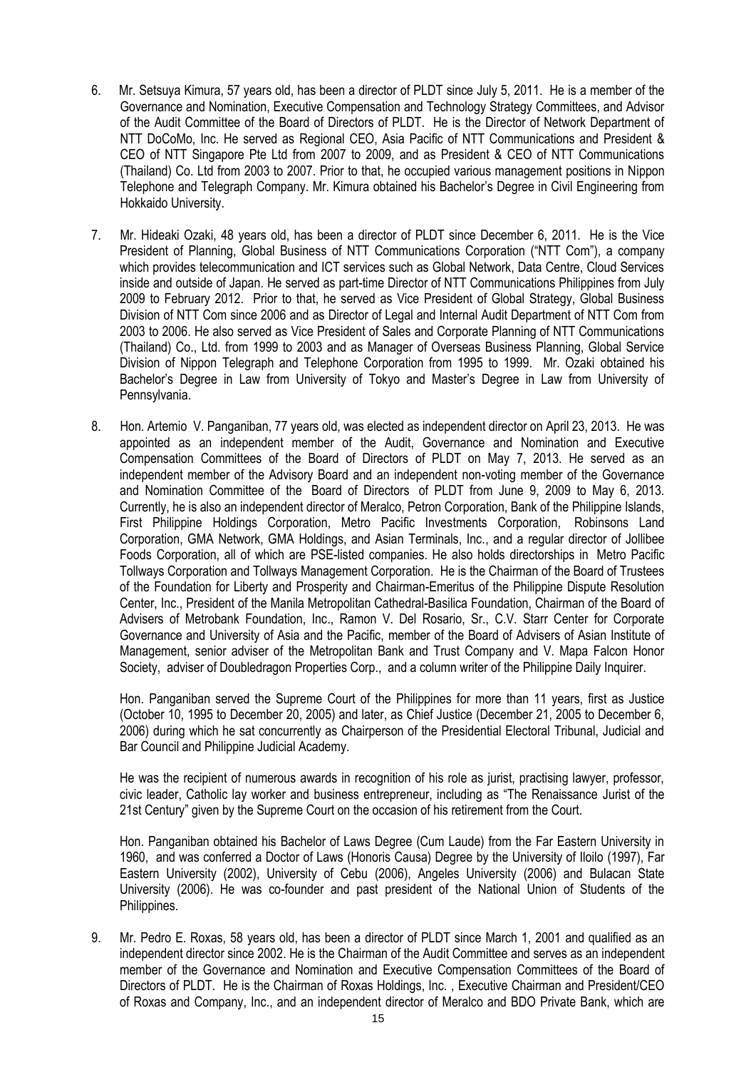6. Mr. Setsuya Kimura, 57 years old, has been a director of PLDT since July 5, 2011. He is a member of the Governance and Nomination, Executive Compensation and Technology Strategy Committees, and Advisor of the Audit Committee of the Board of Directors of PLDT. He is the Director of Network Department of NTT DoCoMo, Inc. He served as Regional CEO, Asia Pacific of NTT Communications and President & CEO of NTT Singapore Pte Ltd from 2007 to 2009, and as President & CEO of NTT Communications (Thailand) Co. Ltd from 2003 to 2007. Prior to that, he occupied various management positions in Nippon Telephone and Telegraph Company. Mr. Kimura obtained his Bachelor's Degree in Civil Engineering from Hokkaido University.

7. Mr. Hideaki Ozaki, 48 years old, has been a director of PLDT since December 6, 2011. He is the Vice President of Planning, Global Business of NTT Communications Corporation ("NTT Com"), a company which provides telecommunication and ICT services such as Global Network, Data Centre, Cloud Services inside and outside of Japan. He served as part-time Director of NTT Communications Philippines from July 2009 to February 2012. Prior to that, he served as Vice President of Global Strategy, Global Business Division of NTT Com since 2006 and as Director of Legal and Internal Audit Department of NTT Com from 2003 to 2006. He also served as Vice President of Sales and Corporate Planning of NTT Communications (Thailand) Co., Ltd. from 1999 to 2003 and as Manager of Overseas Business Planning, Global Service Division of Nippon Telegraph and Telephone Corporation from 1995 to 1999. Mr. Ozaki obtained his Bachelor's Degree in Law from University of Tokyo and Master's Degree in Law from University of Pennsylvania.

8. Hon. Artemio V. Panganiban, 77 years old, was elected as independent director on April 23, 2013. He was appointed as an independent member of the Audit, Governance and Nomination and Executive Compensation Committees of the Board of Directors of PLDT on May 7, 2013. He served as an independent member of the Advisory Board and an independent non-voting member of the Governance and Nomination Committee of the Board of Directors of PLDT from June 9, 2009 to May 6, 2013. Currently, he is also an independent director of Meralco, Petron Corporation, Bank of the Philippine Islands, First Philippine Holdings Corporation, Metro Pacific Investments Corporation, Robinsons Land Corporation, GMA Network, GMA Holdings, and Asian Terminals, Inc., and a regular director of Jollibee Foods Corporation, all of which are PSE-listed companies. He also holds directorships in Metro Pacific Tollways Corporation and Tollways Management Corporation. He is the Chairman of the Board of Trustees of the Foundation for Liberty and Prosperity and Chairman-Emeritus of the Philippine Dispute Resolution Center, Inc., President of the Manila Metropolitan Cathedral-Basilica Foundation, Chairman of the Board of Advisers of Metrobank Foundation, Inc., Ramon V. Del Rosario, Sr., C.V. Starr Center for Corporate Governance and University of Asia and the Pacific, member of the Board of Advisers of Asian Institute of Management, senior adviser of the Metropolitan Bank and Trust Company and V. Mapa Falcon Honor Society, adviser of Doubledragon Properties Corp., and a column writer of the Philippine Daily Inquirer.

   Hon. Panganiban served the Supreme Court of the Philippines for more than 11 years, first as Justice (October 10, 1995 to December 20, 2005) and later, as Chief Justice (December 21, 2005 to December 6, 2006) during which he sat concurrently as Chairperson of the Presidential Electoral Tribunal, Judicial and Bar Council and Philippine Judicial Academy.

   He was the recipient of numerous awards in recognition of his role as jurist, practising lawyer, professor, civic leader, Catholic lay worker and business entrepreneur, including as "The Renaissance Jurist of the 21st Century" given by the Supreme Court on the occasion of his retirement from the Court.

   Hon. Panganiban obtained his Bachelor of Laws Degree (Cum Laude) from the Far Eastern University in 1960, and was conferred a Doctor of Laws (Honoris Causa) Degree by the University of Iloilo (1997), Far Eastern University (2002), University of Cebu (2006), Angeles University (2006) and Bulacan State University (2006). He was co-founder and past president of the National Union of Students of the Philippines.

9. Mr. Pedro E. Roxas, 58 years old, has been a director of PLDT since March 1, 2001 and qualified as an independent director since 2002. He is the Chairman of the Audit Committee and serves as an independent member of the Governance and Nomination and Executive Compensation Committees of the Board of Directors of PLDT. He is the Chairman of Roxas Holdings, Inc. , Executive Chairman and President/CEO of Roxas and Company, Inc., and an independent director of Meralco and BDO Private Bank, which are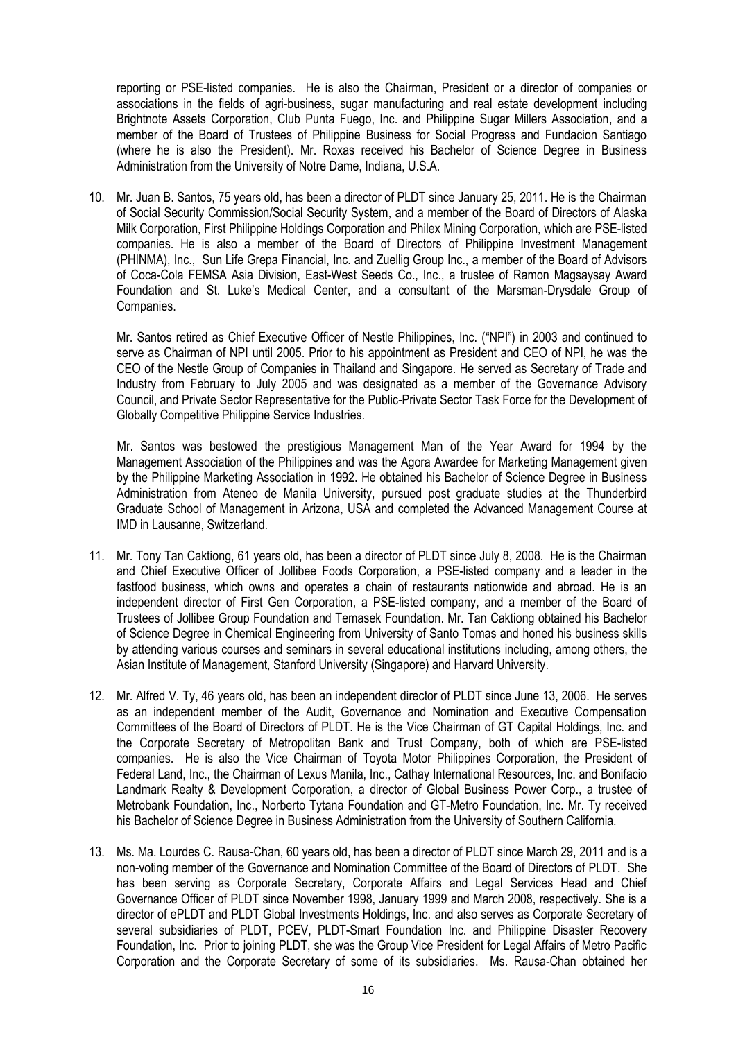reporting or PSE-listed companies. He is also the Chairman, President or a director of companies or associations in the fields of agri-business, sugar manufacturing and real estate development including Brightnote Assets Corporation, Club Punta Fuego, Inc. and Philippine Sugar Millers Association, and a member of the Board of Trustees of Philippine Business for Social Progress and Fundacion Santiago (where he is also the President). Mr. Roxas received his Bachelor of Science Degree in Business Administration from the University of Notre Dame, Indiana, U.S.A.

10. Mr. Juan B. Santos, 75 years old, has been a director of PLDT since January 25, 2011. He is the Chairman of Social Security Commission/Social Security System, and a member of the Board of Directors of Alaska Milk Corporation, First Philippine Holdings Corporation and Philex Mining Corporation, which are PSE-listed companies. He is also a member of the Board of Directors of Philippine Investment Management (PHINMA), Inc., Sun Life Grepa Financial, Inc. and Zuellig Group Inc., a member of the Board of Advisors of Coca-Cola FEMSA Asia Division, East-West Seeds Co., Inc., a trustee of Ramon Magsaysay Award Foundation and St. Luke's Medical Center, and a consultant of the Marsman-Drysdale Group of Companies.

    Mr. Santos retired as Chief Executive Officer of Nestle Philippines, Inc. ("NPI") in 2003 and continued to serve as Chairman of NPI until 2005. Prior to his appointment as President and CEO of NPI, he was the CEO of the Nestle Group of Companies in Thailand and Singapore. He served as Secretary of Trade and Industry from February to July 2005 and was designated as a member of the Governance Advisory Council, and Private Sector Representative for the Public-Private Sector Task Force for the Development of Globally Competitive Philippine Service Industries.

    Mr. Santos was bestowed the prestigious Management Man of the Year Award for 1994 by the Management Association of the Philippines and was the Agora Awardee for Marketing Management given by the Philippine Marketing Association in 1992. He obtained his Bachelor of Science Degree in Business Administration from Ateneo de Manila University, pursued post graduate studies at the Thunderbird Graduate School of Management in Arizona, USA and completed the Advanced Management Course at IMD in Lausanne, Switzerland.

11. Mr. Tony Tan Caktiong, 61 years old, has been a director of PLDT since July 8, 2008. He is the Chairman and Chief Executive Officer of Jollibee Foods Corporation, a PSE-listed company and a leader in the fastfood business, which owns and operates a chain of restaurants nationwide and abroad. He is an independent director of First Gen Corporation, a PSE-listed company, and a member of the Board of Trustees of Jollibee Group Foundation and Temasek Foundation. Mr. Tan Caktiong obtained his Bachelor of Science Degree in Chemical Engineering from University of Santo Tomas and honed his business skills by attending various courses and seminars in several educational institutions including, among others, the Asian Institute of Management, Stanford University (Singapore) and Harvard University.

12. Mr. Alfred V. Ty, 46 years old, has been an independent director of PLDT since June 13, 2006. He serves as an independent member of the Audit, Governance and Nomination and Executive Compensation Committees of the Board of Directors of PLDT. He is the Vice Chairman of GT Capital Holdings, Inc. and the Corporate Secretary of Metropolitan Bank and Trust Company, both of which are PSE-listed companies. He is also the Vice Chairman of Toyota Motor Philippines Corporation, the President of Federal Land, Inc., the Chairman of Lexus Manila, Inc., Cathay International Resources, Inc. and Bonifacio Landmark Realty & Development Corporation, a director of Global Business Power Corp., a trustee of Metrobank Foundation, Inc., Norberto Tytana Foundation and GT-Metro Foundation, Inc. Mr. Ty received his Bachelor of Science Degree in Business Administration from the University of Southern California.

13. Ms. Ma. Lourdes C. Rausa-Chan, 60 years old, has been a director of PLDT since March 29, 2011 and is a non-voting member of the Governance and Nomination Committee of the Board of Directors of PLDT. She has been serving as Corporate Secretary, Corporate Affairs and Legal Services Head and Chief Governance Officer of PLDT since November 1998, January 1999 and March 2008, respectively. She is a director of ePLDT and PLDT Global Investments Holdings, Inc. and also serves as Corporate Secretary of several subsidiaries of PLDT, PCEV, PLDT-Smart Foundation Inc. and Philippine Disaster Recovery Foundation, Inc. Prior to joining PLDT, she was the Group Vice President for Legal Affairs of Metro Pacific Corporation and the Corporate Secretary of some of its subsidiaries. Ms. Rausa-Chan obtained her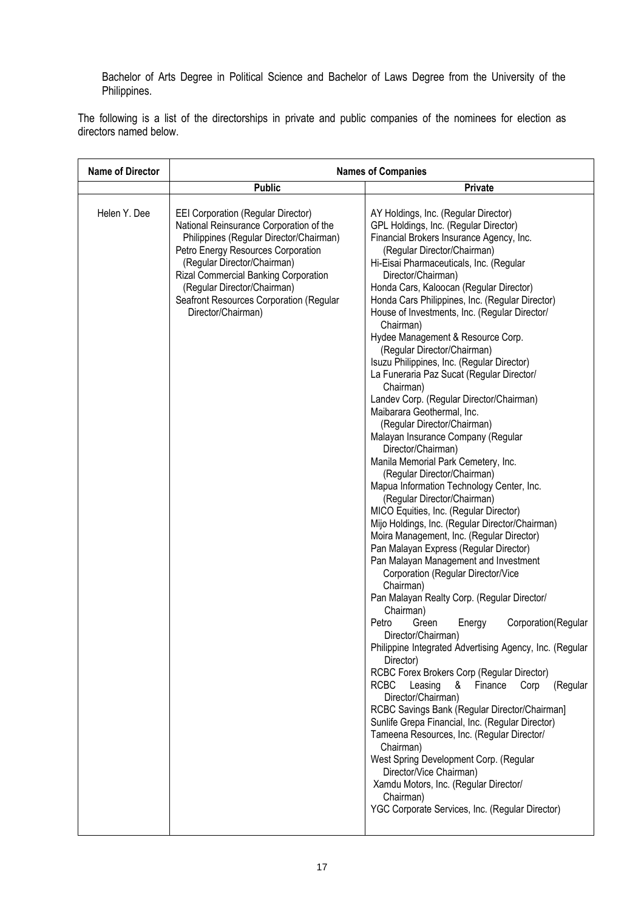Bachelor of Arts Degree in Political Science and Bachelor of Laws Degree from the University of the Philippines.

The following is a list of the directorships in private and public companies of the nominees for election as directors named below.

| Name of Director | Names of Companies | |
|---|---|---|
| | **Public** | **Private** |
| Helen Y. Dee | EEI Corporation (Regular Director)<br>National Reinsurance Corporation of the Philippines (Regular Director/Chairman)<br>Petro Energy Resources Corporation (Regular Director/Chairman)<br>Rizal Commercial Banking Corporation (Regular Director/Chairman)<br>Seafront Resources Corporation (Regular Director/Chairman) | AY Holdings, Inc. (Regular Director)<br>GPL Holdings, Inc. (Regular Director)<br>Financial Brokers Insurance Agency, Inc. (Regular Director/Chairman)<br>Hi-Eisai Pharmaceuticals, Inc. (Regular Director/Chairman)<br>Honda Cars, Kaloocan (Regular Director)<br>Honda Cars Philippines, Inc. (Regular Director)<br>House of Investments, Inc. (Regular Director/ Chairman)<br>Hydee Management & Resource Corp. (Regular Director/Chairman)<br>Isuzu Philippines, Inc. (Regular Director)<br>La Funeraria Paz Sucat (Regular Director/ Chairman)<br>Landev Corp. (Regular Director/Chairman)<br>Maibarara Geothermal, Inc. (Regular Director/Chairman)<br>Malayan Insurance Company (Regular Director/Chairman)<br>Manila Memorial Park Cemetery, Inc. (Regular Director/Chairman)<br>Mapua Information Technology Center, Inc. (Regular Director/Chairman)<br>MICO Equities, Inc. (Regular Director)<br>Mijo Holdings, Inc. (Regular Director/Chairman)<br>Moira Management, Inc. (Regular Director)<br>Pan Malayan Express (Regular Director)<br>Pan Malayan Management and Investment Corporation (Regular Director/Vice Chairman)<br>Pan Malayan Realty Corp. (Regular Director/ Chairman)<br>Petro Green Energy Corporation(Regular Director/Chairman)<br>Philippine Integrated Advertising Agency, Inc. (Regular Director)<br>RCBC Forex Brokers Corp (Regular Director)<br>RCBC Leasing & Finance Corp (Regular Director/Chairman)<br>RCBC Savings Bank (Regular Director/Chairman]<br>Sunlife Grepa Financial, Inc. (Regular Director)<br>Tameena Resources, Inc. (Regular Director/ Chairman)<br>West Spring Development Corp. (Regular Director/Vice Chairman)<br>Xamdu Motors, Inc. (Regular Director/ Chairman)<br>YGC Corporate Services, Inc. (Regular Director) |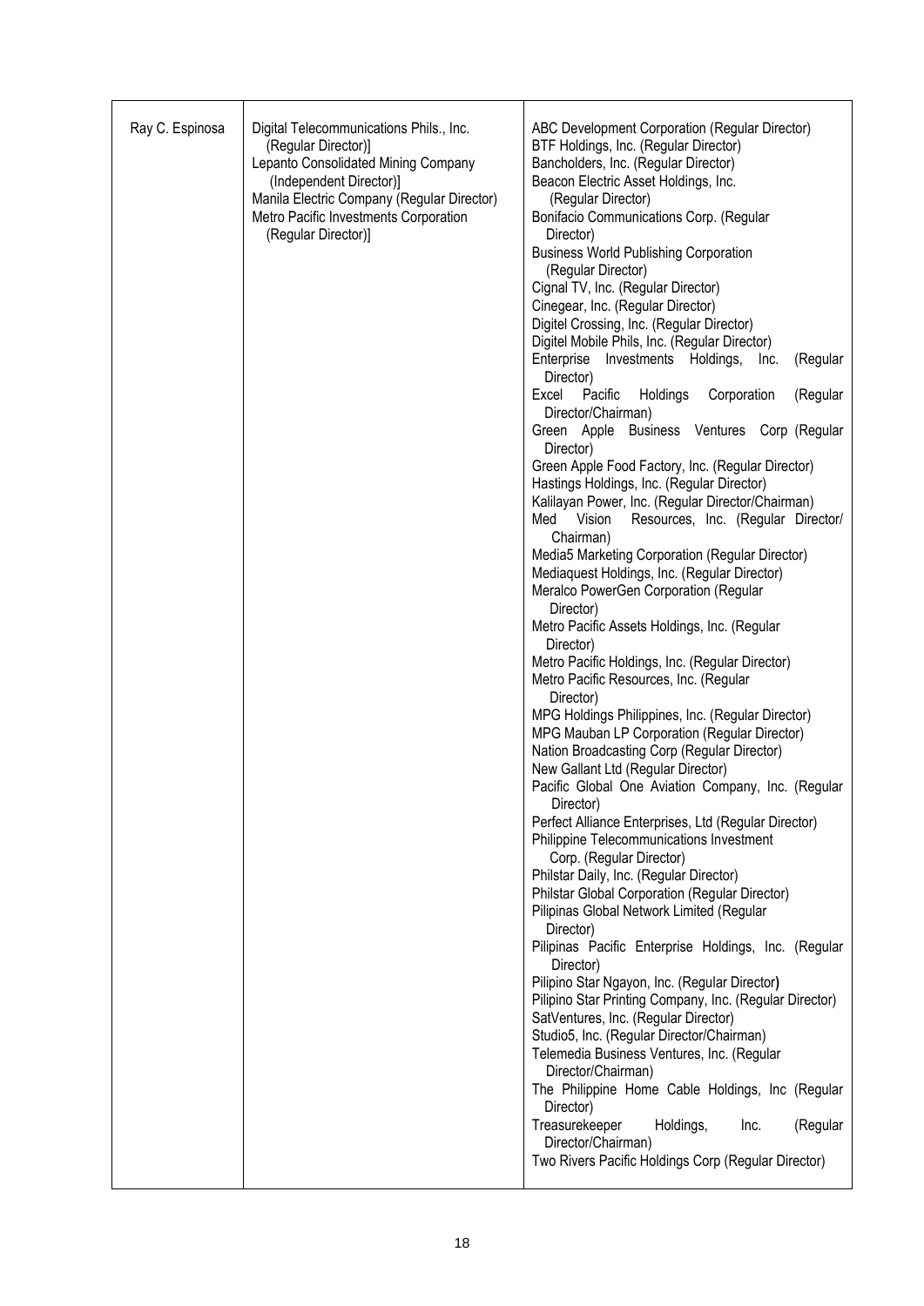| | | |
|---|---|---|
| Ray C. Espinosa | Digital Telecommunications Phils., Inc. (Regular Director)]<br>Lepanto Consolidated Mining Company (Independent Director)]<br>Manila Electric Company (Regular Director)<br>Metro Pacific Investments Corporation (Regular Director)] | ABC Development Corporation (Regular Director)<br>BTF Holdings, Inc. (Regular Director)<br>Bancholders, Inc. (Regular Director)<br>Beacon Electric Asset Holdings, Inc. (Regular Director)<br>Bonifacio Communications Corp. (Regular Director)<br>Business World Publishing Corporation (Regular Director)<br>Cignal TV, Inc. (Regular Director)<br>Cinegear, Inc. (Regular Director)<br>Digitel Crossing, Inc. (Regular Director)<br>Digitel Mobile Phils, Inc. (Regular Director)<br>Enterprise Investments Holdings, Inc. (Regular Director)<br>Excel Pacific Holdings Corporation (Regular Director/Chairman)<br>Green Apple Business Ventures Corp (Regular Director)<br>Green Apple Food Factory, Inc. (Regular Director)<br>Hastings Holdings, Inc. (Regular Director)<br>Kalilayan Power, Inc. (Regular Director/Chairman)<br>Med Vision Resources, Inc. (Regular Director/ Chairman)<br>Media5 Marketing Corporation (Regular Director)<br>Mediaquest Holdings, Inc. (Regular Director)<br>Meralco PowerGen Corporation (Regular Director)<br>Metro Pacific Assets Holdings, Inc. (Regular Director)<br>Metro Pacific Holdings, Inc. (Regular Director)<br>Metro Pacific Resources, Inc. (Regular Director)<br>MPG Holdings Philippines, Inc. (Regular Director)<br>MPG Mauban LP Corporation (Regular Director)<br>Nation Broadcasting Corp (Regular Director)<br>New Gallant Ltd (Regular Director)<br>Pacific Global One Aviation Company, Inc. (Regular Director)<br>Perfect Alliance Enterprises, Ltd (Regular Director)<br>Philippine Telecommunications Investment Corp. (Regular Director)<br>Philstar Daily, Inc. (Regular Director)<br>Philstar Global Corporation (Regular Director)<br>Pilipinas Global Network Limited (Regular Director)<br>Pilipinas Pacific Enterprise Holdings, Inc. (Regular Director)<br>Pilipino Star Ngayon, Inc. (Regular Director)<br>Pilipino Star Printing Company, Inc. (Regular Director)<br>SatVentures, Inc. (Regular Director)<br>Studio5, Inc. (Regular Director/Chairman)<br>Telemedia Business Ventures, Inc. (Regular Director/Chairman)<br>The Philippine Home Cable Holdings, Inc (Regular Director)<br>Treasurekeeper Holdings, Inc. (Regular Director/Chairman)<br>Two Rivers Pacific Holdings Corp (Regular Director) |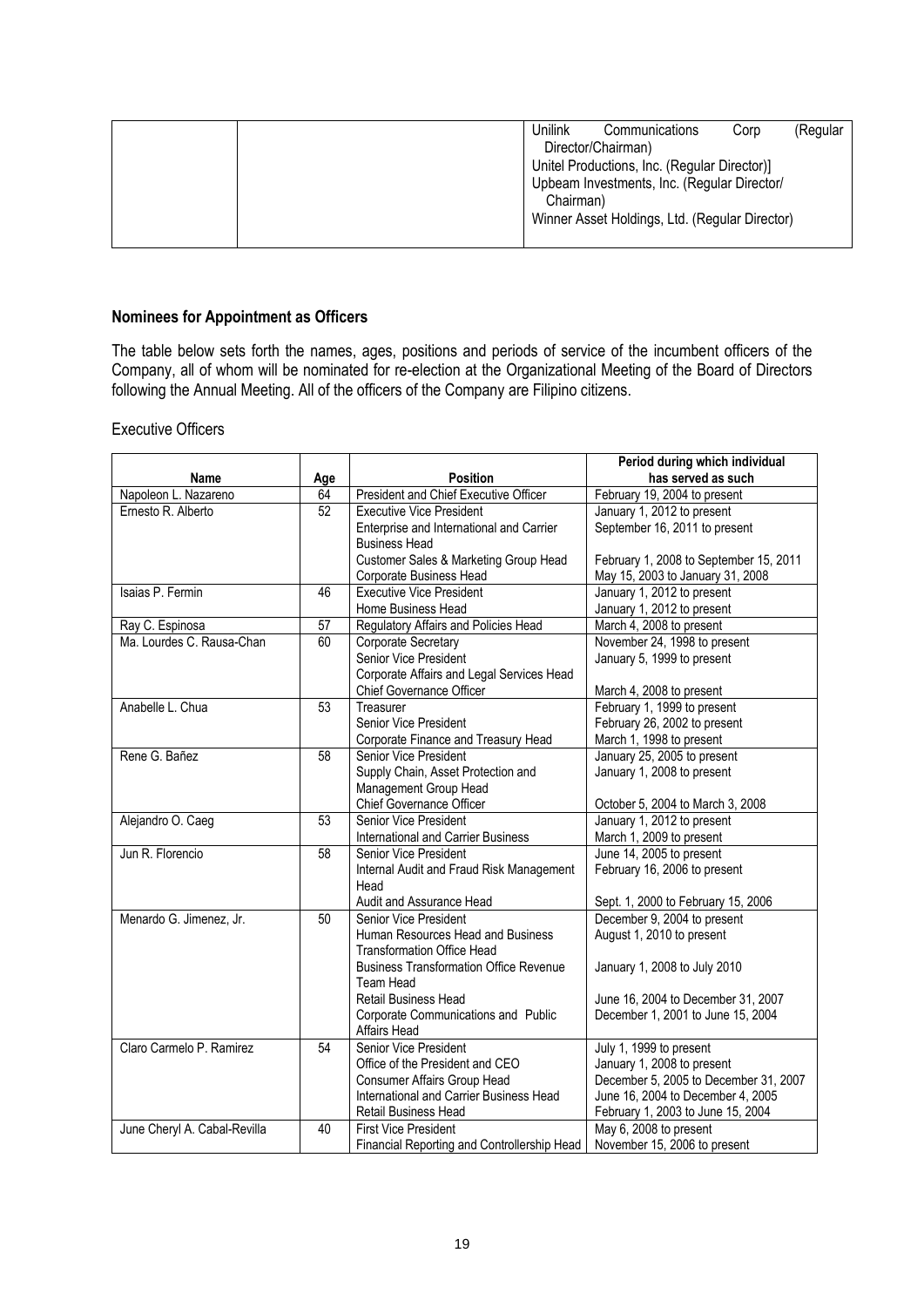| | | Unilink Communications Corp (Regular Director/Chairman)<br>Unitel Productions, Inc. (Regular Director)]<br>Upbeam Investments, Inc. (Regular Director/ Chairman)<br>Winner Asset Holdings, Ltd. (Regular Director) |
|---|---|---|

**Nominees for Appointment as Officers**

The table below sets forth the names, ages, positions and periods of service of the incumbent officers of the Company, all of whom will be nominated for re-election at the Organizational Meeting of the Board of Directors following the Annual Meeting. All of the officers of the Company are Filipino citizens.

Executive Officers

| Name | Age | Position | Period during which individual has served as such |
|---|---|---|---|
| Napoleon L. Nazareno | 64 | President and Chief Executive Officer | February 19, 2004 to present |
| Ernesto R. Alberto | 52 | Executive Vice President<br>Enterprise and International and Carrier Business Head<br>Customer Sales & Marketing Group Head<br>Corporate Business Head | January 1, 2012 to present<br>September 16, 2011 to present<br>February 1, 2008 to September 15, 2011<br>May 15, 2003 to January 31, 2008 |
| Isaias P. Fermin | 46 | Executive Vice President<br>Home Business Head | January 1, 2012 to present<br>January 1, 2012 to present |
| Ray C. Espinosa | 57 | Regulatory Affairs and Policies Head | March 4, 2008 to present |
| Ma. Lourdes C. Rausa-Chan | 60 | Corporate Secretary<br>Senior Vice President<br>Corporate Affairs and Legal Services Head<br>Chief Governance Officer | November 24, 1998 to present<br>January 5, 1999 to present<br><br>March 4, 2008 to present |
| Anabelle L. Chua | 53 | Treasurer<br>Senior Vice President<br>Corporate Finance and Treasury Head | February 1, 1999 to present<br>February 26, 2002 to present<br>March 1, 1998 to present |
| Rene G. Bañez | 58 | Senior Vice President<br>Supply Chain, Asset Protection and Management Group Head<br>Chief Governance Officer | January 25, 2005 to present<br>January 1, 2008 to present<br><br>October 5, 2004 to March 3, 2008 |
| Alejandro O. Caeg | 53 | Senior Vice President<br>International and Carrier Business | January 1, 2012 to present<br>March 1, 2009 to present |
| Jun R. Florencio | 58 | Senior Vice President<br>Internal Audit and Fraud Risk Management Head<br>Audit and Assurance Head | June 14, 2005 to present<br>February 16, 2006 to present<br><br>Sept. 1, 2000 to February 15, 2006 |
| Menardo G. Jimenez, Jr. | 50 | Senior Vice President<br>Human Resources Head and Business Transformation Office Head<br>Business Transformation Office Revenue Team Head<br>Retail Business Head<br>Corporate Communications and Public Affairs Head | December 9, 2004 to present<br>August 1, 2010 to present<br><br>January 1, 2008 to July 2010<br><br>June 16, 2004 to December 31, 2007<br>December 1, 2001 to June 15, 2004 |
| Claro Carmelo P. Ramirez | 54 | Senior Vice President<br>Office of the President and CEO<br>Consumer Affairs Group Head<br>International and Carrier Business Head<br>Retail Business Head | July 1, 1999 to present<br>January 1, 2008 to present<br>December 5, 2005 to December 31, 2007<br>June 16, 2004 to December 4, 2005<br>February 1, 2003 to June 15, 2004 |
| June Cheryl A. Cabal-Revilla | 40 | First Vice President<br>Financial Reporting and Controllership Head | May 6, 2008 to present<br>November 15, 2006 to present |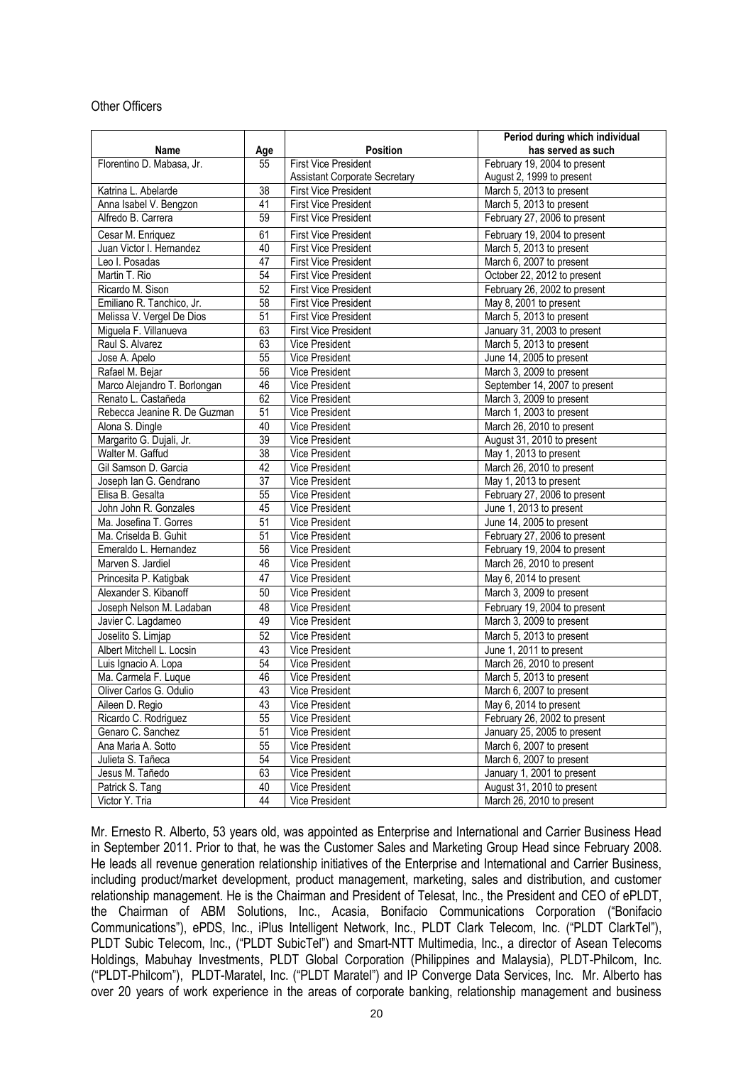Other Officers

| Name | Age | Position | Period during which individual has served as such |
|---|---|---|---|
| Florentino D. Mabasa, Jr. | 55 | First Vice President<br>Assistant Corporate Secretary | February 19, 2004 to present<br>August 2, 1999 to present |
| Katrina L. Abelarde | 38 | First Vice President | March 5, 2013 to present |
| Anna Isabel V. Bengzon | 41 | First Vice President | March 5, 2013 to present |
| Alfredo B. Carrera | 59 | First Vice President | February 27, 2006 to present |
| Cesar M. Enriquez | 61 | First Vice President | February 19, 2004 to present |
| Juan Victor I. Hernandez | 40 | First Vice President | March 5, 2013 to present |
| Leo I. Posadas | 47 | First Vice President | March 6, 2007 to present |
| Martin T. Rio | 54 | First Vice President | October 22, 2012 to present |
| Ricardo M. Sison | 52 | First Vice President | February 26, 2002 to present |
| Emiliano R. Tanchico, Jr. | 58 | First Vice President | May 8, 2001 to present |
| Melissa V. Vergel De Dios | 51 | First Vice President | March 5, 2013 to present |
| Miguela F. Villanueva | 63 | First Vice President | January 31, 2003 to present |
| Raul S. Alvarez | 63 | Vice President | March 5, 2013 to present |
| Jose A. Apelo | 55 | Vice President | June 14, 2005 to present |
| Rafael M. Bejar | 56 | Vice President | March 3, 2009 to present |
| Marco Alejandro T. Borlongan | 46 | Vice President | September 14, 2007 to present |
| Renato L. Castañeda | 62 | Vice President | March 3, 2009 to present |
| Rebecca Jeanine R. De Guzman | 51 | Vice President | March 1, 2003 to present |
| Alona S. Dingle | 40 | Vice President | March 26, 2010 to present |
| Margarito G. Dujali, Jr. | 39 | Vice President | August 31, 2010 to present |
| Walter M. Gaffud | 38 | Vice President | May 1, 2013 to present |
| Gil Samson D. Garcia | 42 | Vice President | March 26, 2010 to present |
| Joseph Ian G. Gendrano | 37 | Vice President | May 1, 2013 to present |
| Elisa B. Gesalta | 55 | Vice President | February 27, 2006 to present |
| John John R. Gonzales | 45 | Vice President | June 1, 2013 to present |
| Ma. Josefina T. Gorres | 51 | Vice President | June 14, 2005 to present |
| Ma. Criselda B. Guhit | 51 | Vice President | February 27, 2006 to present |
| Emeraldo L. Hernandez | 56 | Vice President | February 19, 2004 to present |
| Marven S. Jardiel | 46 | Vice President | March 26, 2010 to present |
| Princesita P. Katigbak | 47 | Vice President | May 6, 2014 to present |
| Alexander S. Kibanoff | 50 | Vice President | March 3, 2009 to present |
| Joseph Nelson M. Ladaban | 48 | Vice President | February 19, 2004 to present |
| Javier C. Lagdameo | 49 | Vice President | March 3, 2009 to present |
| Joselito S. Limjap | 52 | Vice President | March 5, 2013 to present |
| Albert Mitchell L. Locsin | 43 | Vice President | June 1, 2011 to present |
| Luis Ignacio A. Lopa | 54 | Vice President | March 26, 2010 to present |
| Ma. Carmela F. Luque | 46 | Vice President | March 5, 2013 to present |
| Oliver Carlos G. Odulio | 43 | Vice President | March 6, 2007 to present |
| Aileen D. Regio | 43 | Vice President | May 6, 2014 to present |
| Ricardo C. Rodriguez | 55 | Vice President | February 26, 2002 to present |
| Genaro C. Sanchez | 51 | Vice President | January 25, 2005 to present |
| Ana Maria A. Sotto | 55 | Vice President | March 6, 2007 to present |
| Julieta S. Tañeca | 54 | Vice President | March 6, 2007 to present |
| Jesus M. Tañedo | 63 | Vice President | January 1, 2001 to present |
| Patrick S. Tang | 40 | Vice President | August 31, 2010 to present |
| Victor Y. Tria | 44 | Vice President | March 26, 2010 to present |

Mr. Ernesto R. Alberto, 53 years old, was appointed as Enterprise and International and Carrier Business Head in September 2011. Prior to that, he was the Customer Sales and Marketing Group Head since February 2008. He leads all revenue generation relationship initiatives of the Enterprise and International and Carrier Business, including product/market development, product management, marketing, sales and distribution, and customer relationship management. He is the Chairman and President of Telesat, Inc., the President and CEO of ePLDT, the Chairman of ABM Solutions, Inc., Acasia, Bonifacio Communications Corporation ("Bonifacio Communications"), ePDS, Inc., iPlus Intelligent Network, Inc., PLDT Clark Telecom, Inc. ("PLDT ClarkTel"), PLDT Subic Telecom, Inc., ("PLDT SubicTel") and Smart-NTT Multimedia, Inc., a director of Asean Telecoms Holdings, Mabuhay Investments, PLDT Global Corporation (Philippines and Malaysia), PLDT-Philcom, Inc. ("PLDT-Philcom"), PLDT-Maratel, Inc. ("PLDT Maratel") and IP Converge Data Services, Inc. Mr. Alberto has over 20 years of work experience in the areas of corporate banking, relationship management and business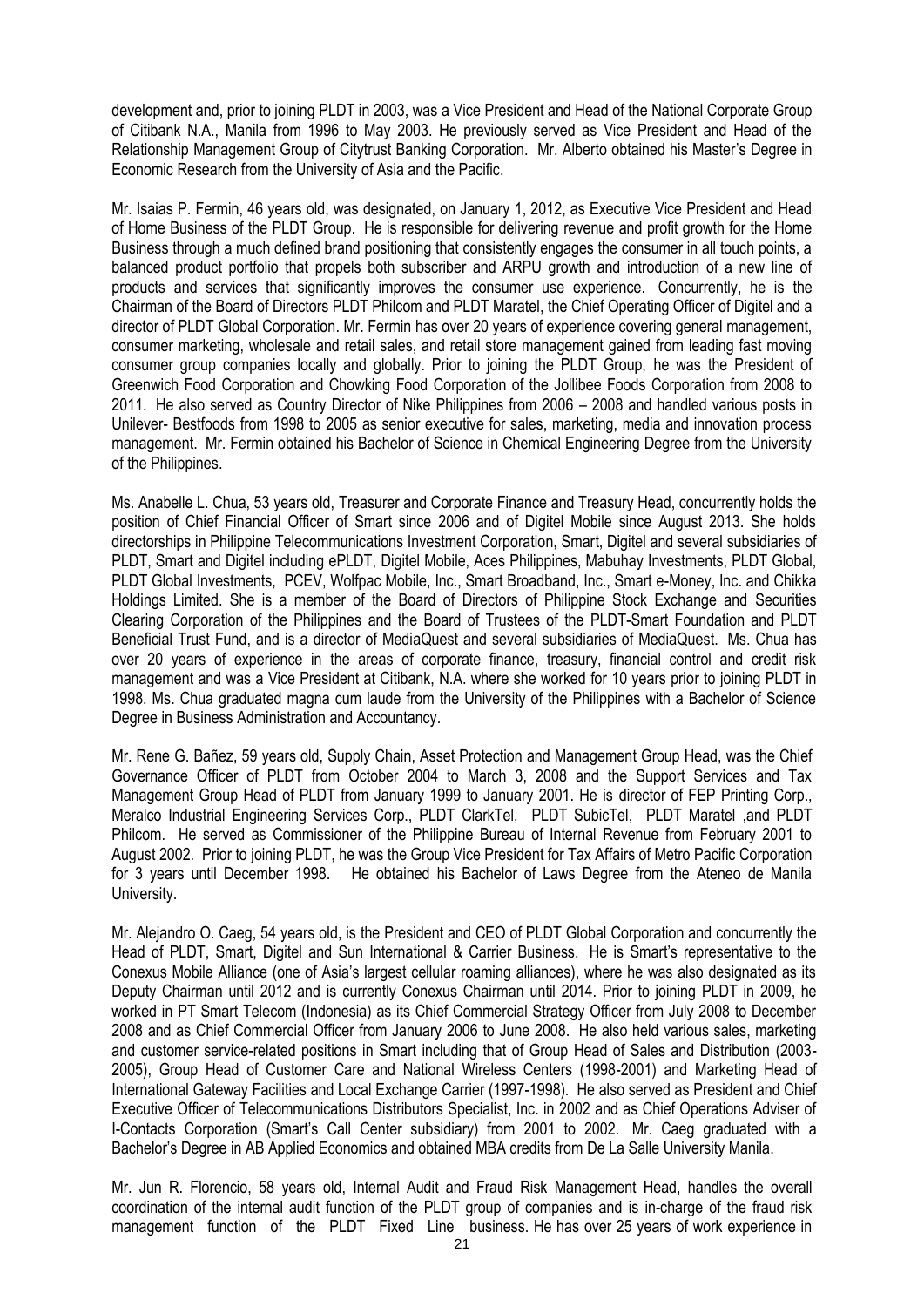development and, prior to joining PLDT in 2003, was a Vice President and Head of the National Corporate Group of Citibank N.A., Manila from 1996 to May 2003. He previously served as Vice President and Head of the Relationship Management Group of Citytrust Banking Corporation. Mr. Alberto obtained his Master's Degree in Economic Research from the University of Asia and the Pacific.

Mr. Isaias P. Fermin, 46 years old, was designated, on January 1, 2012, as Executive Vice President and Head of Home Business of the PLDT Group. He is responsible for delivering revenue and profit growth for the Home Business through a much defined brand positioning that consistently engages the consumer in all touch points, a balanced product portfolio that propels both subscriber and ARPU growth and introduction of a new line of products and services that significantly improves the consumer use experience. Concurrently, he is the Chairman of the Board of Directors PLDT Philcom and PLDT Maratel, the Chief Operating Officer of Digitel and a director of PLDT Global Corporation. Mr. Fermin has over 20 years of experience covering general management, consumer marketing, wholesale and retail sales, and retail store management gained from leading fast moving consumer group companies locally and globally. Prior to joining the PLDT Group, he was the President of Greenwich Food Corporation and Chowking Food Corporation of the Jollibee Foods Corporation from 2008 to 2011. He also served as Country Director of Nike Philippines from 2006 – 2008 and handled various posts in Unilever- Bestfoods from 1998 to 2005 as senior executive for sales, marketing, media and innovation process management. Mr. Fermin obtained his Bachelor of Science in Chemical Engineering Degree from the University of the Philippines.

Ms. Anabelle L. Chua, 53 years old, Treasurer and Corporate Finance and Treasury Head, concurrently holds the position of Chief Financial Officer of Smart since 2006 and of Digitel Mobile since August 2013. She holds directorships in Philippine Telecommunications Investment Corporation, Smart, Digitel and several subsidiaries of PLDT, Smart and Digitel including ePLDT, Digitel Mobile, Aces Philippines, Mabuhay Investments, PLDT Global, PLDT Global Investments, PCEV, Wolfpac Mobile, Inc., Smart Broadband, Inc., Smart e-Money, Inc. and Chikka Holdings Limited. She is a member of the Board of Directors of Philippine Stock Exchange and Securities Clearing Corporation of the Philippines and the Board of Trustees of the PLDT-Smart Foundation and PLDT Beneficial Trust Fund, and is a director of MediaQuest and several subsidiaries of MediaQuest. Ms. Chua has over 20 years of experience in the areas of corporate finance, treasury, financial control and credit risk management and was a Vice President at Citibank, N.A. where she worked for 10 years prior to joining PLDT in 1998. Ms. Chua graduated magna cum laude from the University of the Philippines with a Bachelor of Science Degree in Business Administration and Accountancy.

Mr. Rene G. Bañez, 59 years old, Supply Chain, Asset Protection and Management Group Head, was the Chief Governance Officer of PLDT from October 2004 to March 3, 2008 and the Support Services and Tax Management Group Head of PLDT from January 1999 to January 2001. He is director of FEP Printing Corp., Meralco Industrial Engineering Services Corp., PLDT ClarkTel, PLDT SubicTel, PLDT Maratel ,and PLDT Philcom. He served as Commissioner of the Philippine Bureau of Internal Revenue from February 2001 to August 2002. Prior to joining PLDT, he was the Group Vice President for Tax Affairs of Metro Pacific Corporation for 3 years until December 1998. He obtained his Bachelor of Laws Degree from the Ateneo de Manila University.

Mr. Alejandro O. Caeg, 54 years old, is the President and CEO of PLDT Global Corporation and concurrently the Head of PLDT, Smart, Digitel and Sun International & Carrier Business. He is Smart's representative to the Conexus Mobile Alliance (one of Asia's largest cellular roaming alliances), where he was also designated as its Deputy Chairman until 2012 and is currently Conexus Chairman until 2014. Prior to joining PLDT in 2009, he worked in PT Smart Telecom (Indonesia) as its Chief Commercial Strategy Officer from July 2008 to December 2008 and as Chief Commercial Officer from January 2006 to June 2008. He also held various sales, marketing and customer service-related positions in Smart including that of Group Head of Sales and Distribution (2003-2005), Group Head of Customer Care and National Wireless Centers (1998-2001) and Marketing Head of International Gateway Facilities and Local Exchange Carrier (1997-1998). He also served as President and Chief Executive Officer of Telecommunications Distributors Specialist, Inc. in 2002 and as Chief Operations Adviser of I-Contacts Corporation (Smart's Call Center subsidiary) from 2001 to 2002. Mr. Caeg graduated with a Bachelor's Degree in AB Applied Economics and obtained MBA credits from De La Salle University Manila.

Mr. Jun R. Florencio, 58 years old, Internal Audit and Fraud Risk Management Head, handles the overall coordination of the internal audit function of the PLDT group of companies and is in-charge of the fraud risk management function of the PLDT Fixed Line business. He has over 25 years of work experience in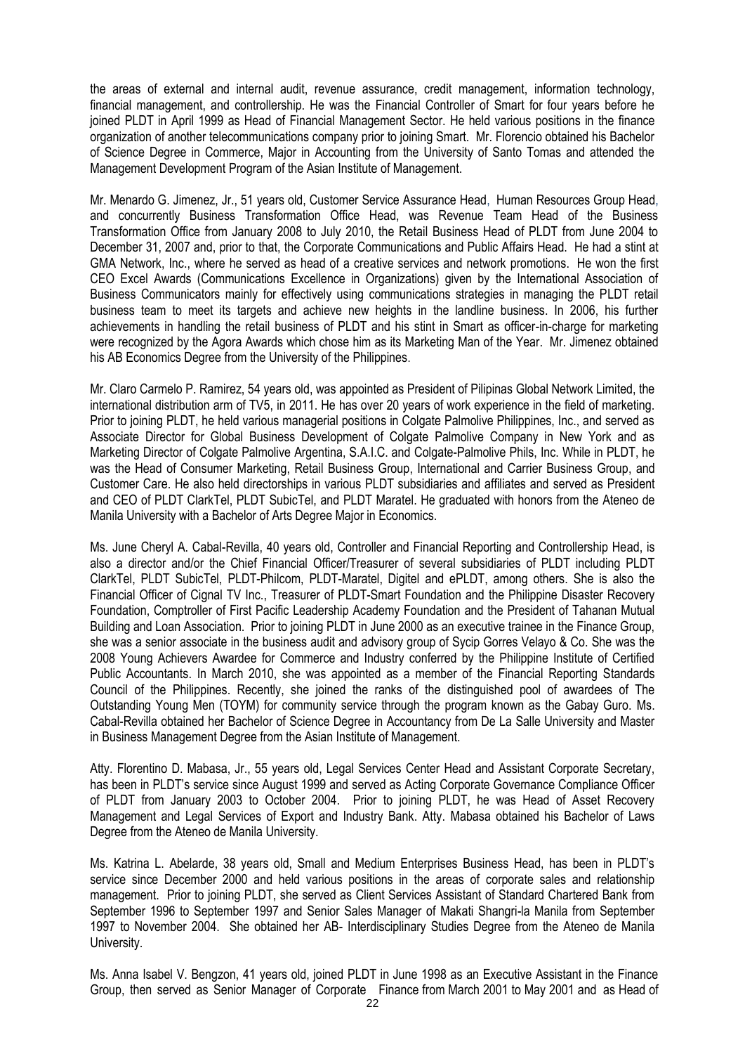the areas of external and internal audit, revenue assurance, credit management, information technology, financial management, and controllership. He was the Financial Controller of Smart for four years before he joined PLDT in April 1999 as Head of Financial Management Sector. He held various positions in the finance organization of another telecommunications company prior to joining Smart. Mr. Florencio obtained his Bachelor of Science Degree in Commerce, Major in Accounting from the University of Santo Tomas and attended the Management Development Program of the Asian Institute of Management.

Mr. Menardo G. Jimenez, Jr., 51 years old, Customer Service Assurance Head, Human Resources Group Head, and concurrently Business Transformation Office Head, was Revenue Team Head of the Business Transformation Office from January 2008 to July 2010, the Retail Business Head of PLDT from June 2004 to December 31, 2007 and, prior to that, the Corporate Communications and Public Affairs Head. He had a stint at GMA Network, Inc., where he served as head of a creative services and network promotions. He won the first CEO Excel Awards (Communications Excellence in Organizations) given by the International Association of Business Communicators mainly for effectively using communications strategies in managing the PLDT retail business team to meet its targets and achieve new heights in the landline business. In 2006, his further achievements in handling the retail business of PLDT and his stint in Smart as officer-in-charge for marketing were recognized by the Agora Awards which chose him as its Marketing Man of the Year. Mr. Jimenez obtained his AB Economics Degree from the University of the Philippines.

Mr. Claro Carmelo P. Ramirez, 54 years old, was appointed as President of Pilipinas Global Network Limited, the international distribution arm of TV5, in 2011. He has over 20 years of work experience in the field of marketing. Prior to joining PLDT, he held various managerial positions in Colgate Palmolive Philippines, Inc., and served as Associate Director for Global Business Development of Colgate Palmolive Company in New York and as Marketing Director of Colgate Palmolive Argentina, S.A.I.C. and Colgate-Palmolive Phils, Inc. While in PLDT, he was the Head of Consumer Marketing, Retail Business Group, International and Carrier Business Group, and Customer Care. He also held directorships in various PLDT subsidiaries and affiliates and served as President and CEO of PLDT ClarkTel, PLDT SubicTel, and PLDT Maratel. He graduated with honors from the Ateneo de Manila University with a Bachelor of Arts Degree Major in Economics.

Ms. June Cheryl A. Cabal-Revilla, 40 years old, Controller and Financial Reporting and Controllership Head, is also a director and/or the Chief Financial Officer/Treasurer of several subsidiaries of PLDT including PLDT ClarkTel, PLDT SubicTel, PLDT-Philcom, PLDT-Maratel, Digitel and ePLDT, among others. She is also the Financial Officer of Cignal TV Inc., Treasurer of PLDT-Smart Foundation and the Philippine Disaster Recovery Foundation, Comptroller of First Pacific Leadership Academy Foundation and the President of Tahanan Mutual Building and Loan Association. Prior to joining PLDT in June 2000 as an executive trainee in the Finance Group, she was a senior associate in the business audit and advisory group of Sycip Gorres Velayo & Co. She was the 2008 Young Achievers Awardee for Commerce and Industry conferred by the Philippine Institute of Certified Public Accountants. In March 2010, she was appointed as a member of the Financial Reporting Standards Council of the Philippines. Recently, she joined the ranks of the distinguished pool of awardees of The Outstanding Young Men (TOYM) for community service through the program known as the Gabay Guro. Ms. Cabal-Revilla obtained her Bachelor of Science Degree in Accountancy from De La Salle University and Master in Business Management Degree from the Asian Institute of Management.

Atty. Florentino D. Mabasa, Jr., 55 years old, Legal Services Center Head and Assistant Corporate Secretary, has been in PLDT's service since August 1999 and served as Acting Corporate Governance Compliance Officer of PLDT from January 2003 to October 2004. Prior to joining PLDT, he was Head of Asset Recovery Management and Legal Services of Export and Industry Bank. Atty. Mabasa obtained his Bachelor of Laws Degree from the Ateneo de Manila University.

Ms. Katrina L. Abelarde, 38 years old, Small and Medium Enterprises Business Head, has been in PLDT's service since December 2000 and held various positions in the areas of corporate sales and relationship management. Prior to joining PLDT, she served as Client Services Assistant of Standard Chartered Bank from September 1996 to September 1997 and Senior Sales Manager of Makati Shangri-la Manila from September 1997 to November 2004. She obtained her AB- Interdisciplinary Studies Degree from the Ateneo de Manila University.

Ms. Anna Isabel V. Bengzon, 41 years old, joined PLDT in June 1998 as an Executive Assistant in the Finance Group, then served as Senior Manager of Corporate Finance from March 2001 to May 2001 and as Head of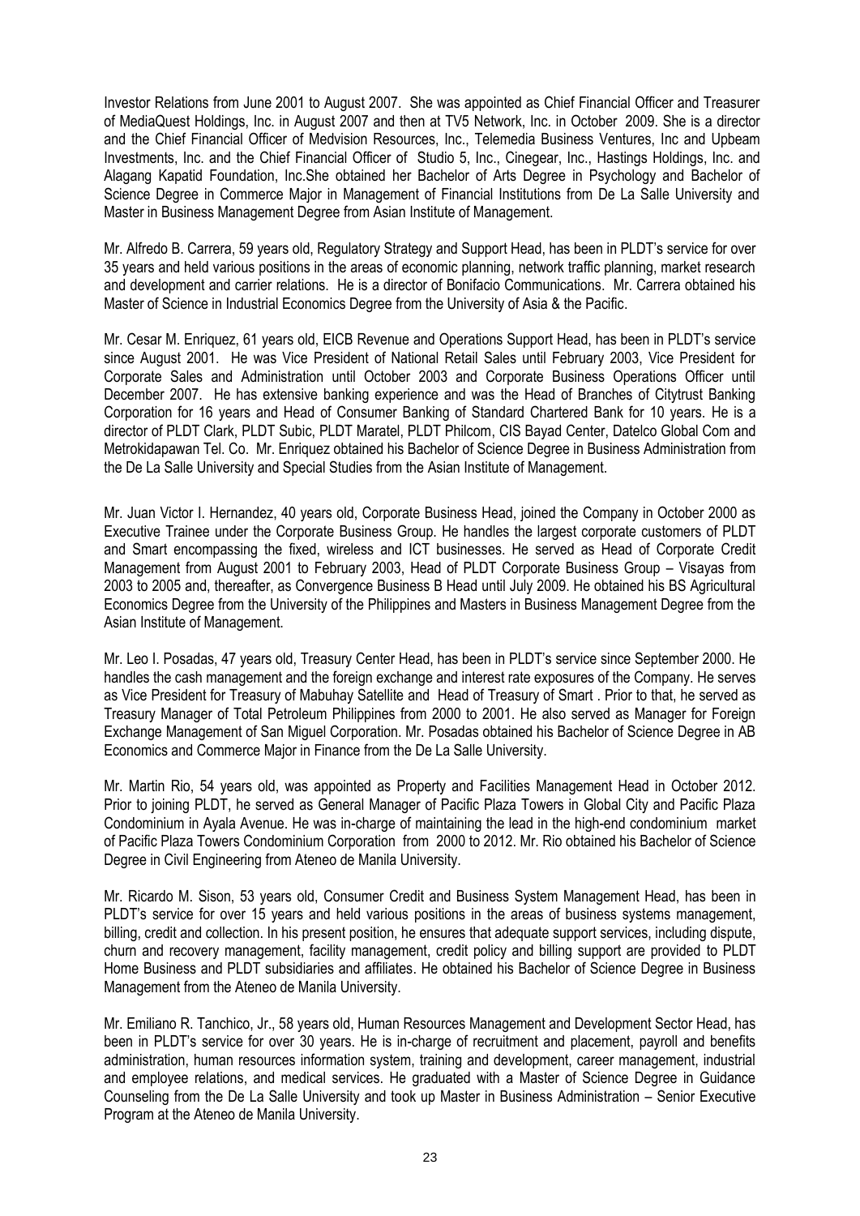Investor Relations from June 2001 to August 2007. She was appointed as Chief Financial Officer and Treasurer of MediaQuest Holdings, Inc. in August 2007 and then at TV5 Network, Inc. in October 2009. She is a director and the Chief Financial Officer of Medvision Resources, Inc., Telemedia Business Ventures, Inc and Upbeam Investments, Inc. and the Chief Financial Officer of Studio 5, Inc., Cinegear, Inc., Hastings Holdings, Inc. and Alagang Kapatid Foundation, Inc.She obtained her Bachelor of Arts Degree in Psychology and Bachelor of Science Degree in Commerce Major in Management of Financial Institutions from De La Salle University and Master in Business Management Degree from Asian Institute of Management.

Mr. Alfredo B. Carrera, 59 years old, Regulatory Strategy and Support Head, has been in PLDT's service for over 35 years and held various positions in the areas of economic planning, network traffic planning, market research and development and carrier relations. He is a director of Bonifacio Communications. Mr. Carrera obtained his Master of Science in Industrial Economics Degree from the University of Asia & the Pacific.

Mr. Cesar M. Enriquez, 61 years old, EICB Revenue and Operations Support Head, has been in PLDT's service since August 2001. He was Vice President of National Retail Sales until February 2003, Vice President for Corporate Sales and Administration until October 2003 and Corporate Business Operations Officer until December 2007. He has extensive banking experience and was the Head of Branches of Citytrust Banking Corporation for 16 years and Head of Consumer Banking of Standard Chartered Bank for 10 years. He is a director of PLDT Clark, PLDT Subic, PLDT Maratel, PLDT Philcom, CIS Bayad Center, Datelco Global Com and Metrokidapawan Tel. Co. Mr. Enriquez obtained his Bachelor of Science Degree in Business Administration from the De La Salle University and Special Studies from the Asian Institute of Management.

Mr. Juan Victor I. Hernandez, 40 years old, Corporate Business Head, joined the Company in October 2000 as Executive Trainee under the Corporate Business Group. He handles the largest corporate customers of PLDT and Smart encompassing the fixed, wireless and ICT businesses. He served as Head of Corporate Credit Management from August 2001 to February 2003, Head of PLDT Corporate Business Group – Visayas from 2003 to 2005 and, thereafter, as Convergence Business B Head until July 2009. He obtained his BS Agricultural Economics Degree from the University of the Philippines and Masters in Business Management Degree from the Asian Institute of Management.

Mr. Leo I. Posadas, 47 years old, Treasury Center Head, has been in PLDT's service since September 2000. He handles the cash management and the foreign exchange and interest rate exposures of the Company. He serves as Vice President for Treasury of Mabuhay Satellite and Head of Treasury of Smart . Prior to that, he served as Treasury Manager of Total Petroleum Philippines from 2000 to 2001. He also served as Manager for Foreign Exchange Management of San Miguel Corporation. Mr. Posadas obtained his Bachelor of Science Degree in AB Economics and Commerce Major in Finance from the De La Salle University.

Mr. Martin Rio, 54 years old, was appointed as Property and Facilities Management Head in October 2012. Prior to joining PLDT, he served as General Manager of Pacific Plaza Towers in Global City and Pacific Plaza Condominium in Ayala Avenue. He was in-charge of maintaining the lead in the high-end condominium market of Pacific Plaza Towers Condominium Corporation from 2000 to 2012. Mr. Rio obtained his Bachelor of Science Degree in Civil Engineering from Ateneo de Manila University.

Mr. Ricardo M. Sison, 53 years old, Consumer Credit and Business System Management Head, has been in PLDT's service for over 15 years and held various positions in the areas of business systems management, billing, credit and collection. In his present position, he ensures that adequate support services, including dispute, churn and recovery management, facility management, credit policy and billing support are provided to PLDT Home Business and PLDT subsidiaries and affiliates. He obtained his Bachelor of Science Degree in Business Management from the Ateneo de Manila University.

Mr. Emiliano R. Tanchico, Jr., 58 years old, Human Resources Management and Development Sector Head, has been in PLDT's service for over 30 years. He is in-charge of recruitment and placement, payroll and benefits administration, human resources information system, training and development, career management, industrial and employee relations, and medical services. He graduated with a Master of Science Degree in Guidance Counseling from the De La Salle University and took up Master in Business Administration – Senior Executive Program at the Ateneo de Manila University.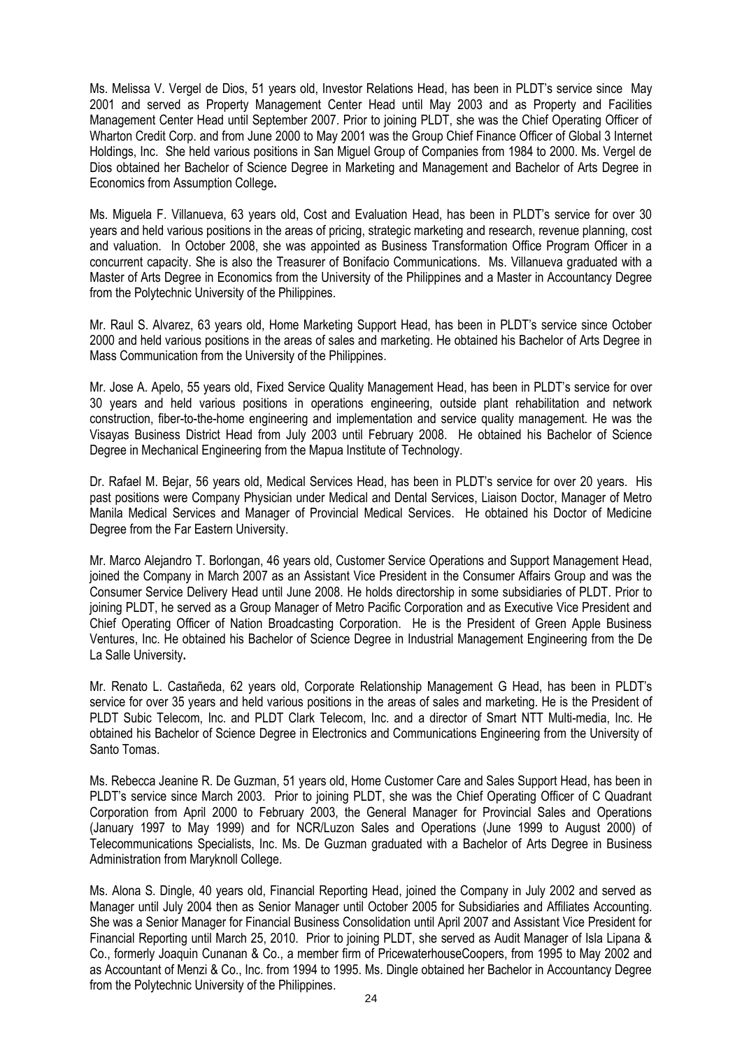Ms. Melissa V. Vergel de Dios, 51 years old, Investor Relations Head, has been in PLDT's service since May 2001 and served as Property Management Center Head until May 2003 and as Property and Facilities Management Center Head until September 2007. Prior to joining PLDT, she was the Chief Operating Officer of Wharton Credit Corp. and from June 2000 to May 2001 was the Group Chief Finance Officer of Global 3 Internet Holdings, Inc. She held various positions in San Miguel Group of Companies from 1984 to 2000. Ms. Vergel de Dios obtained her Bachelor of Science Degree in Marketing and Management and Bachelor of Arts Degree in Economics from Assumption College.

Ms. Miguela F. Villanueva, 63 years old, Cost and Evaluation Head, has been in PLDT's service for over 30 years and held various positions in the areas of pricing, strategic marketing and research, revenue planning, cost and valuation. In October 2008, she was appointed as Business Transformation Office Program Officer in a concurrent capacity. She is also the Treasurer of Bonifacio Communications. Ms. Villanueva graduated with a Master of Arts Degree in Economics from the University of the Philippines and a Master in Accountancy Degree from the Polytechnic University of the Philippines.

Mr. Raul S. Alvarez, 63 years old, Home Marketing Support Head, has been in PLDT's service since October 2000 and held various positions in the areas of sales and marketing. He obtained his Bachelor of Arts Degree in Mass Communication from the University of the Philippines.

Mr. Jose A. Apelo, 55 years old, Fixed Service Quality Management Head, has been in PLDT's service for over 30 years and held various positions in operations engineering, outside plant rehabilitation and network construction, fiber-to-the-home engineering and implementation and service quality management. He was the Visayas Business District Head from July 2003 until February 2008. He obtained his Bachelor of Science Degree in Mechanical Engineering from the Mapua Institute of Technology.

Dr. Rafael M. Bejar, 56 years old, Medical Services Head, has been in PLDT's service for over 20 years. His past positions were Company Physician under Medical and Dental Services, Liaison Doctor, Manager of Metro Manila Medical Services and Manager of Provincial Medical Services. He obtained his Doctor of Medicine Degree from the Far Eastern University.

Mr. Marco Alejandro T. Borlongan, 46 years old, Customer Service Operations and Support Management Head, joined the Company in March 2007 as an Assistant Vice President in the Consumer Affairs Group and was the Consumer Service Delivery Head until June 2008. He holds directorship in some subsidiaries of PLDT. Prior to joining PLDT, he served as a Group Manager of Metro Pacific Corporation and as Executive Vice President and Chief Operating Officer of Nation Broadcasting Corporation. He is the President of Green Apple Business Ventures, Inc. He obtained his Bachelor of Science Degree in Industrial Management Engineering from the De La Salle University.

Mr. Renato L. Castañeda, 62 years old, Corporate Relationship Management G Head, has been in PLDT's service for over 35 years and held various positions in the areas of sales and marketing. He is the President of PLDT Subic Telecom, Inc. and PLDT Clark Telecom, Inc. and a director of Smart NTT Multi-media, Inc. He obtained his Bachelor of Science Degree in Electronics and Communications Engineering from the University of Santo Tomas.

Ms. Rebecca Jeanine R. De Guzman, 51 years old, Home Customer Care and Sales Support Head, has been in PLDT's service since March 2003. Prior to joining PLDT, she was the Chief Operating Officer of C Quadrant Corporation from April 2000 to February 2003, the General Manager for Provincial Sales and Operations (January 1997 to May 1999) and for NCR/Luzon Sales and Operations (June 1999 to August 2000) of Telecommunications Specialists, Inc. Ms. De Guzman graduated with a Bachelor of Arts Degree in Business Administration from Maryknoll College.

Ms. Alona S. Dingle, 40 years old, Financial Reporting Head, joined the Company in July 2002 and served as Manager until July 2004 then as Senior Manager until October 2005 for Subsidiaries and Affiliates Accounting. She was a Senior Manager for Financial Business Consolidation until April 2007 and Assistant Vice President for Financial Reporting until March 25, 2010. Prior to joining PLDT, she served as Audit Manager of Isla Lipana & Co., formerly Joaquin Cunanan & Co., a member firm of PricewaterhouseCoopers, from 1995 to May 2002 and as Accountant of Menzi & Co., Inc. from 1994 to 1995. Ms. Dingle obtained her Bachelor in Accountancy Degree from the Polytechnic University of the Philippines.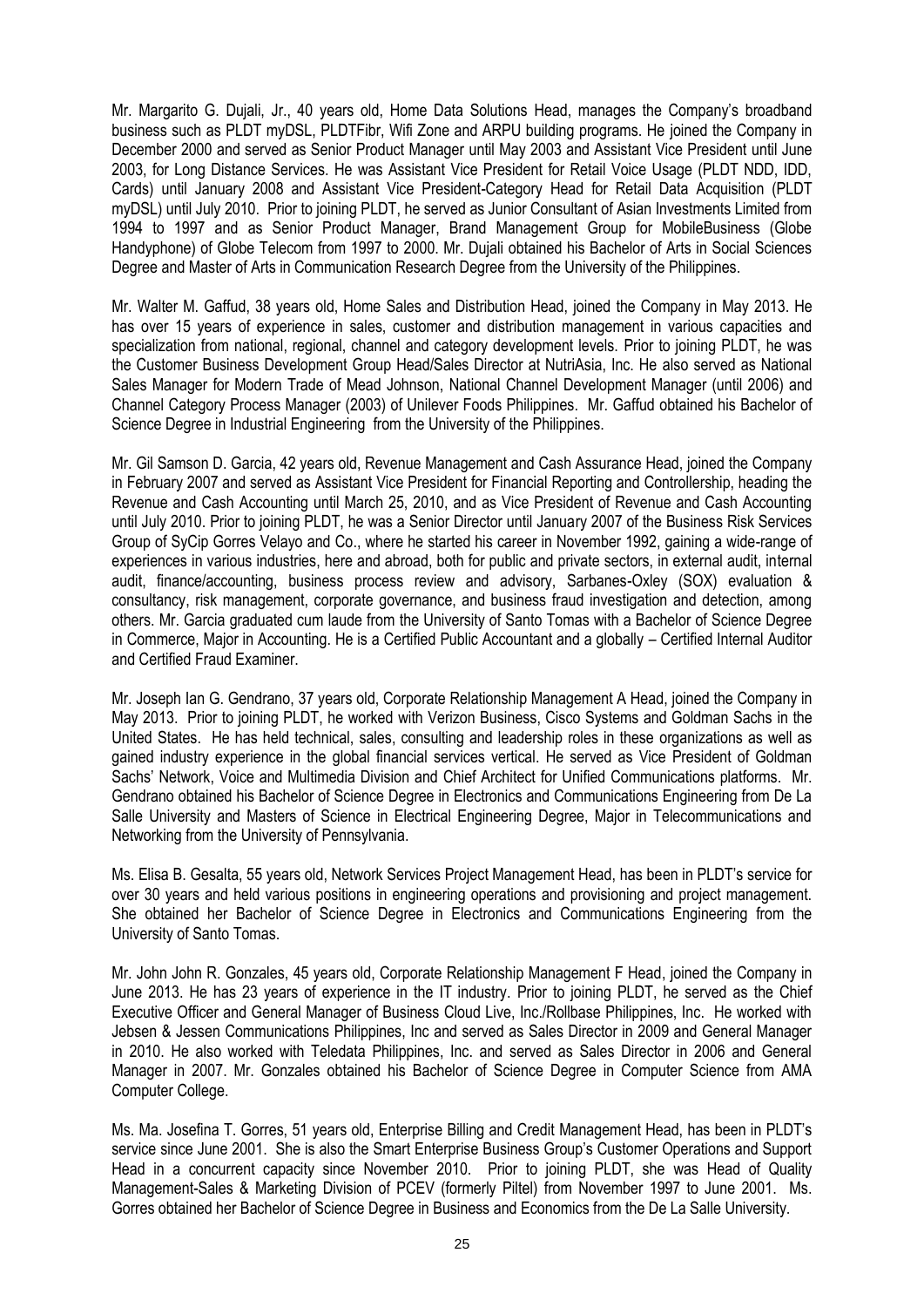Mr. Margarito G. Dujali, Jr., 40 years old, Home Data Solutions Head, manages the Company's broadband business such as PLDT myDSL, PLDTFibr, Wifi Zone and ARPU building programs. He joined the Company in December 2000 and served as Senior Product Manager until May 2003 and Assistant Vice President until June 2003, for Long Distance Services. He was Assistant Vice President for Retail Voice Usage (PLDT NDD, IDD, Cards) until January 2008 and Assistant Vice President-Category Head for Retail Data Acquisition (PLDT myDSL) until July 2010. Prior to joining PLDT, he served as Junior Consultant of Asian Investments Limited from 1994 to 1997 and as Senior Product Manager, Brand Management Group for MobileBusiness (Globe Handyphone) of Globe Telecom from 1997 to 2000. Mr. Dujali obtained his Bachelor of Arts in Social Sciences Degree and Master of Arts in Communication Research Degree from the University of the Philippines.

Mr. Walter M. Gaffud, 38 years old, Home Sales and Distribution Head, joined the Company in May 2013. He has over 15 years of experience in sales, customer and distribution management in various capacities and specialization from national, regional, channel and category development levels. Prior to joining PLDT, he was the Customer Business Development Group Head/Sales Director at NutriAsia, Inc. He also served as National Sales Manager for Modern Trade of Mead Johnson, National Channel Development Manager (until 2006) and Channel Category Process Manager (2003) of Unilever Foods Philippines. Mr. Gaffud obtained his Bachelor of Science Degree in Industrial Engineering from the University of the Philippines.

Mr. Gil Samson D. Garcia, 42 years old, Revenue Management and Cash Assurance Head, joined the Company in February 2007 and served as Assistant Vice President for Financial Reporting and Controllership, heading the Revenue and Cash Accounting until March 25, 2010, and as Vice President of Revenue and Cash Accounting until July 2010. Prior to joining PLDT, he was a Senior Director until January 2007 of the Business Risk Services Group of SyCip Gorres Velayo and Co., where he started his career in November 1992, gaining a wide-range of experiences in various industries, here and abroad, both for public and private sectors, in external audit, internal audit, finance/accounting, business process review and advisory, Sarbanes-Oxley (SOX) evaluation & consultancy, risk management, corporate governance, and business fraud investigation and detection, among others. Mr. Garcia graduated cum laude from the University of Santo Tomas with a Bachelor of Science Degree in Commerce, Major in Accounting. He is a Certified Public Accountant and a globally – Certified Internal Auditor and Certified Fraud Examiner.

Mr. Joseph Ian G. Gendrano, 37 years old, Corporate Relationship Management A Head, joined the Company in May 2013. Prior to joining PLDT, he worked with Verizon Business, Cisco Systems and Goldman Sachs in the United States. He has held technical, sales, consulting and leadership roles in these organizations as well as gained industry experience in the global financial services vertical. He served as Vice President of Goldman Sachs' Network, Voice and Multimedia Division and Chief Architect for Unified Communications platforms. Mr. Gendrano obtained his Bachelor of Science Degree in Electronics and Communications Engineering from De La Salle University and Masters of Science in Electrical Engineering Degree, Major in Telecommunications and Networking from the University of Pennsylvania.

Ms. Elisa B. Gesalta, 55 years old, Network Services Project Management Head, has been in PLDT's service for over 30 years and held various positions in engineering operations and provisioning and project management. She obtained her Bachelor of Science Degree in Electronics and Communications Engineering from the University of Santo Tomas.

Mr. John John R. Gonzales, 45 years old, Corporate Relationship Management F Head, joined the Company in June 2013. He has 23 years of experience in the IT industry. Prior to joining PLDT, he served as the Chief Executive Officer and General Manager of Business Cloud Live, Inc./Rollbase Philippines, Inc. He worked with Jebsen & Jessen Communications Philippines, Inc and served as Sales Director in 2009 and General Manager in 2010. He also worked with Teledata Philippines, Inc. and served as Sales Director in 2006 and General Manager in 2007. Mr. Gonzales obtained his Bachelor of Science Degree in Computer Science from AMA Computer College.

Ms. Ma. Josefina T. Gorres, 51 years old, Enterprise Billing and Credit Management Head, has been in PLDT's service since June 2001. She is also the Smart Enterprise Business Group's Customer Operations and Support Head in a concurrent capacity since November 2010. Prior to joining PLDT, she was Head of Quality Management-Sales & Marketing Division of PCEV (formerly Piltel) from November 1997 to June 2001. Ms. Gorres obtained her Bachelor of Science Degree in Business and Economics from the De La Salle University.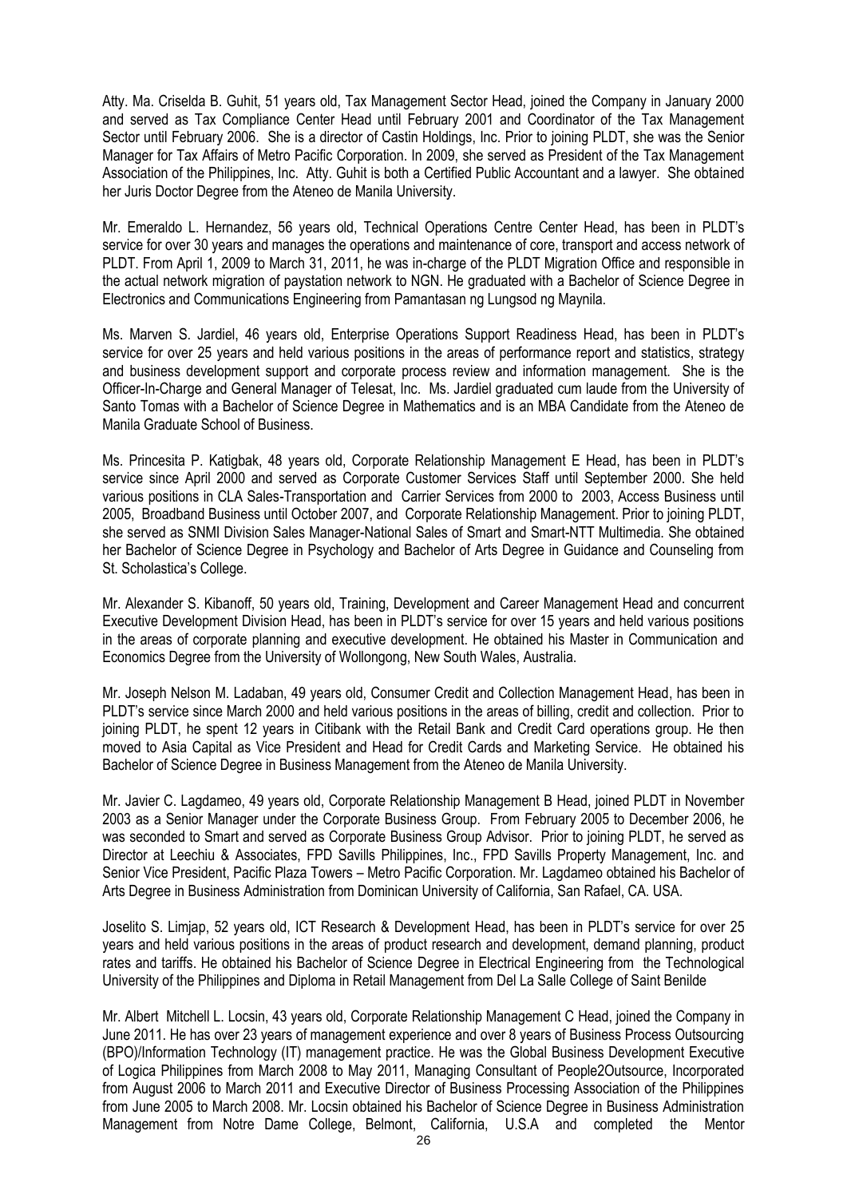Atty. Ma. Criselda B. Guhit, 51 years old, Tax Management Sector Head, joined the Company in January 2000 and served as Tax Compliance Center Head until February 2001 and Coordinator of the Tax Management Sector until February 2006. She is a director of Castin Holdings, Inc. Prior to joining PLDT, she was the Senior Manager for Tax Affairs of Metro Pacific Corporation. In 2009, she served as President of the Tax Management Association of the Philippines, Inc. Atty. Guhit is both a Certified Public Accountant and a lawyer. She obtained her Juris Doctor Degree from the Ateneo de Manila University.

Mr. Emeraldo L. Hernandez, 56 years old, Technical Operations Centre Center Head, has been in PLDT's service for over 30 years and manages the operations and maintenance of core, transport and access network of PLDT. From April 1, 2009 to March 31, 2011, he was in-charge of the PLDT Migration Office and responsible in the actual network migration of paystation network to NGN. He graduated with a Bachelor of Science Degree in Electronics and Communications Engineering from Pamantasan ng Lungsod ng Maynila.

Ms. Marven S. Jardiel, 46 years old, Enterprise Operations Support Readiness Head, has been in PLDT's service for over 25 years and held various positions in the areas of performance report and statistics, strategy and business development support and corporate process review and information management. She is the Officer-In-Charge and General Manager of Telesat, Inc. Ms. Jardiel graduated cum laude from the University of Santo Tomas with a Bachelor of Science Degree in Mathematics and is an MBA Candidate from the Ateneo de Manila Graduate School of Business.

Ms. Princesita P. Katigbak, 48 years old, Corporate Relationship Management E Head, has been in PLDT's service since April 2000 and served as Corporate Customer Services Staff until September 2000. She held various positions in CLA Sales-Transportation and Carrier Services from 2000 to 2003, Access Business until 2005, Broadband Business until October 2007, and Corporate Relationship Management. Prior to joining PLDT, she served as SNMI Division Sales Manager-National Sales of Smart and Smart-NTT Multimedia. She obtained her Bachelor of Science Degree in Psychology and Bachelor of Arts Degree in Guidance and Counseling from St. Scholastica's College.

Mr. Alexander S. Kibanoff, 50 years old, Training, Development and Career Management Head and concurrent Executive Development Division Head, has been in PLDT's service for over 15 years and held various positions in the areas of corporate planning and executive development. He obtained his Master in Communication and Economics Degree from the University of Wollongong, New South Wales, Australia.

Mr. Joseph Nelson M. Ladaban, 49 years old, Consumer Credit and Collection Management Head, has been in PLDT's service since March 2000 and held various positions in the areas of billing, credit and collection. Prior to joining PLDT, he spent 12 years in Citibank with the Retail Bank and Credit Card operations group. He then moved to Asia Capital as Vice President and Head for Credit Cards and Marketing Service. He obtained his Bachelor of Science Degree in Business Management from the Ateneo de Manila University.

Mr. Javier C. Lagdameo, 49 years old, Corporate Relationship Management B Head, joined PLDT in November 2003 as a Senior Manager under the Corporate Business Group. From February 2005 to December 2006, he was seconded to Smart and served as Corporate Business Group Advisor. Prior to joining PLDT, he served as Director at Leechiu & Associates, FPD Savills Philippines, Inc., FPD Savills Property Management, Inc. and Senior Vice President, Pacific Plaza Towers – Metro Pacific Corporation. Mr. Lagdameo obtained his Bachelor of Arts Degree in Business Administration from Dominican University of California, San Rafael, CA. USA.

Joselito S. Limjap, 52 years old, ICT Research & Development Head, has been in PLDT's service for over 25 years and held various positions in the areas of product research and development, demand planning, product rates and tariffs. He obtained his Bachelor of Science Degree in Electrical Engineering from the Technological University of the Philippines and Diploma in Retail Management from Del La Salle College of Saint Benilde

Mr. Albert Mitchell L. Locsin, 43 years old, Corporate Relationship Management C Head, joined the Company in June 2011. He has over 23 years of management experience and over 8 years of Business Process Outsourcing (BPO)/Information Technology (IT) management practice. He was the Global Business Development Executive of Logica Philippines from March 2008 to May 2011, Managing Consultant of People2Outsource, Incorporated from August 2006 to March 2011 and Executive Director of Business Processing Association of the Philippines from June 2005 to March 2008. Mr. Locsin obtained his Bachelor of Science Degree in Business Administration Management from Notre Dame College, Belmont, California, U.S.A and completed the Mentor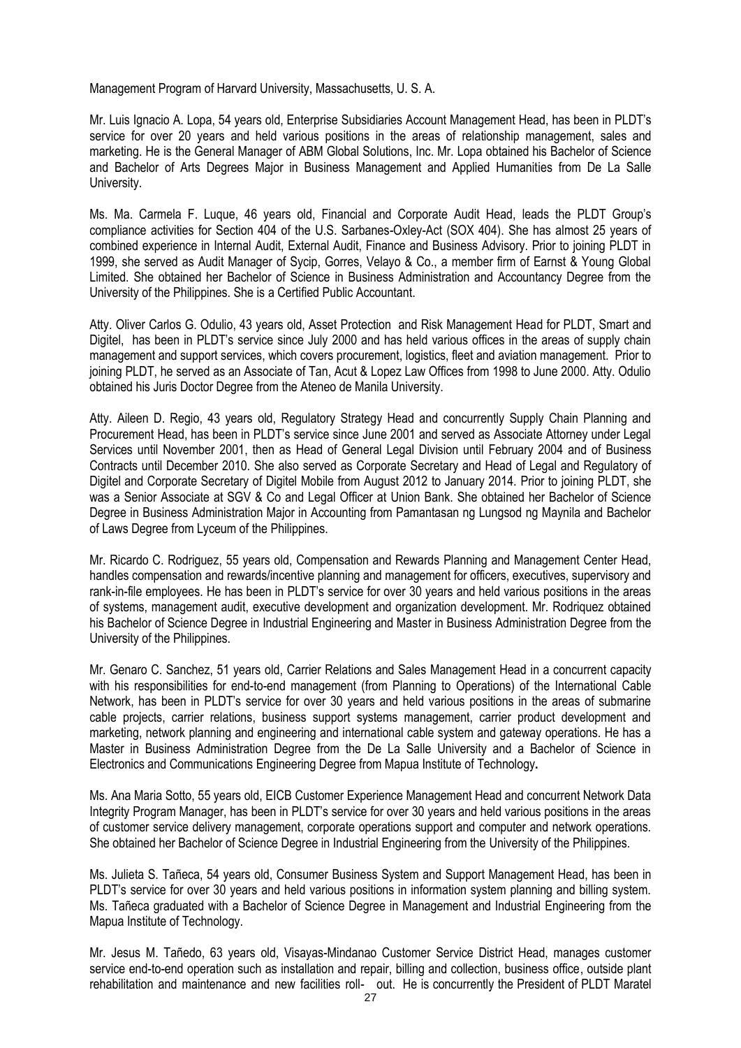Management Program of Harvard University, Massachusetts, U. S. A.

Mr. Luis Ignacio A. Lopa, 54 years old, Enterprise Subsidiaries Account Management Head, has been in PLDT's service for over 20 years and held various positions in the areas of relationship management, sales and marketing. He is the General Manager of ABM Global Solutions, Inc. Mr. Lopa obtained his Bachelor of Science and Bachelor of Arts Degrees Major in Business Management and Applied Humanities from De La Salle University.

Ms. Ma. Carmela F. Luque, 46 years old, Financial and Corporate Audit Head, leads the PLDT Group's compliance activities for Section 404 of the U.S. Sarbanes-Oxley-Act (SOX 404). She has almost 25 years of combined experience in Internal Audit, External Audit, Finance and Business Advisory. Prior to joining PLDT in 1999, she served as Audit Manager of Sycip, Gorres, Velayo & Co., a member firm of Earnst & Young Global Limited. She obtained her Bachelor of Science in Business Administration and Accountancy Degree from the University of the Philippines. She is a Certified Public Accountant.

Atty. Oliver Carlos G. Odulio, 43 years old, Asset Protection and Risk Management Head for PLDT, Smart and Digitel, has been in PLDT's service since July 2000 and has held various offices in the areas of supply chain management and support services, which covers procurement, logistics, fleet and aviation management. Prior to joining PLDT, he served as an Associate of Tan, Acut & Lopez Law Offices from 1998 to June 2000. Atty. Odulio obtained his Juris Doctor Degree from the Ateneo de Manila University.

Atty. Aileen D. Regio, 43 years old, Regulatory Strategy Head and concurrently Supply Chain Planning and Procurement Head, has been in PLDT's service since June 2001 and served as Associate Attorney under Legal Services until November 2001, then as Head of General Legal Division until February 2004 and of Business Contracts until December 2010. She also served as Corporate Secretary and Head of Legal and Regulatory of Digitel and Corporate Secretary of Digitel Mobile from August 2012 to January 2014. Prior to joining PLDT, she was a Senior Associate at SGV & Co and Legal Officer at Union Bank. She obtained her Bachelor of Science Degree in Business Administration Major in Accounting from Pamantasan ng Lungsod ng Maynila and Bachelor of Laws Degree from Lyceum of the Philippines.

Mr. Ricardo C. Rodriguez, 55 years old, Compensation and Rewards Planning and Management Center Head, handles compensation and rewards/incentive planning and management for officers, executives, supervisory and rank-in-file employees. He has been in PLDT's service for over 30 years and held various positions in the areas of systems, management audit, executive development and organization development. Mr. Rodriquez obtained his Bachelor of Science Degree in Industrial Engineering and Master in Business Administration Degree from the University of the Philippines.

Mr. Genaro C. Sanchez, 51 years old, Carrier Relations and Sales Management Head in a concurrent capacity with his responsibilities for end-to-end management (from Planning to Operations) of the International Cable Network, has been in PLDT's service for over 30 years and held various positions in the areas of submarine cable projects, carrier relations, business support systems management, carrier product development and marketing, network planning and engineering and international cable system and gateway operations. He has a Master in Business Administration Degree from the De La Salle University and a Bachelor of Science in Electronics and Communications Engineering Degree from Mapua Institute of Technology**.**

Ms. Ana Maria Sotto, 55 years old, EICB Customer Experience Management Head and concurrent Network Data Integrity Program Manager, has been in PLDT's service for over 30 years and held various positions in the areas of customer service delivery management, corporate operations support and computer and network operations. She obtained her Bachelor of Science Degree in Industrial Engineering from the University of the Philippines.

Ms. Julieta S. Tañeca, 54 years old, Consumer Business System and Support Management Head, has been in PLDT's service for over 30 years and held various positions in information system planning and billing system. Ms. Tañeca graduated with a Bachelor of Science Degree in Management and Industrial Engineering from the Mapua Institute of Technology.

Mr. Jesus M. Tañedo, 63 years old, Visayas-Mindanao Customer Service District Head, manages customer service end-to-end operation such as installation and repair, billing and collection, business office, outside plant rehabilitation and maintenance and new facilities roll- out. He is concurrently the President of PLDT Maratel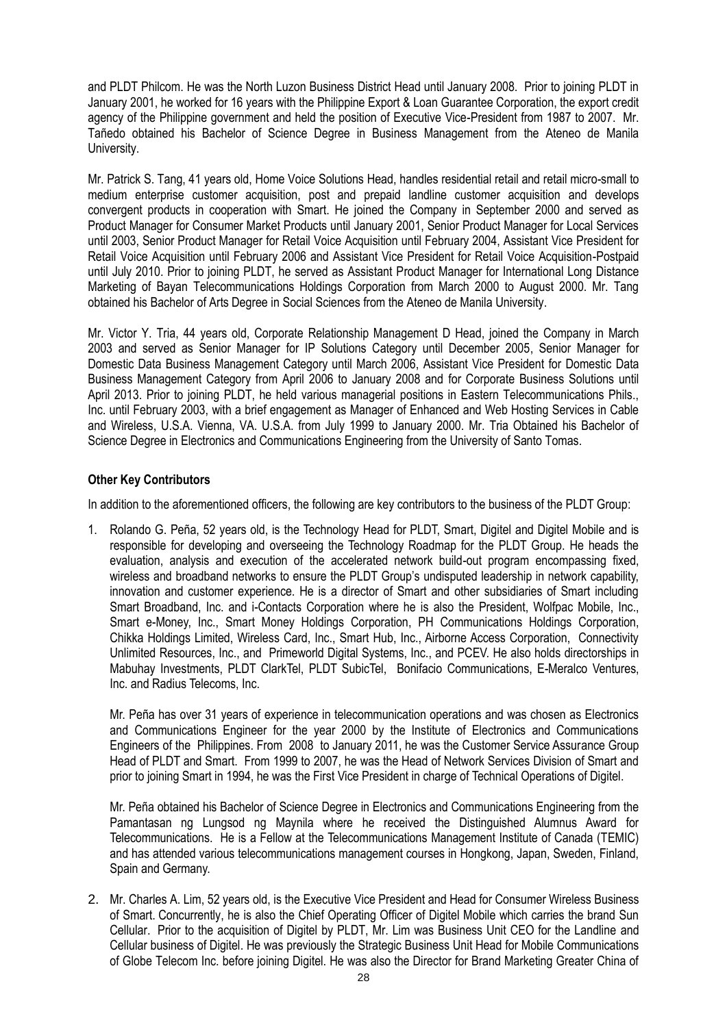and PLDT Philcom. He was the North Luzon Business District Head until January 2008. Prior to joining PLDT in January 2001, he worked for 16 years with the Philippine Export & Loan Guarantee Corporation, the export credit agency of the Philippine government and held the position of Executive Vice-President from 1987 to 2007. Mr. Tañedo obtained his Bachelor of Science Degree in Business Management from the Ateneo de Manila University.

Mr. Patrick S. Tang, 41 years old, Home Voice Solutions Head, handles residential retail and retail micro-small to medium enterprise customer acquisition, post and prepaid landline customer acquisition and develops convergent products in cooperation with Smart. He joined the Company in September 2000 and served as Product Manager for Consumer Market Products until January 2001, Senior Product Manager for Local Services until 2003, Senior Product Manager for Retail Voice Acquisition until February 2004, Assistant Vice President for Retail Voice Acquisition until February 2006 and Assistant Vice President for Retail Voice Acquisition-Postpaid until July 2010. Prior to joining PLDT, he served as Assistant Product Manager for International Long Distance Marketing of Bayan Telecommunications Holdings Corporation from March 2000 to August 2000. Mr. Tang obtained his Bachelor of Arts Degree in Social Sciences from the Ateneo de Manila University.

Mr. Victor Y. Tria, 44 years old, Corporate Relationship Management D Head, joined the Company in March 2003 and served as Senior Manager for IP Solutions Category until December 2005, Senior Manager for Domestic Data Business Management Category until March 2006, Assistant Vice President for Domestic Data Business Management Category from April 2006 to January 2008 and for Corporate Business Solutions until April 2013. Prior to joining PLDT, he held various managerial positions in Eastern Telecommunications Phils., Inc. until February 2003, with a brief engagement as Manager of Enhanced and Web Hosting Services in Cable and Wireless, U.S.A. Vienna, VA. U.S.A. from July 1999 to January 2000. Mr. Tria Obtained his Bachelor of Science Degree in Electronics and Communications Engineering from the University of Santo Tomas.

**Other Key Contributors**

In addition to the aforementioned officers, the following are key contributors to the business of the PLDT Group:

1. Rolando G. Peña, 52 years old, is the Technology Head for PLDT, Smart, Digitel and Digitel Mobile and is responsible for developing and overseeing the Technology Roadmap for the PLDT Group. He heads the evaluation, analysis and execution of the accelerated network build-out program encompassing fixed, wireless and broadband networks to ensure the PLDT Group's undisputed leadership in network capability, innovation and customer experience. He is a director of Smart and other subsidiaries of Smart including Smart Broadband, Inc. and i-Contacts Corporation where he is also the President, Wolfpac Mobile, Inc., Smart e-Money, Inc., Smart Money Holdings Corporation, PH Communications Holdings Corporation, Chikka Holdings Limited, Wireless Card, Inc., Smart Hub, Inc., Airborne Access Corporation, Connectivity Unlimited Resources, Inc., and Primeworld Digital Systems, Inc., and PCEV. He also holds directorships in Mabuhay Investments, PLDT ClarkTel, PLDT SubicTel, Bonifacio Communications, E-Meralco Ventures, Inc. and Radius Telecoms, Inc.

   Mr. Peña has over 31 years of experience in telecommunication operations and was chosen as Electronics and Communications Engineer for the year 2000 by the Institute of Electronics and Communications Engineers of the Philippines. From 2008 to January 2011, he was the Customer Service Assurance Group Head of PLDT and Smart. From 1999 to 2007, he was the Head of Network Services Division of Smart and prior to joining Smart in 1994, he was the First Vice President in charge of Technical Operations of Digitel.

   Mr. Peña obtained his Bachelor of Science Degree in Electronics and Communications Engineering from the Pamantasan ng Lungsod ng Maynila where he received the Distinguished Alumnus Award for Telecommunications. He is a Fellow at the Telecommunications Management Institute of Canada (TEMIC) and has attended various telecommunications management courses in Hongkong, Japan, Sweden, Finland, Spain and Germany.

2. Mr. Charles A. Lim, 52 years old, is the Executive Vice President and Head for Consumer Wireless Business of Smart. Concurrently, he is also the Chief Operating Officer of Digitel Mobile which carries the brand Sun Cellular. Prior to the acquisition of Digitel by PLDT, Mr. Lim was Business Unit CEO for the Landline and Cellular business of Digitel. He was previously the Strategic Business Unit Head for Mobile Communications of Globe Telecom Inc. before joining Digitel. He was also the Director for Brand Marketing Greater China of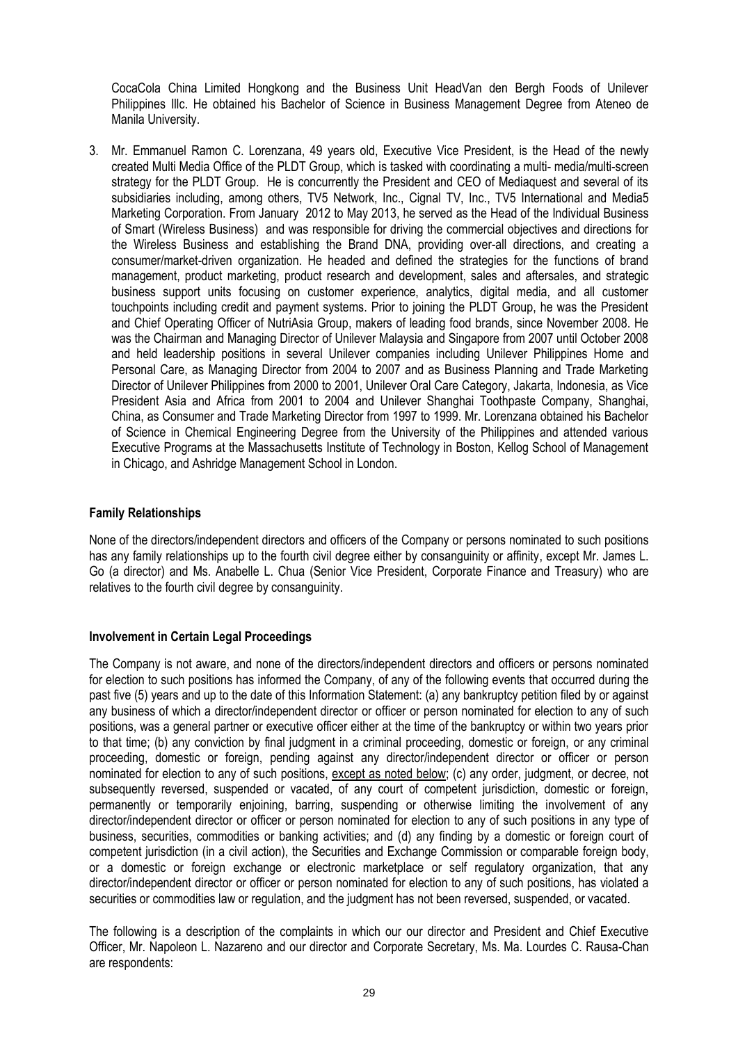CocaCola China Limited Hongkong and the Business Unit HeadVan den Bergh Foods of Unilever Philippines Illc. He obtained his Bachelor of Science in Business Management Degree from Ateneo de Manila University.

3. Mr. Emmanuel Ramon C. Lorenzana, 49 years old, Executive Vice President, is the Head of the newly created Multi Media Office of the PLDT Group, which is tasked with coordinating a multi- media/multi-screen strategy for the PLDT Group. He is concurrently the President and CEO of Mediaquest and several of its subsidiaries including, among others, TV5 Network, Inc., Cignal TV, Inc., TV5 International and Media5 Marketing Corporation. From January 2012 to May 2013, he served as the Head of the Individual Business of Smart (Wireless Business) and was responsible for driving the commercial objectives and directions for the Wireless Business and establishing the Brand DNA, providing over-all directions, and creating a consumer/market-driven organization. He headed and defined the strategies for the functions of brand management, product marketing, product research and development, sales and aftersales, and strategic business support units focusing on customer experience, analytics, digital media, and all customer touchpoints including credit and payment systems. Prior to joining the PLDT Group, he was the President and Chief Operating Officer of NutriAsia Group, makers of leading food brands, since November 2008. He was the Chairman and Managing Director of Unilever Malaysia and Singapore from 2007 until October 2008 and held leadership positions in several Unilever companies including Unilever Philippines Home and Personal Care, as Managing Director from 2004 to 2007 and as Business Planning and Trade Marketing Director of Unilever Philippines from 2000 to 2001, Unilever Oral Care Category, Jakarta, Indonesia, as Vice President Asia and Africa from 2001 to 2004 and Unilever Shanghai Toothpaste Company, Shanghai, China, as Consumer and Trade Marketing Director from 1997 to 1999. Mr. Lorenzana obtained his Bachelor of Science in Chemical Engineering Degree from the University of the Philippines and attended various Executive Programs at the Massachusetts Institute of Technology in Boston, Kellog School of Management in Chicago, and Ashridge Management School in London.

**Family Relationships**

None of the directors/independent directors and officers of the Company or persons nominated to such positions has any family relationships up to the fourth civil degree either by consanguinity or affinity, except Mr. James L. Go (a director) and Ms. Anabelle L. Chua (Senior Vice President, Corporate Finance and Treasury) who are relatives to the fourth civil degree by consanguinity.

**Involvement in Certain Legal Proceedings**

The Company is not aware, and none of the directors/independent directors and officers or persons nominated for election to such positions has informed the Company, of any of the following events that occurred during the past five (5) years and up to the date of this Information Statement: (a) any bankruptcy petition filed by or against any business of which a director/independent director or officer or person nominated for election to any of such positions, was a general partner or executive officer either at the time of the bankruptcy or within two years prior to that time; (b) any conviction by final judgment in a criminal proceeding, domestic or foreign, or any criminal proceeding, domestic or foreign, pending against any director/independent director or officer or person nominated for election to any of such positions, except as noted below; (c) any order, judgment, or decree, not subsequently reversed, suspended or vacated, of any court of competent jurisdiction, domestic or foreign, permanently or temporarily enjoining, barring, suspending or otherwise limiting the involvement of any director/independent director or officer or person nominated for election to any of such positions in any type of business, securities, commodities or banking activities; and (d) any finding by a domestic or foreign court of competent jurisdiction (in a civil action), the Securities and Exchange Commission or comparable foreign body, or a domestic or foreign exchange or electronic marketplace or self regulatory organization, that any director/independent director or officer or person nominated for election to any of such positions, has violated a securities or commodities law or regulation, and the judgment has not been reversed, suspended, or vacated.

The following is a description of the complaints in which our our director and President and Chief Executive Officer, Mr. Napoleon L. Nazareno and our director and Corporate Secretary, Ms. Ma. Lourdes C. Rausa-Chan are respondents: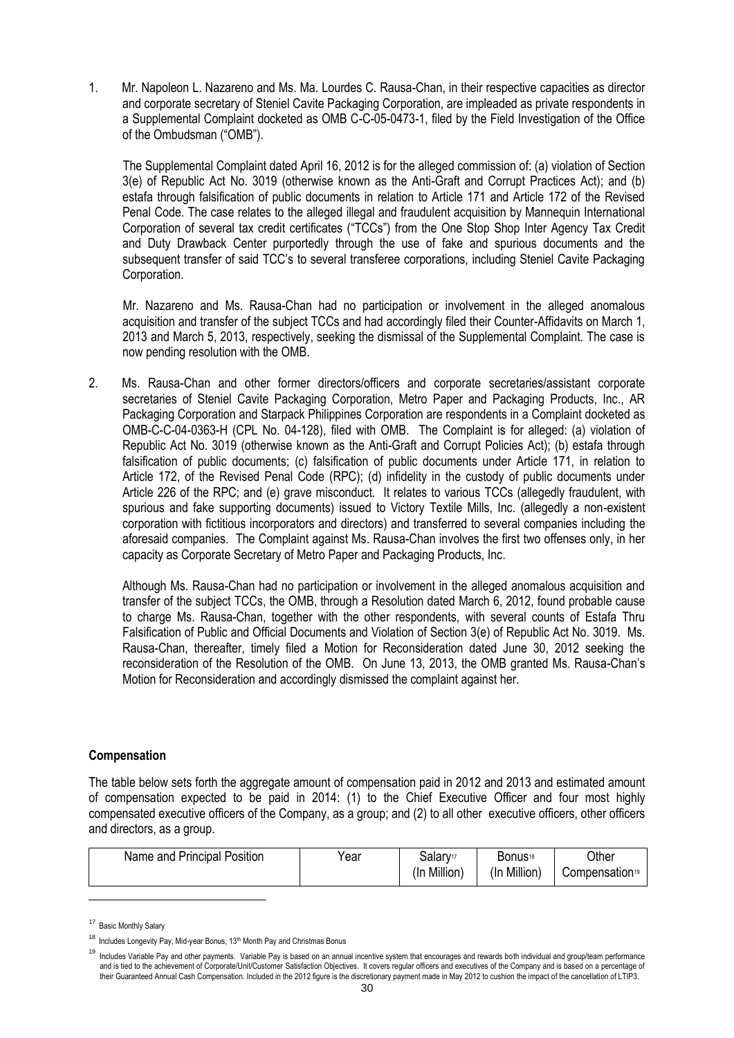1. Mr. Napoleon L. Nazareno and Ms. Ma. Lourdes C. Rausa-Chan, in their respective capacities as director and corporate secretary of Steniel Cavite Packaging Corporation, are impleaded as private respondents in a Supplemental Complaint docketed as OMB C-C-05-0473-1, filed by the Field Investigation of the Office of the Ombudsman ("OMB").

   The Supplemental Complaint dated April 16, 2012 is for the alleged commission of: (a) violation of Section 3(e) of Republic Act No. 3019 (otherwise known as the Anti-Graft and Corrupt Practices Act); and (b) estafa through falsification of public documents in relation to Article 171 and Article 172 of the Revised Penal Code. The case relates to the alleged illegal and fraudulent acquisition by Mannequin International Corporation of several tax credit certificates ("TCCs") from the One Stop Shop Inter Agency Tax Credit and Duty Drawback Center purportedly through the use of fake and spurious documents and the subsequent transfer of said TCC's to several transferee corporations, including Steniel Cavite Packaging Corporation.

   Mr. Nazareno and Ms. Rausa-Chan had no participation or involvement in the alleged anomalous acquisition and transfer of the subject TCCs and had accordingly filed their Counter-Affidavits on March 1, 2013 and March 5, 2013, respectively, seeking the dismissal of the Supplemental Complaint. The case is now pending resolution with the OMB.

2. Ms. Rausa-Chan and other former directors/officers and corporate secretaries/assistant corporate secretaries of Steniel Cavite Packaging Corporation, Metro Paper and Packaging Products, Inc., AR Packaging Corporation and Starpack Philippines Corporation are respondents in a Complaint docketed as OMB-C-C-04-0363-H (CPL No. 04-128), filed with OMB. The Complaint is for alleged: (a) violation of Republic Act No. 3019 (otherwise known as the Anti-Graft and Corrupt Policies Act); (b) estafa through falsification of public documents; (c) falsification of public documents under Article 171, in relation to Article 172, of the Revised Penal Code (RPC); (d) infidelity in the custody of public documents under Article 226 of the RPC; and (e) grave misconduct. It relates to various TCCs (allegedly fraudulent, with spurious and fake supporting documents) issued to Victory Textile Mills, Inc. (allegedly a non-existent corporation with fictitious incorporators and directors) and transferred to several companies including the aforesaid companies. The Complaint against Ms. Rausa-Chan involves the first two offenses only, in her capacity as Corporate Secretary of Metro Paper and Packaging Products, Inc.

   Although Ms. Rausa-Chan had no participation or involvement in the alleged anomalous acquisition and transfer of the subject TCCs, the OMB, through a Resolution dated March 6, 2012, found probable cause to charge Ms. Rausa-Chan, together with the other respondents, with several counts of Estafa Thru Falsification of Public and Official Documents and Violation of Section 3(e) of Republic Act No. 3019. Ms. Rausa-Chan, thereafter, timely filed a Motion for Reconsideration dated June 30, 2012 seeking the reconsideration of the Resolution of the OMB. On June 13, 2013, the OMB granted Ms. Rausa-Chan's Motion for Reconsideration and accordingly dismissed the complaint against her.

**Compensation**

The table below sets forth the aggregate amount of compensation paid in 2012 and 2013 and estimated amount of compensation expected to be paid in 2014: (1) to the Chief Executive Officer and four most highly compensated executive officers of the Company, as a group; and (2) to all other executive officers, other officers and directors, as a group.

| Name and Principal Position | Year | Salary[17] (In Million) | Bonus[18] (In Million) | Other Compensation[19] |
|---|---|---|---|---|

[17] Basic Monthly Salary

[18] Includes Longevity Pay, Mid-year Bonus, 13th Month Pay and Christmas Bonus

[19] Includes Variable Pay and other payments. Variable Pay is based on an annual incentive system that encourages and rewards both individual and group/team performance and is tied to the achievement of Corporate/Unit/Customer Satisfaction Objectives. It covers regular officers and executives of the Company and is based on a percentage of their Guaranteed Annual Cash Compensation. Included in the 2012 figure is the discretionary payment made in May 2012 to cushion the impact of the cancellation of LTIP3.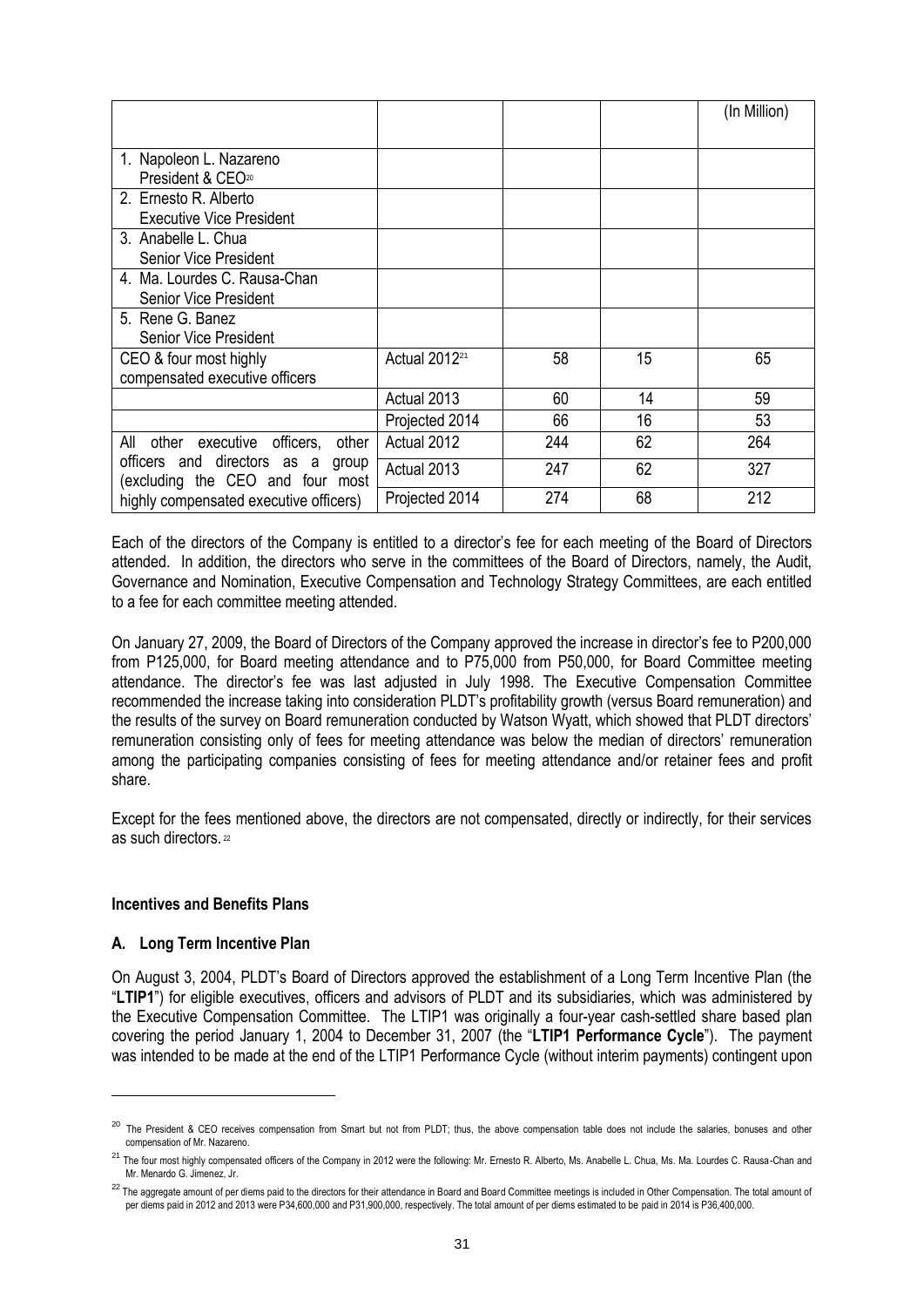| | | | | (In Million) |
|---|---|---|---|---|
| 1. Napoleon L. Nazareno President & CEO[20] | | | | |
| 2. Ernesto R. Alberto Executive Vice President | | | | |
| 3. Anabelle L. Chua Senior Vice President | | | | |
| 4. Ma. Lourdes C. Rausa-Chan Senior Vice President | | | | |
| 5. Rene G. Banez Senior Vice President | | | | |
| CEO & four most highly compensated executive officers | Actual 2012[21] | 58 | 15 | 65 |
| | Actual 2013 | 60 | 14 | 59 |
| | Projected 2014 | 66 | 16 | 53 |
| All other executive officers, other officers and directors as a group (excluding the CEO and four most highly compensated executive officers) | Actual 2012 | 244 | 62 | 264 |
| | Actual 2013 | 247 | 62 | 327 |
| | Projected 2014 | 274 | 68 | 212 |

Each of the directors of the Company is entitled to a director's fee for each meeting of the Board of Directors attended. In addition, the directors who serve in the committees of the Board of Directors, namely, the Audit, Governance and Nomination, Executive Compensation and Technology Strategy Committees, are each entitled to a fee for each committee meeting attended.

On January 27, 2009, the Board of Directors of the Company approved the increase in director's fee to P200,000 from P125,000, for Board meeting attendance and to P75,000 from P50,000, for Board Committee meeting attendance. The director's fee was last adjusted in July 1998. The Executive Compensation Committee recommended the increase taking into consideration PLDT's profitability growth (versus Board remuneration) and the results of the survey on Board remuneration conducted by Watson Wyatt, which showed that PLDT directors' remuneration consisting only of fees for meeting attendance was below the median of directors' remuneration among the participating companies consisting of fees for meeting attendance and/or retainer fees and profit share.

Except for the fees mentioned above, the directors are not compensated, directly or indirectly, for their services as such directors.[22]

**Incentives and Benefits Plans**

**A. Long Term Incentive Plan**

On August 3, 2004, PLDT's Board of Directors approved the establishment of a Long Term Incentive Plan (the "**LTIP1**") for eligible executives, officers and advisors of PLDT and its subsidiaries, which was administered by the Executive Compensation Committee. The LTIP1 was originally a four-year cash-settled share based plan covering the period January 1, 2004 to December 31, 2007 (the "**LTIP1 Performance Cycle**"). The payment was intended to be made at the end of the LTIP1 Performance Cycle (without interim payments) contingent upon

---

[20] The President & CEO receives compensation from Smart but not from PLDT; thus, the above compensation table does not include the salaries, bonuses and other compensation of Mr. Nazareno.

[21] The four most highly compensated officers of the Company in 2012 were the following: Mr. Ernesto R. Alberto, Ms. Anabelle L. Chua, Ms. Ma. Lourdes C. Rausa-Chan and Mr. Menardo G. Jimenez, Jr.

[22] The aggregate amount of per diems paid to the directors for their attendance in Board and Board Committee meetings is included in Other Compensation. The total amount of per diems paid in 2012 and 2013 were P34,600,000 and P31,900,000, respectively. The total amount of per diems estimated to be paid in 2014 is P36,400,000.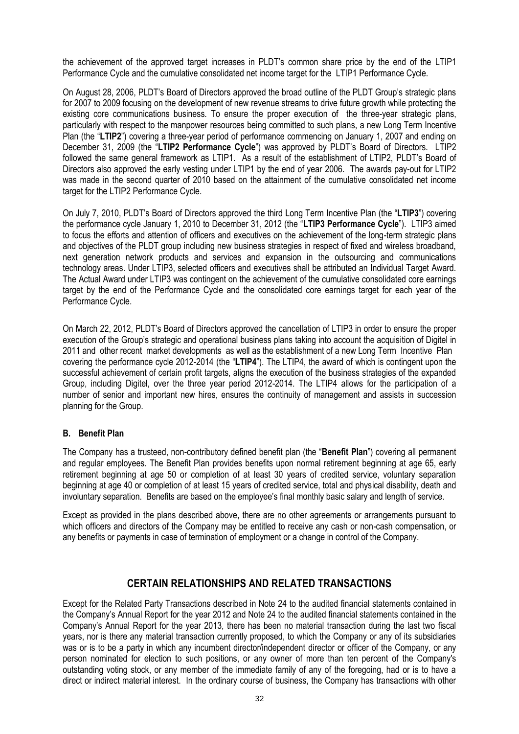the achievement of the approved target increases in PLDT's common share price by the end of the LTIP1 Performance Cycle and the cumulative consolidated net income target for the LTIP1 Performance Cycle.

On August 28, 2006, PLDT's Board of Directors approved the broad outline of the PLDT Group's strategic plans for 2007 to 2009 focusing on the development of new revenue streams to drive future growth while protecting the existing core communications business. To ensure the proper execution of the three-year strategic plans, particularly with respect to the manpower resources being committed to such plans, a new Long Term Incentive Plan (the "**LTIP2**") covering a three-year period of performance commencing on January 1, 2007 and ending on December 31, 2009 (the "**LTIP2 Performance Cycle**") was approved by PLDT's Board of Directors. LTIP2 followed the same general framework as LTIP1. As a result of the establishment of LTIP2, PLDT's Board of Directors also approved the early vesting under LTIP1 by the end of year 2006. The awards pay-out for LTIP2 was made in the second quarter of 2010 based on the attainment of the cumulative consolidated net income target for the LTIP2 Performance Cycle.

On July 7, 2010, PLDT's Board of Directors approved the third Long Term Incentive Plan (the "**LTIP3**") covering the performance cycle January 1, 2010 to December 31, 2012 (the "**LTIP3 Performance Cycle**"). LTIP3 aimed to focus the efforts and attention of officers and executives on the achievement of the long-term strategic plans and objectives of the PLDT group including new business strategies in respect of fixed and wireless broadband, next generation network products and services and expansion in the outsourcing and communications technology areas. Under LTIP3, selected officers and executives shall be attributed an Individual Target Award. The Actual Award under LTIP3 was contingent on the achievement of the cumulative consolidated core earnings target by the end of the Performance Cycle and the consolidated core earnings target for each year of the Performance Cycle.

On March 22, 2012, PLDT's Board of Directors approved the cancellation of LTIP3 in order to ensure the proper execution of the Group's strategic and operational business plans taking into account the acquisition of Digitel in 2011 and other recent market developments as well as the establishment of a new Long Term Incentive Plan covering the performance cycle 2012-2014 (the "**LTIP4**"). The LTIP4, the award of which is contingent upon the successful achievement of certain profit targets, aligns the execution of the business strategies of the expanded Group, including Digitel, over the three year period 2012-2014. The LTIP4 allows for the participation of a number of senior and important new hires, ensures the continuity of management and assists in succession planning for the Group.

### B. Benefit Plan

The Company has a trusteed, non-contributory defined benefit plan (the "**Benefit Plan**") covering all permanent and regular employees. The Benefit Plan provides benefits upon normal retirement beginning at age 65, early retirement beginning at age 50 or completion of at least 30 years of credited service, voluntary separation beginning at age 40 or completion of at least 15 years of credited service, total and physical disability, death and involuntary separation. Benefits are based on the employee's final monthly basic salary and length of service.

Except as provided in the plans described above, there are no other agreements or arrangements pursuant to which officers and directors of the Company may be entitled to receive any cash or non-cash compensation, or any benefits or payments in case of termination of employment or a change in control of the Company.

## CERTAIN RELATIONSHIPS AND RELATED TRANSACTIONS

Except for the Related Party Transactions described in Note 24 to the audited financial statements contained in the Company's Annual Report for the year 2012 and Note 24 to the audited financial statements contained in the Company's Annual Report for the year 2013, there has been no material transaction during the last two fiscal years, nor is there any material transaction currently proposed, to which the Company or any of its subsidiaries was or is to be a party in which any incumbent director/independent director or officer of the Company, or any person nominated for election to such positions, or any owner of more than ten percent of the Company's outstanding voting stock, or any member of the immediate family of any of the foregoing, had or is to have a direct or indirect material interest. In the ordinary course of business, the Company has transactions with other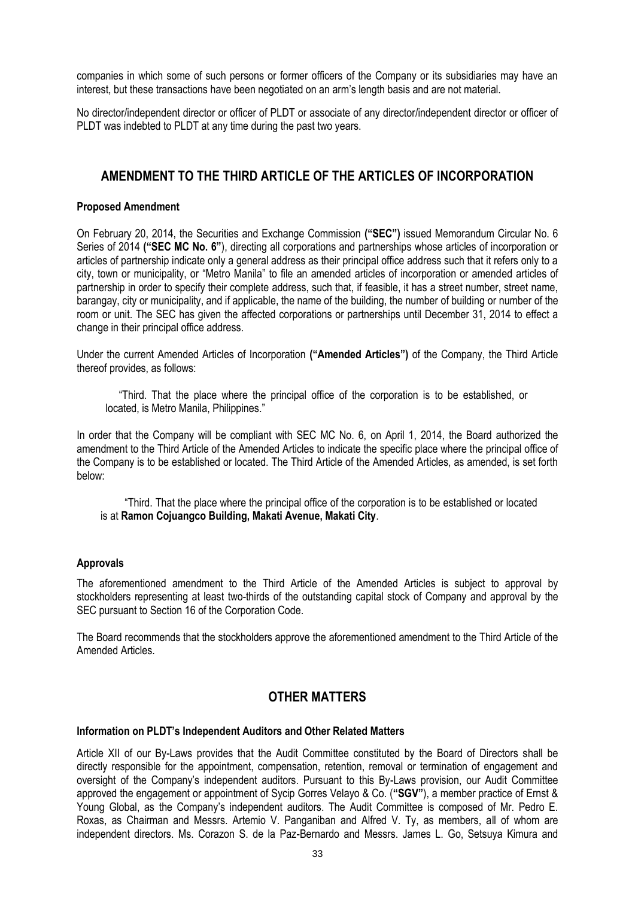companies in which some of such persons or former officers of the Company or its subsidiaries may have an interest, but these transactions have been negotiated on an arm's length basis and are not material.

No director/independent director or officer of PLDT or associate of any director/independent director or officer of PLDT was indebted to PLDT at any time during the past two years.

## AMENDMENT TO THE THIRD ARTICLE OF THE ARTICLES OF INCORPORATION

### Proposed Amendment

On February 20, 2014, the Securities and Exchange Commission **("SEC")** issued Memorandum Circular No. 6 Series of 2014 **("SEC MC No. 6"**), directing all corporations and partnerships whose articles of incorporation or articles of partnership indicate only a general address as their principal office address such that it refers only to a city, town or municipality, or "Metro Manila" to file an amended articles of incorporation or amended articles of partnership in order to specify their complete address, such that, if feasible, it has a street number, street name, barangay, city or municipality, and if applicable, the name of the building, the number of building or number of the room or unit. The SEC has given the affected corporations or partnerships until December 31, 2014 to effect a change in their principal office address.

Under the current Amended Articles of Incorporation **("Amended Articles")** of the Company, the Third Article thereof provides, as follows:

> "Third. That the place where the principal office of the corporation is to be established, or located, is Metro Manila, Philippines."

In order that the Company will be compliant with SEC MC No. 6, on April 1, 2014, the Board authorized the amendment to the Third Article of the Amended Articles to indicate the specific place where the principal office of the Company is to be established or located. The Third Article of the Amended Articles, as amended, is set forth below:

> "Third. That the place where the principal office of the corporation is to be established or located is at **Ramon Cojuangco Building, Makati Avenue, Makati City**.

### Approvals

The aforementioned amendment to the Third Article of the Amended Articles is subject to approval by stockholders representing at least two-thirds of the outstanding capital stock of Company and approval by the SEC pursuant to Section 16 of the Corporation Code.

The Board recommends that the stockholders approve the aforementioned amendment to the Third Article of the Amended Articles.

## OTHER MATTERS

### Information on PLDT's Independent Auditors and Other Related Matters

Article XII of our By-Laws provides that the Audit Committee constituted by the Board of Directors shall be directly responsible for the appointment, compensation, retention, removal or termination of engagement and oversight of the Company's independent auditors. Pursuant to this By-Laws provision, our Audit Committee approved the engagement or appointment of Sycip Gorres Velayo & Co. (**"SGV"**), a member practice of Ernst & Young Global, as the Company's independent auditors. The Audit Committee is composed of Mr. Pedro E. Roxas, as Chairman and Messrs. Artemio V. Panganiban and Alfred V. Ty, as members, all of whom are independent directors. Ms. Corazon S. de la Paz-Bernardo and Messrs. James L. Go, Setsuya Kimura and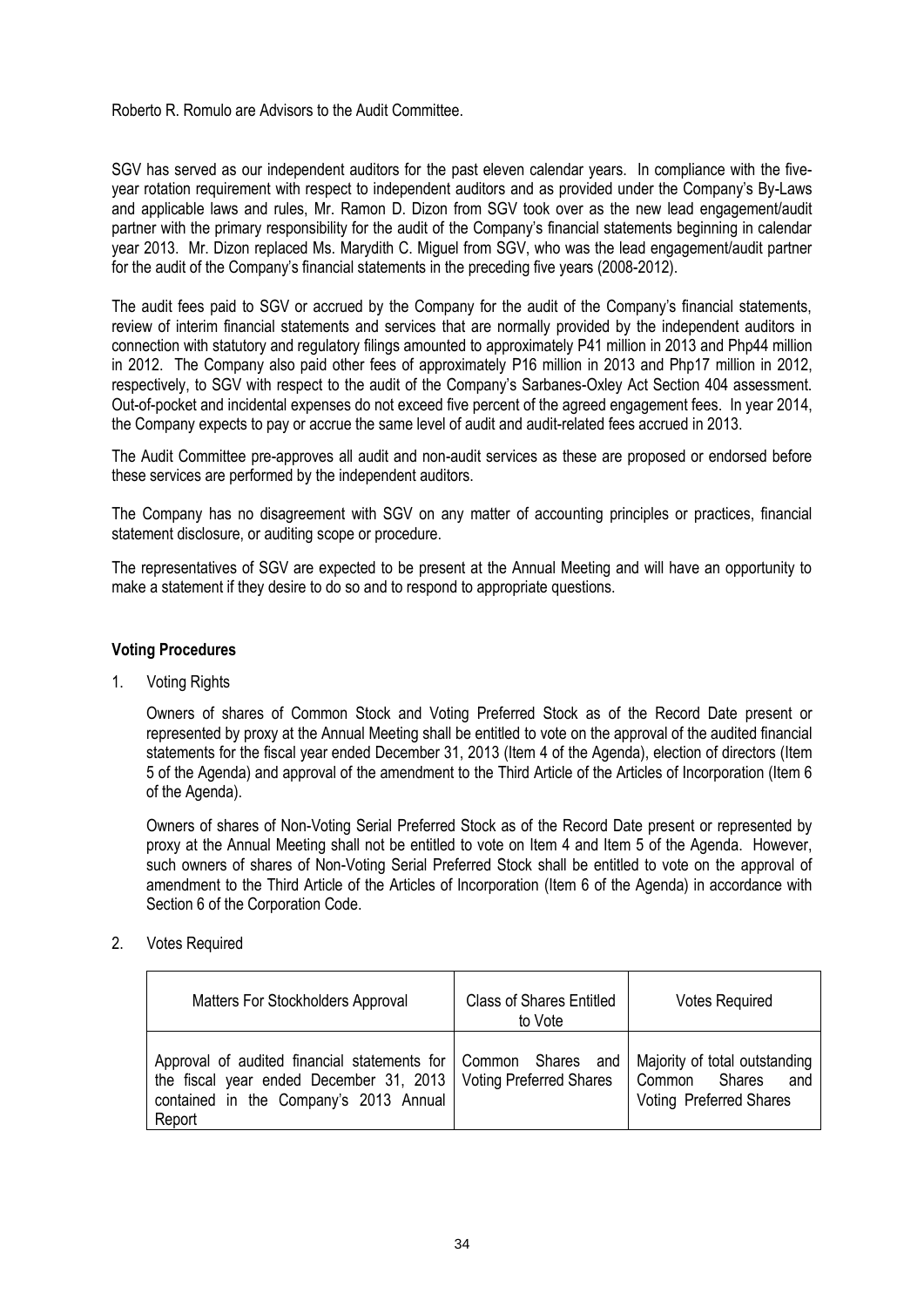Roberto R. Romulo are Advisors to the Audit Committee.

SGV has served as our independent auditors for the past eleven calendar years. In compliance with the five-year rotation requirement with respect to independent auditors and as provided under the Company's By-Laws and applicable laws and rules, Mr. Ramon D. Dizon from SGV took over as the new lead engagement/audit partner with the primary responsibility for the audit of the Company's financial statements beginning in calendar year 2013. Mr. Dizon replaced Ms. Marydith C. Miguel from SGV, who was the lead engagement/audit partner for the audit of the Company's financial statements in the preceding five years (2008-2012).

The audit fees paid to SGV or accrued by the Company for the audit of the Company's financial statements, review of interim financial statements and services that are normally provided by the independent auditors in connection with statutory and regulatory filings amounted to approximately P41 million in 2013 and Php44 million in 2012. The Company also paid other fees of approximately P16 million in 2013 and Php17 million in 2012, respectively, to SGV with respect to the audit of the Company's Sarbanes-Oxley Act Section 404 assessment. Out-of-pocket and incidental expenses do not exceed five percent of the agreed engagement fees. In year 2014, the Company expects to pay or accrue the same level of audit and audit-related fees accrued in 2013.

The Audit Committee pre-approves all audit and non-audit services as these are proposed or endorsed before these services are performed by the independent auditors.

The Company has no disagreement with SGV on any matter of accounting principles or practices, financial statement disclosure, or auditing scope or procedure.

The representatives of SGV are expected to be present at the Annual Meeting and will have an opportunity to make a statement if they desire to do so and to respond to appropriate questions.

**Voting Procedures**

1. Voting Rights

   Owners of shares of Common Stock and Voting Preferred Stock as of the Record Date present or represented by proxy at the Annual Meeting shall be entitled to vote on the approval of the audited financial statements for the fiscal year ended December 31, 2013 (Item 4 of the Agenda), election of directors (Item 5 of the Agenda) and approval of the amendment to the Third Article of the Articles of Incorporation (Item 6 of the Agenda).

   Owners of shares of Non-Voting Serial Preferred Stock as of the Record Date present or represented by proxy at the Annual Meeting shall not be entitled to vote on Item 4 and Item 5 of the Agenda. However, such owners of shares of Non-Voting Serial Preferred Stock shall be entitled to vote on the approval of amendment to the Third Article of the Articles of Incorporation (Item 6 of the Agenda) in accordance with Section 6 of the Corporation Code.

2. Votes Required

| Matters For Stockholders Approval | Class of Shares Entitled to Vote | Votes Required |
|---|---|---|
| Approval of audited financial statements for the fiscal year ended December 31, 2013 contained in the Company's 2013 Annual Report | Common Shares and Voting Preferred Shares | Majority of total outstanding Common Shares and Voting Preferred Shares |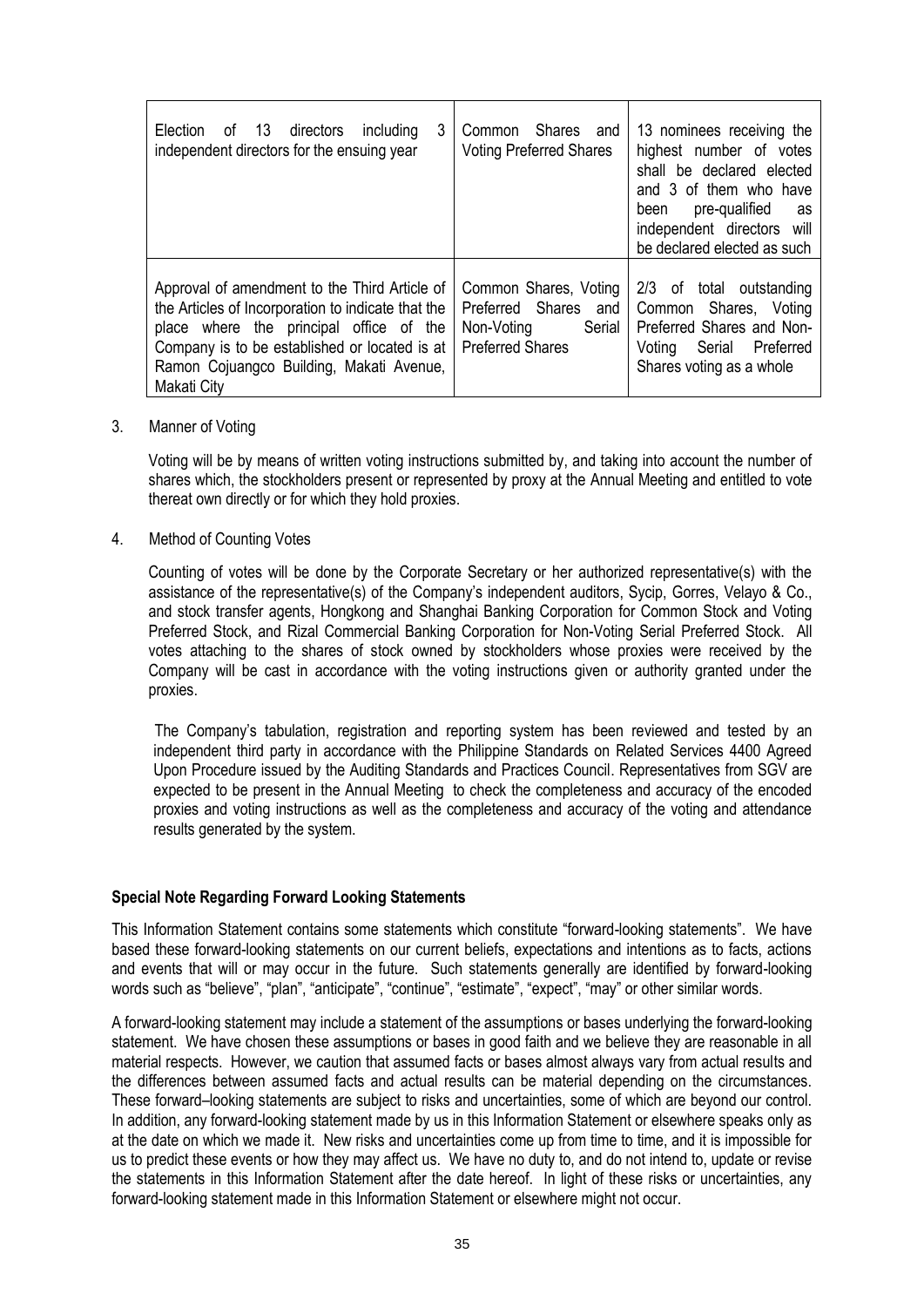| Election of 13 directors including 3 independent directors for the ensuing year | Common Shares and Voting Preferred Shares | 13 nominees receiving the highest number of votes shall be declared elected and 3 of them who have been pre-qualified as independent directors will be declared elected as such |
|---|---|---|
| Approval of amendment to the Third Article of the Articles of Incorporation to indicate that the place where the principal office of the Company is to be established or located is at Ramon Cojuangco Building, Makati Avenue, Makati City | Common Shares, Voting Preferred Shares and Non-Voting Serial Preferred Shares | 2/3 of total outstanding Common Shares, Voting Preferred Shares and Non-Voting Serial Preferred Shares voting as a whole |

3. Manner of Voting

   Voting will be by means of written voting instructions submitted by, and taking into account the number of shares which, the stockholders present or represented by proxy at the Annual Meeting and entitled to vote thereat own directly or for which they hold proxies.

4. Method of Counting Votes

   Counting of votes will be done by the Corporate Secretary or her authorized representative(s) with the assistance of the representative(s) of the Company's independent auditors, Sycip, Gorres, Velayo & Co., and stock transfer agents, Hongkong and Shanghai Banking Corporation for Common Stock and Voting Preferred Stock, and Rizal Commercial Banking Corporation for Non-Voting Serial Preferred Stock. All votes attaching to the shares of stock owned by stockholders whose proxies were received by the Company will be cast in accordance with the voting instructions given or authority granted under the proxies.

   The Company's tabulation, registration and reporting system has been reviewed and tested by an independent third party in accordance with the Philippine Standards on Related Services 4400 Agreed Upon Procedure issued by the Auditing Standards and Practices Council. Representatives from SGV are expected to be present in the Annual Meeting to check the completeness and accuracy of the encoded proxies and voting instructions as well as the completeness and accuracy of the voting and attendance results generated by the system.

**Special Note Regarding Forward Looking Statements**

This Information Statement contains some statements which constitute "forward-looking statements". We have based these forward-looking statements on our current beliefs, expectations and intentions as to facts, actions and events that will or may occur in the future. Such statements generally are identified by forward-looking words such as "believe", "plan", "anticipate", "continue", "estimate", "expect", "may" or other similar words.

A forward-looking statement may include a statement of the assumptions or bases underlying the forward-looking statement. We have chosen these assumptions or bases in good faith and we believe they are reasonable in all material respects. However, we caution that assumed facts or bases almost always vary from actual results and the differences between assumed facts and actual results can be material depending on the circumstances. These forward–looking statements are subject to risks and uncertainties, some of which are beyond our control. In addition, any forward-looking statement made by us in this Information Statement or elsewhere speaks only as at the date on which we made it. New risks and uncertainties come up from time to time, and it is impossible for us to predict these events or how they may affect us. We have no duty to, and do not intend to, update or revise the statements in this Information Statement after the date hereof. In light of these risks or uncertainties, any forward-looking statement made in this Information Statement or elsewhere might not occur.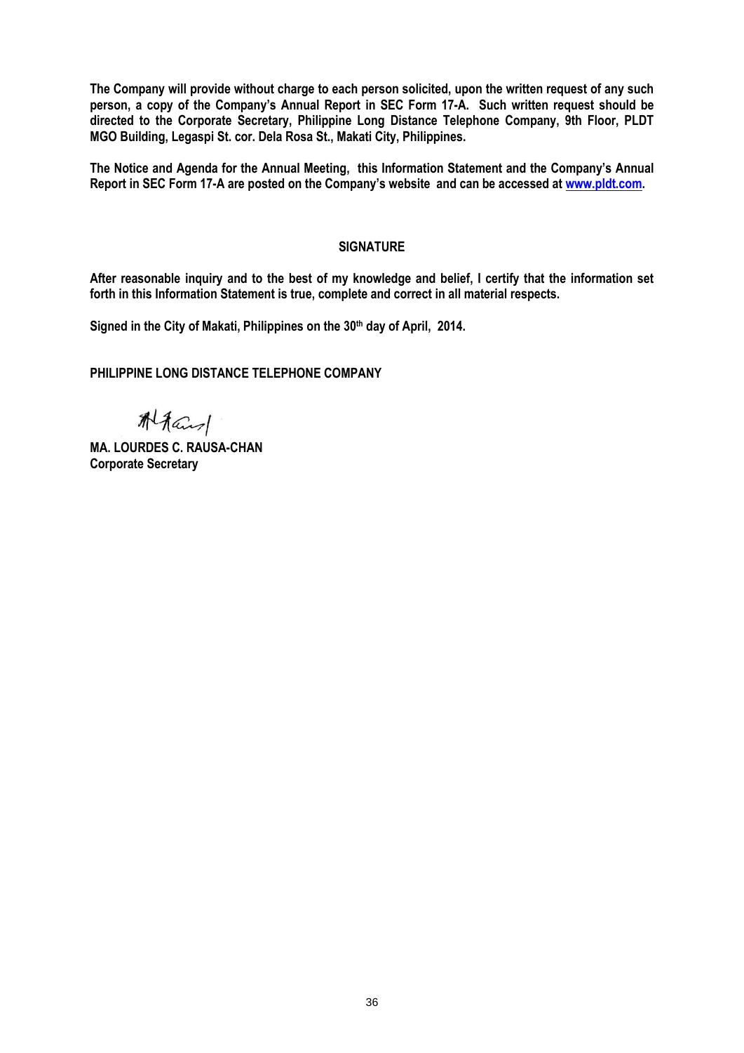**The Company will provide without charge to each person solicited, upon the written request of any such person, a copy of the Company's Annual Report in SEC Form 17-A. Such written request should be directed to the Corporate Secretary, Philippine Long Distance Telephone Company, 9th Floor, PLDT MGO Building, Legaspi St. cor. Dela Rosa St., Makati City, Philippines.**

**The Notice and Agenda for the Annual Meeting, this Information Statement and the Company's Annual Report in SEC Form 17-A are posted on the Company's website and can be accessed at www.pldt.com.**

## SIGNATURE

**After reasonable inquiry and to the best of my knowledge and belief, I certify that the information set forth in this Information Statement is true, complete and correct in all material respects.**

**Signed in the City of Makati, Philippines on the 30th day of April, 2014.**

**PHILIPPINE LONG DISTANCE TELEPHONE COMPANY**

**MA. LOURDES C. RAUSA-CHAN**
**Corporate Secretary**